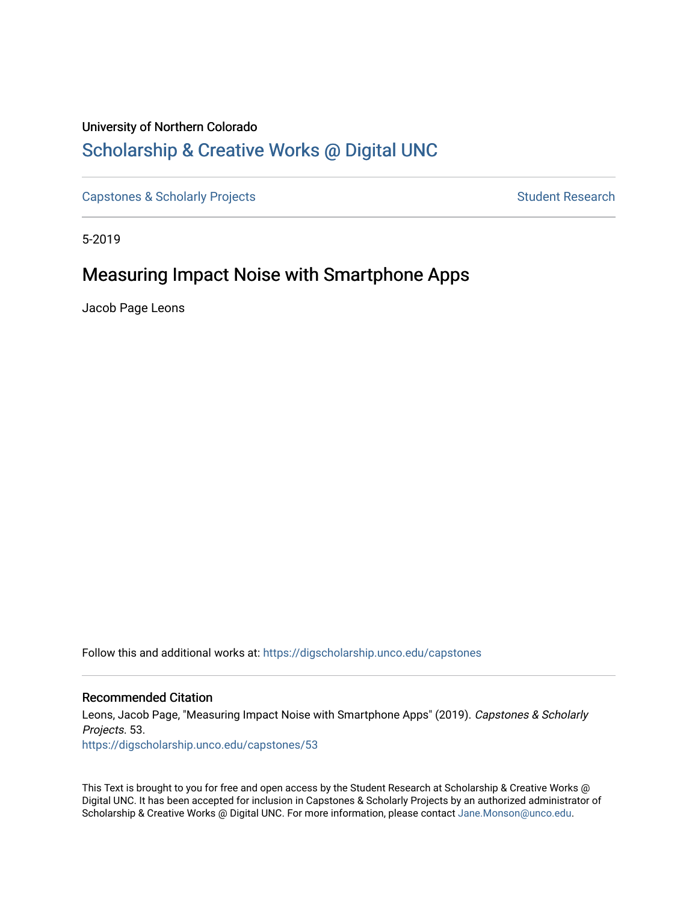University of Northern Colorado

# Scholarship & Creative Works @ Digital UNC

Capstones & Scholarly Projects | Student Research

5-2019

## Measuring Impact Noise with Smartphone Apps

Jacob Page Leons

Follow this and additional works at: https://digscholarship.unco.edu/capstones

### Recommended Citation

Leons, Jacob Page, "Measuring Impact Noise with Smartphone Apps" (2019). *Capstones & Scholarly Projects*. 53.
https://digscholarship.unco.edu/capstones/53

This Text is brought to you for free and open access by the Student Research at Scholarship & Creative Works @ Digital UNC. It has been accepted for inclusion in Capstones & Scholarly Projects by an authorized administrator of Scholarship & Creative Works @ Digital UNC. For more information, please contact Jane.Monson@unco.edu.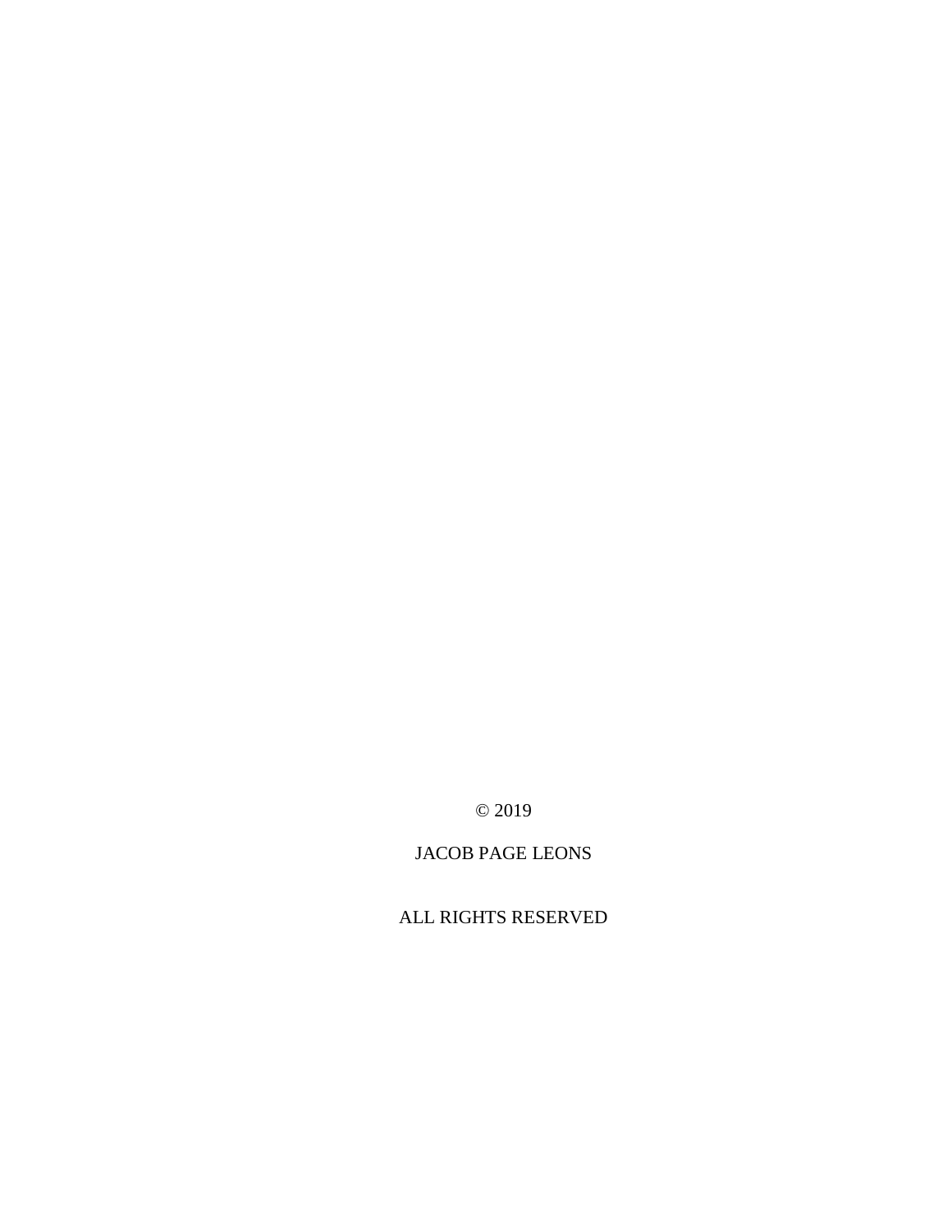© 2019

JACOB PAGE LEONS

ALL RIGHTS RESERVED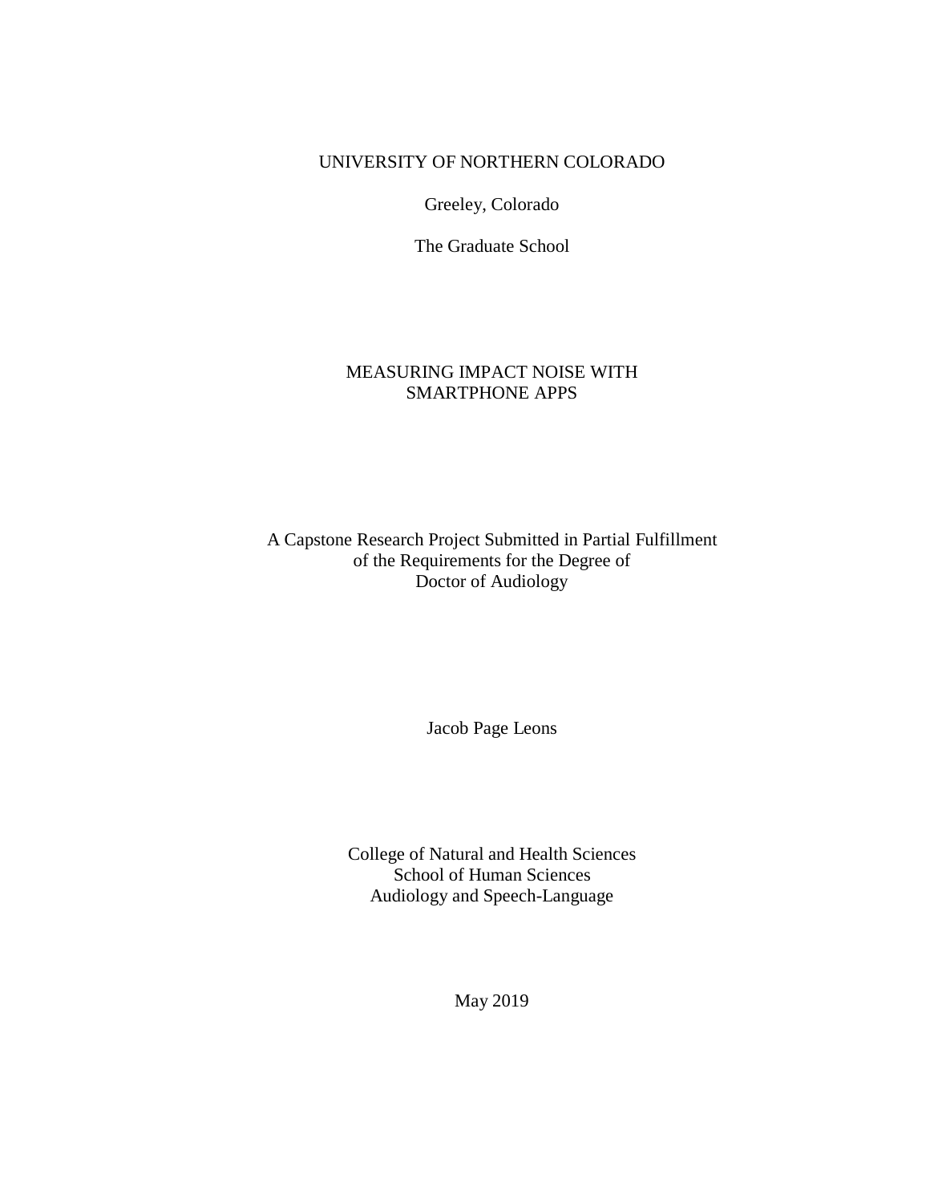UNIVERSITY OF NORTHERN COLORADO

Greeley, Colorado

The Graduate School

# MEASURING IMPACT NOISE WITH SMARTPHONE APPS

A Capstone Research Project Submitted in Partial Fulfillment
of the Requirements for the Degree of
Doctor of Audiology

Jacob Page Leons

College of Natural and Health Sciences
School of Human Sciences
Audiology and Speech-Language

May 2019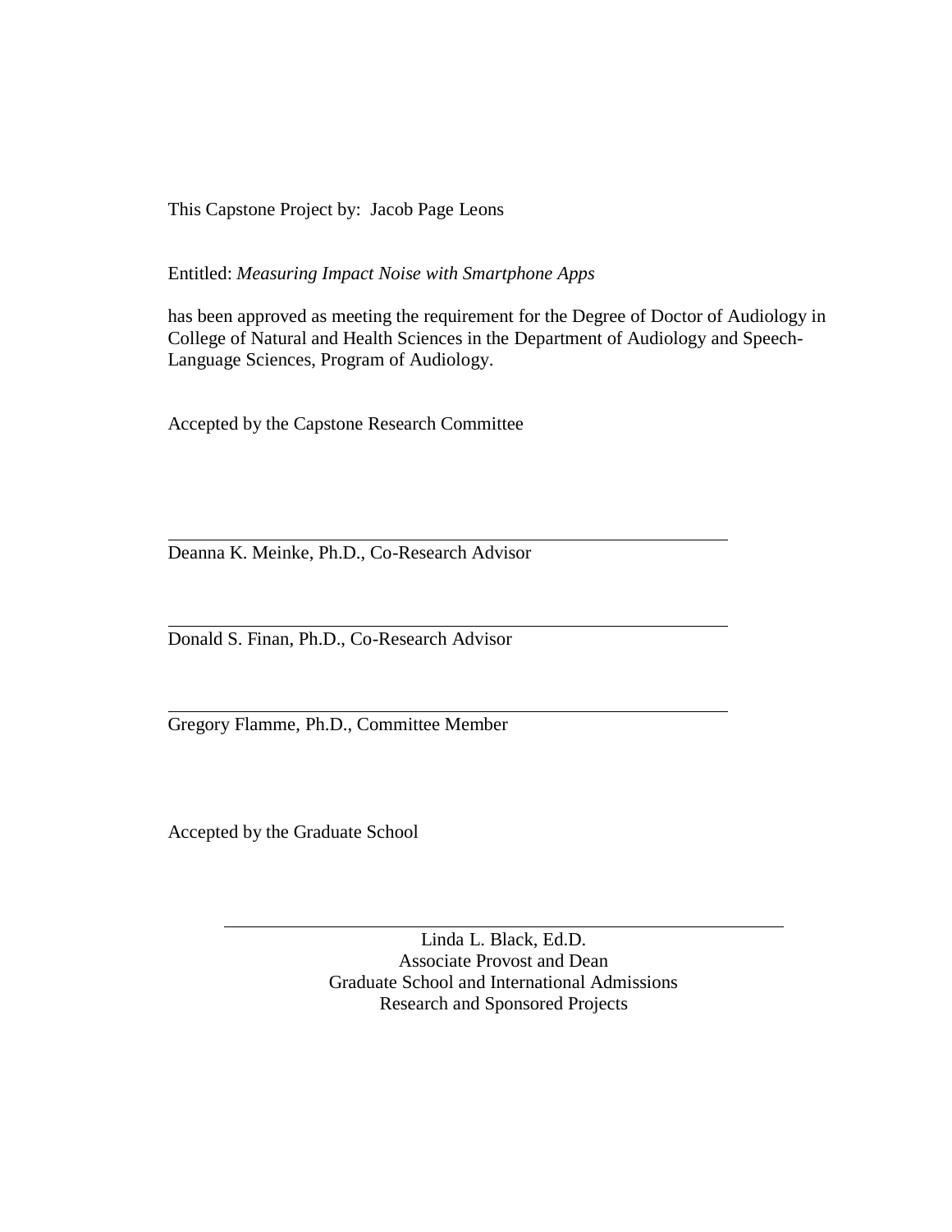This Capstone Project by: Jacob Page Leons

Entitled: *Measuring Impact Noise with Smartphone Apps*

has been approved as meeting the requirement for the Degree of Doctor of Audiology in College of Natural and Health Sciences in the Department of Audiology and Speech-Language Sciences, Program of Audiology.

Accepted by the Capstone Research Committee

---

Deanna K. Meinke, Ph.D., Co-Research Advisor

---

Donald S. Finan, Ph.D., Co-Research Advisor

---

Gregory Flamme, Ph.D., Committee Member

Accepted by the Graduate School

---

Linda L. Black, Ed.D.
Associate Provost and Dean
Graduate School and International Admissions
Research and Sponsored Projects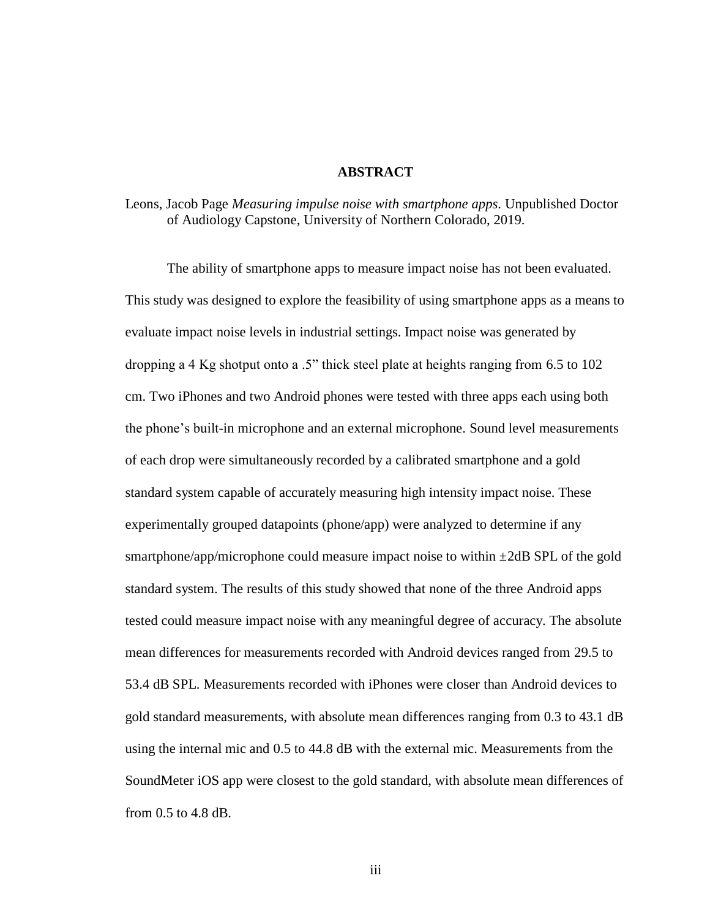# ABSTRACT

Leons, Jacob Page *Measuring impulse noise with smartphone apps*. Unpublished Doctor of Audiology Capstone, University of Northern Colorado, 2019.

The ability of smartphone apps to measure impact noise has not been evaluated. This study was designed to explore the feasibility of using smartphone apps as a means to evaluate impact noise levels in industrial settings. Impact noise was generated by dropping a 4 Kg shotput onto a .5" thick steel plate at heights ranging from 6.5 to 102 cm. Two iPhones and two Android phones were tested with three apps each using both the phone's built-in microphone and an external microphone. Sound level measurements of each drop were simultaneously recorded by a calibrated smartphone and a gold standard system capable of accurately measuring high intensity impact noise. These experimentally grouped datapoints (phone/app) were analyzed to determine if any smartphone/app/microphone could measure impact noise to within ±2dB SPL of the gold standard system. The results of this study showed that none of the three Android apps tested could measure impact noise with any meaningful degree of accuracy. The absolute mean differences for measurements recorded with Android devices ranged from 29.5 to 53.4 dB SPL. Measurements recorded with iPhones were closer than Android devices to gold standard measurements, with absolute mean differences ranging from 0.3 to 43.1 dB using the internal mic and 0.5 to 44.8 dB with the external mic. Measurements from the SoundMeter iOS app were closest to the gold standard, with absolute mean differences of from 0.5 to 4.8 dB.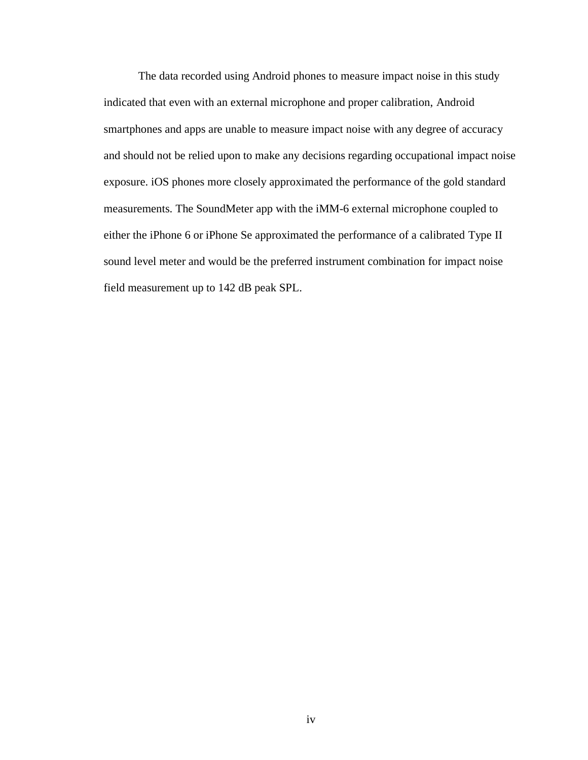The data recorded using Android phones to measure impact noise in this study indicated that even with an external microphone and proper calibration, Android smartphones and apps are unable to measure impact noise with any degree of accuracy and should not be relied upon to make any decisions regarding occupational impact noise exposure. iOS phones more closely approximated the performance of the gold standard measurements. The SoundMeter app with the iMM-6 external microphone coupled to either the iPhone 6 or iPhone Se approximated the performance of a calibrated Type II sound level meter and would be the preferred instrument combination for impact noise field measurement up to 142 dB peak SPL.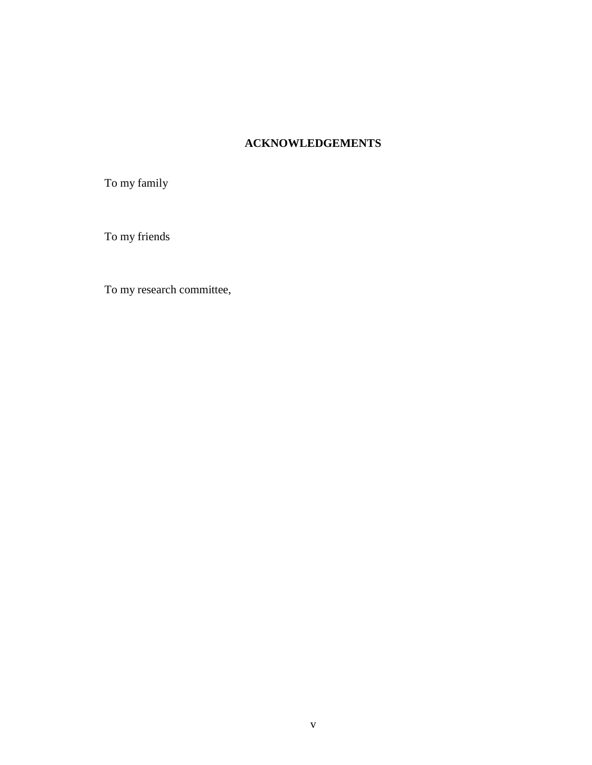# ACKNOWLEDGEMENTS

To my family

To my friends

To my research committee,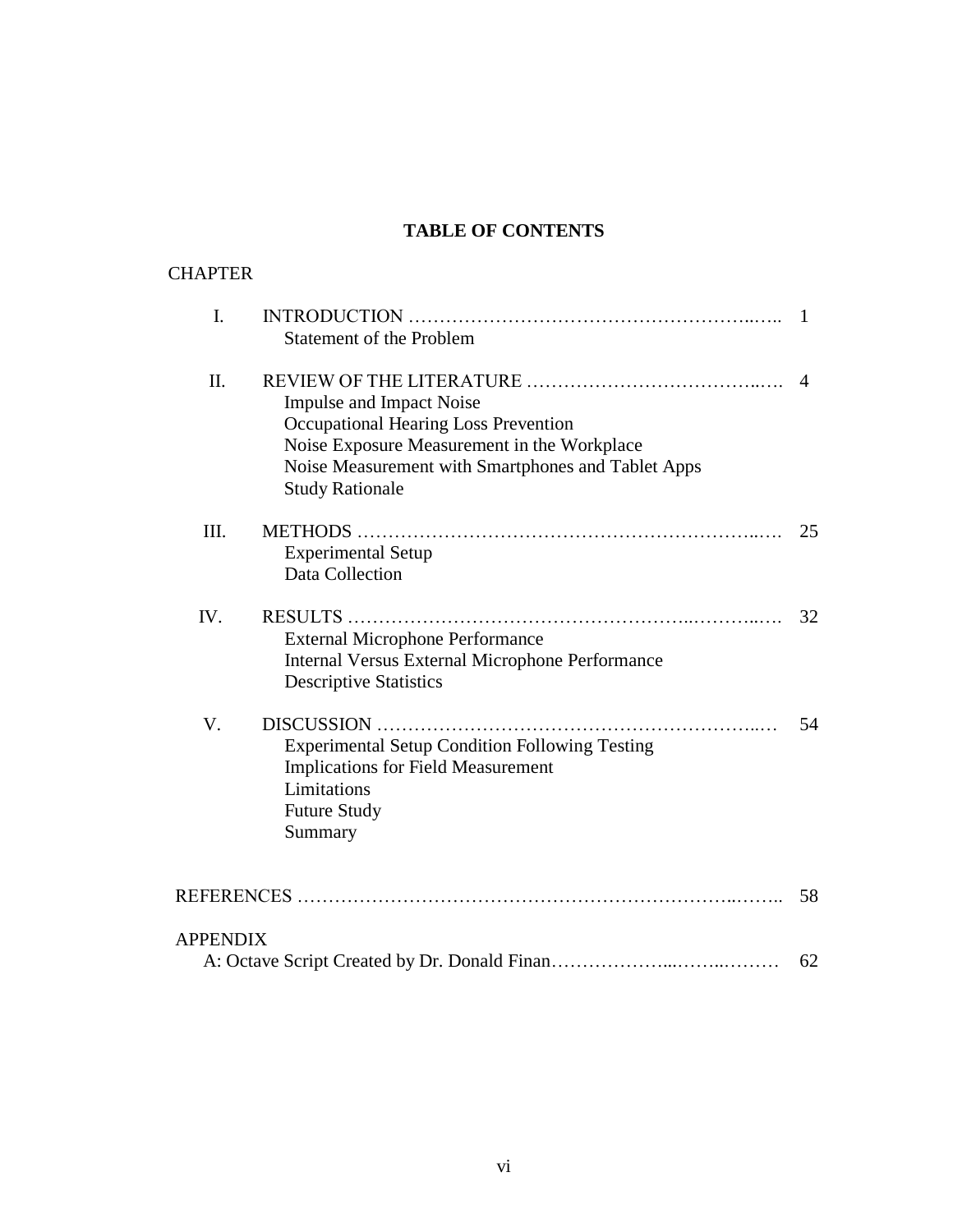# TABLE OF CONTENTS

CHAPTER

| | | |
|---|---|---|
| I. | INTRODUCTION | 1 |
| | Statement of the Problem | |
| II. | REVIEW OF THE LITERATURE | 4 |
| | Impulse and Impact Noise | |
| | Occupational Hearing Loss Prevention | |
| | Noise Exposure Measurement in the Workplace | |
| | Noise Measurement with Smartphones and Tablet Apps | |
| | Study Rationale | |
| III. | METHODS | 25 |
| | Experimental Setup | |
| | Data Collection | |
| IV. | RESULTS | 32 |
| | External Microphone Performance | |
| | Internal Versus External Microphone Performance | |
| | Descriptive Statistics | |
| V. | DISCUSSION | 54 |
| | Experimental Setup Condition Following Testing | |
| | Implications for Field Measurement | |
| | Limitations | |
| | Future Study | |
| | Summary | |

REFERENCES ........ 58

APPENDIX

A: Octave Script Created by Dr. Donald Finan ........ 62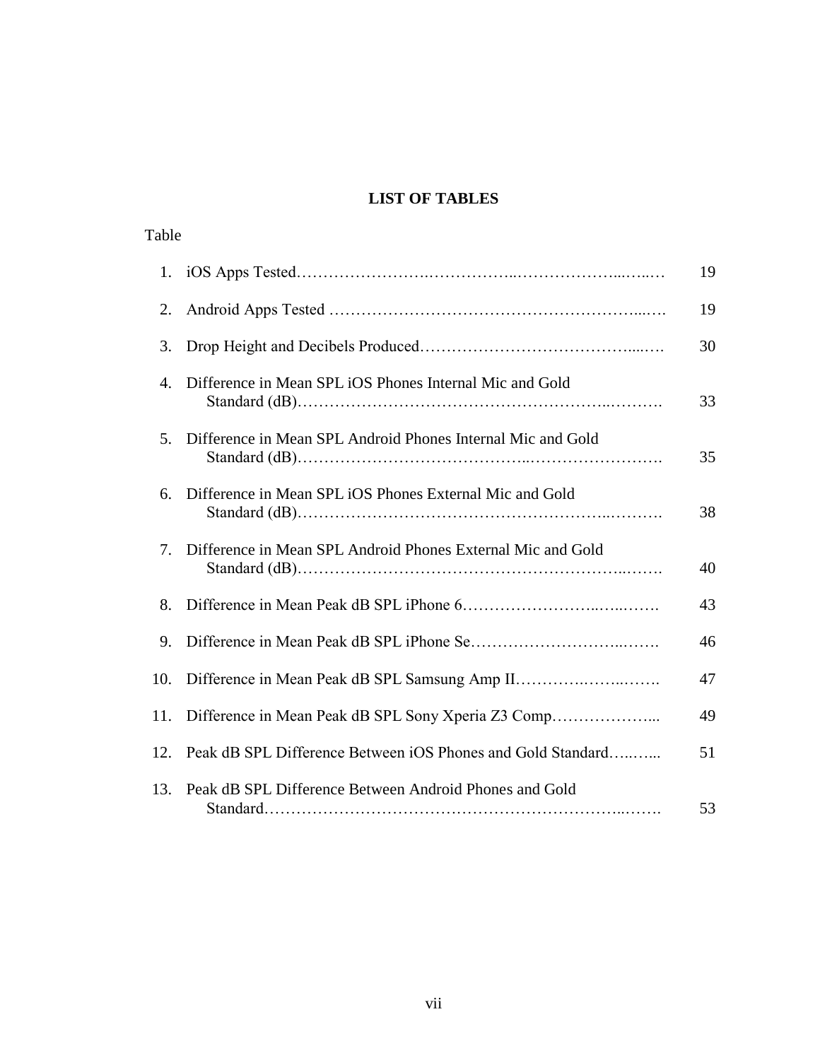# LIST OF TABLES

| Table | | |
|---|---|---|
| 1. | iOS Apps Tested | 19 |
| 2. | Android Apps Tested | 19 |
| 3. | Drop Height and Decibels Produced | 30 |
| 4. | Difference in Mean SPL iOS Phones Internal Mic and Gold Standard (dB) | 33 |
| 5. | Difference in Mean SPL Android Phones Internal Mic and Gold Standard (dB) | 35 |
| 6. | Difference in Mean SPL iOS Phones External Mic and Gold Standard (dB) | 38 |
| 7. | Difference in Mean SPL Android Phones External Mic and Gold Standard (dB) | 40 |
| 8. | Difference in Mean Peak dB SPL iPhone 6 | 43 |
| 9. | Difference in Mean Peak dB SPL iPhone Se | 46 |
| 10. | Difference in Mean Peak dB SPL Samsung Amp II | 47 |
| 11. | Difference in Mean Peak dB SPL Sony Xperia Z3 Comp | 49 |
| 12. | Peak dB SPL Difference Between iOS Phones and Gold Standard | 51 |
| 13. | Peak dB SPL Difference Between Android Phones and Gold Standard | 53 |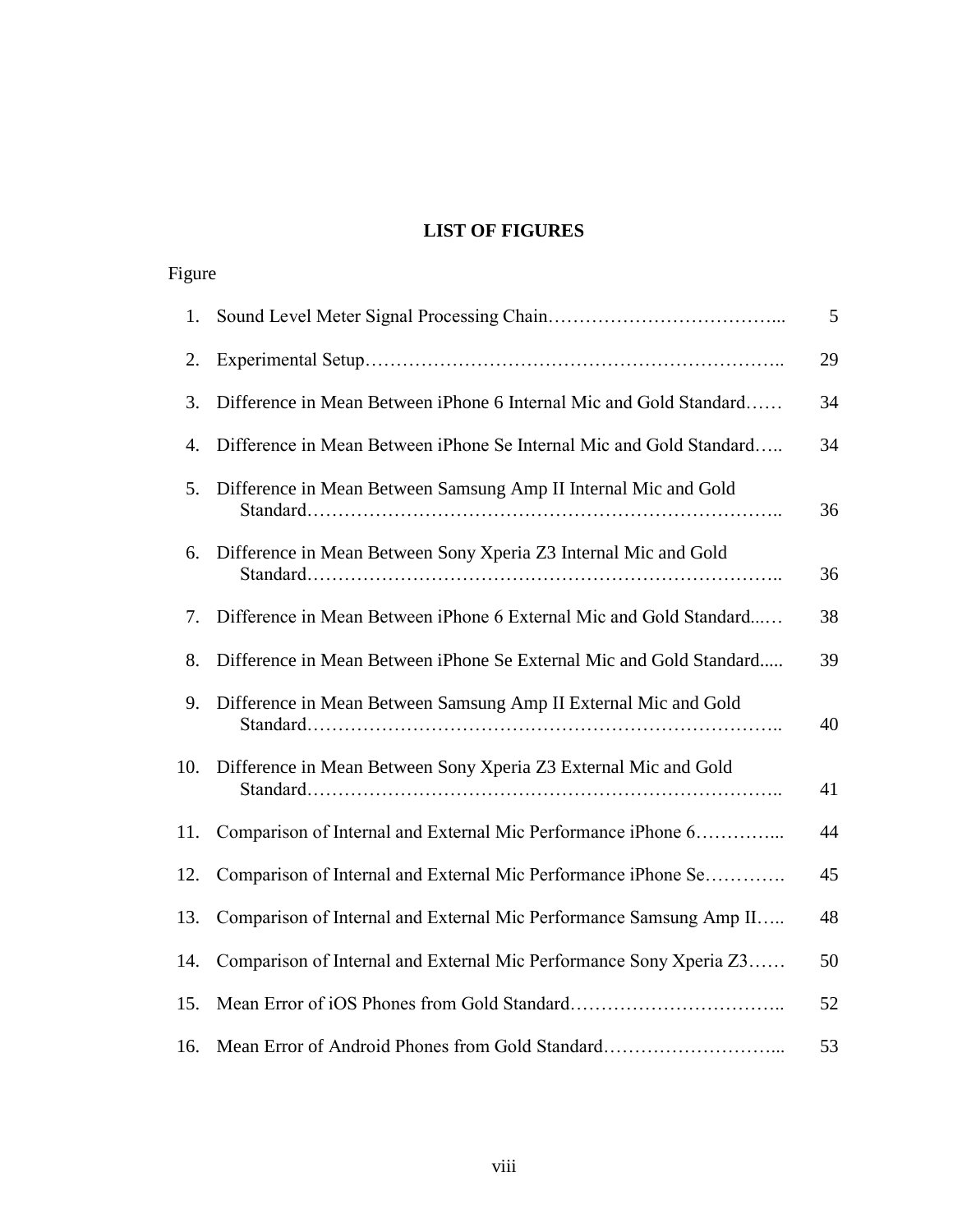# LIST OF FIGURES

| Figure | | |
|---|---|---|
| 1. | Sound Level Meter Signal Processing Chain | 5 |
| 2. | Experimental Setup | 29 |
| 3. | Difference in Mean Between iPhone 6 Internal Mic and Gold Standard | 34 |
| 4. | Difference in Mean Between iPhone Se Internal Mic and Gold Standard | 34 |
| 5. | Difference in Mean Between Samsung Amp II Internal Mic and Gold Standard | 36 |
| 6. | Difference in Mean Between Sony Xperia Z3 Internal Mic and Gold Standard | 36 |
| 7. | Difference in Mean Between iPhone 6 External Mic and Gold Standard | 38 |
| 8. | Difference in Mean Between iPhone Se External Mic and Gold Standard | 39 |
| 9. | Difference in Mean Between Samsung Amp II External Mic and Gold Standard | 40 |
| 10. | Difference in Mean Between Sony Xperia Z3 External Mic and Gold Standard | 41 |
| 11. | Comparison of Internal and External Mic Performance iPhone 6 | 44 |
| 12. | Comparison of Internal and External Mic Performance iPhone Se | 45 |
| 13. | Comparison of Internal and External Mic Performance Samsung Amp II | 48 |
| 14. | Comparison of Internal and External Mic Performance Sony Xperia Z3 | 50 |
| 15. | Mean Error of iOS Phones from Gold Standard | 52 |
| 16. | Mean Error of Android Phones from Gold Standard | 53 |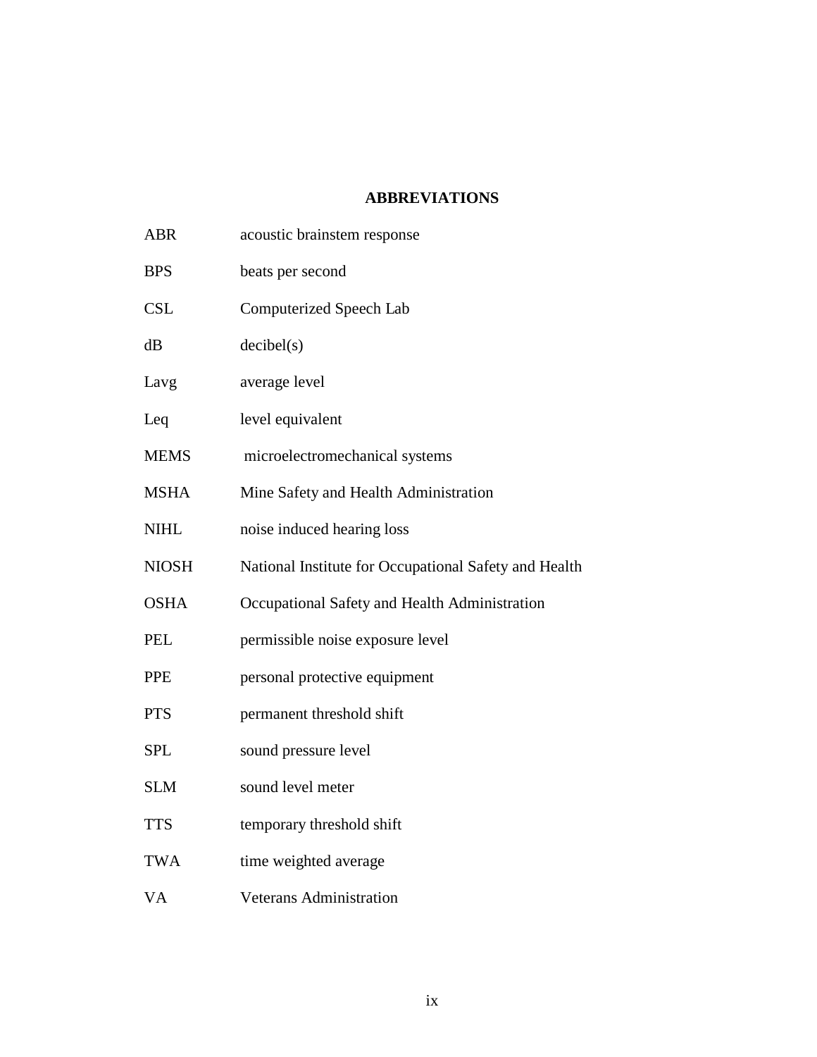# ABBREVIATIONS

| | |
|---|---|
| ABR | acoustic brainstem response |
| BPS | beats per second |
| CSL | Computerized Speech Lab |
| dB | decibel(s) |
| Lavg | average level |
| Leq | level equivalent |
| MEMS | microelectromechanical systems |
| MSHA | Mine Safety and Health Administration |
| NIHL | noise induced hearing loss |
| NIOSH | National Institute for Occupational Safety and Health |
| OSHA | Occupational Safety and Health Administration |
| PEL | permissible noise exposure level |
| PPE | personal protective equipment |
| PTS | permanent threshold shift |
| SPL | sound pressure level |
| SLM | sound level meter |
| TTS | temporary threshold shift |
| TWA | time weighted average |
| VA | Veterans Administration |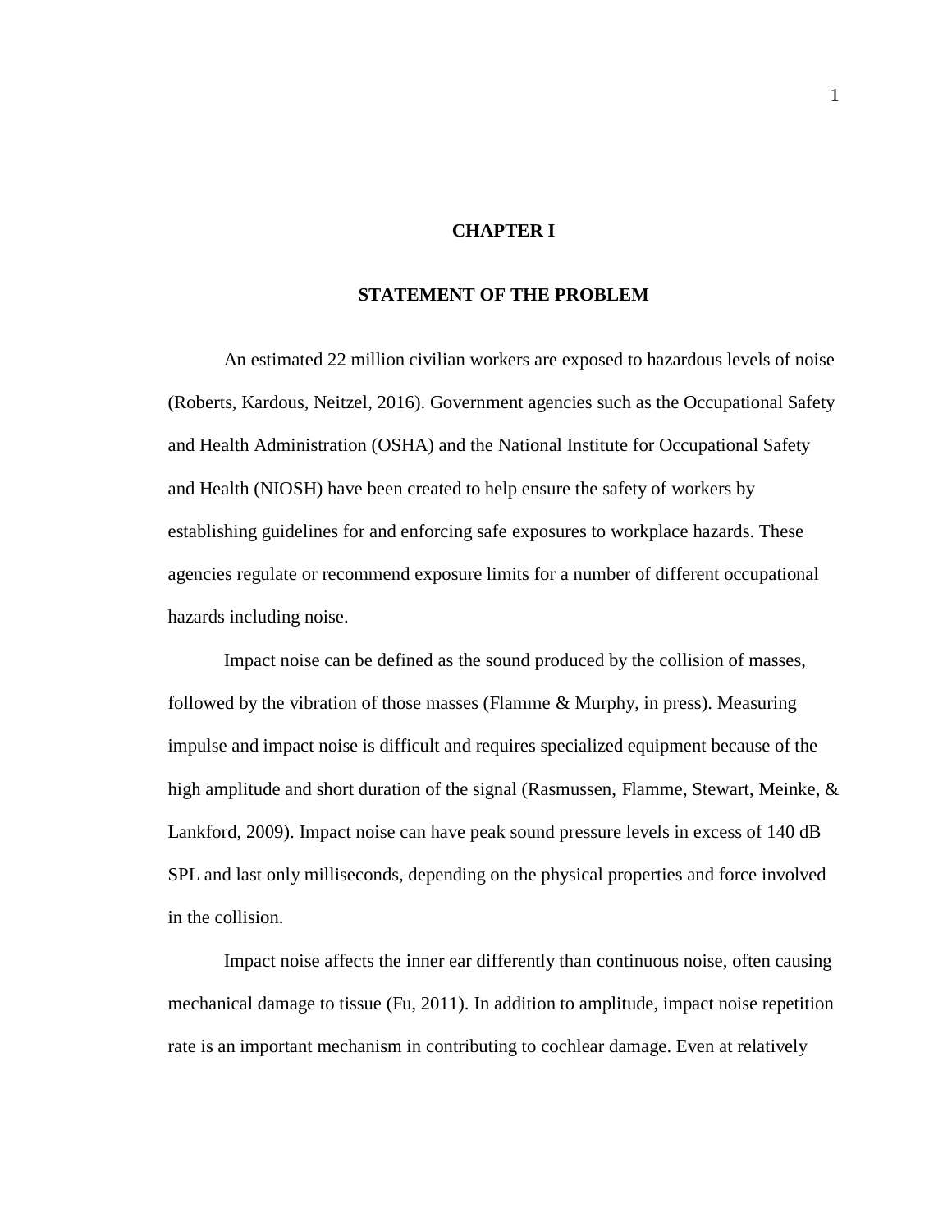# CHAPTER I

## STATEMENT OF THE PROBLEM

An estimated 22 million civilian workers are exposed to hazardous levels of noise (Roberts, Kardous, Neitzel, 2016). Government agencies such as the Occupational Safety and Health Administration (OSHA) and the National Institute for Occupational Safety and Health (NIOSH) have been created to help ensure the safety of workers by establishing guidelines for and enforcing safe exposures to workplace hazards. These agencies regulate or recommend exposure limits for a number of different occupational hazards including noise.

Impact noise can be defined as the sound produced by the collision of masses, followed by the vibration of those masses (Flamme & Murphy, in press). Measuring impulse and impact noise is difficult and requires specialized equipment because of the high amplitude and short duration of the signal (Rasmussen, Flamme, Stewart, Meinke, & Lankford, 2009). Impact noise can have peak sound pressure levels in excess of 140 dB SPL and last only milliseconds, depending on the physical properties and force involved in the collision.

Impact noise affects the inner ear differently than continuous noise, often causing mechanical damage to tissue (Fu, 2011). In addition to amplitude, impact noise repetition rate is an important mechanism in contributing to cochlear damage. Even at relatively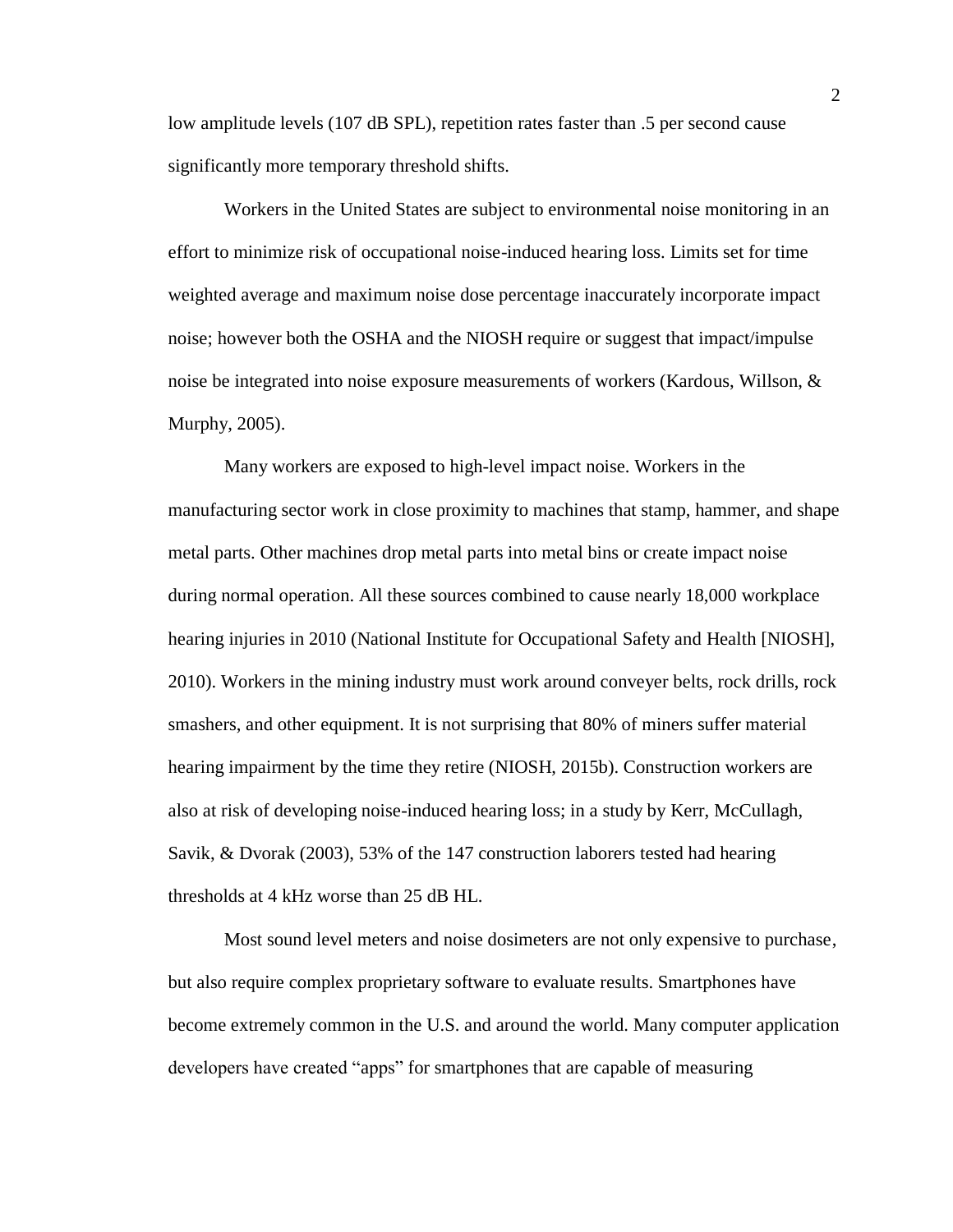low amplitude levels (107 dB SPL), repetition rates faster than .5 per second cause significantly more temporary threshold shifts.

Workers in the United States are subject to environmental noise monitoring in an effort to minimize risk of occupational noise-induced hearing loss. Limits set for time weighted average and maximum noise dose percentage inaccurately incorporate impact noise; however both the OSHA and the NIOSH require or suggest that impact/impulse noise be integrated into noise exposure measurements of workers (Kardous, Willson, & Murphy, 2005).

Many workers are exposed to high-level impact noise. Workers in the manufacturing sector work in close proximity to machines that stamp, hammer, and shape metal parts. Other machines drop metal parts into metal bins or create impact noise during normal operation. All these sources combined to cause nearly 18,000 workplace hearing injuries in 2010 (National Institute for Occupational Safety and Health [NIOSH], 2010). Workers in the mining industry must work around conveyer belts, rock drills, rock smashers, and other equipment. It is not surprising that 80% of miners suffer material hearing impairment by the time they retire (NIOSH, 2015b). Construction workers are also at risk of developing noise-induced hearing loss; in a study by Kerr, McCullagh, Savik, & Dvorak (2003), 53% of the 147 construction laborers tested had hearing thresholds at 4 kHz worse than 25 dB HL.

Most sound level meters and noise dosimeters are not only expensive to purchase, but also require complex proprietary software to evaluate results. Smartphones have become extremely common in the U.S. and around the world. Many computer application developers have created "apps" for smartphones that are capable of measuring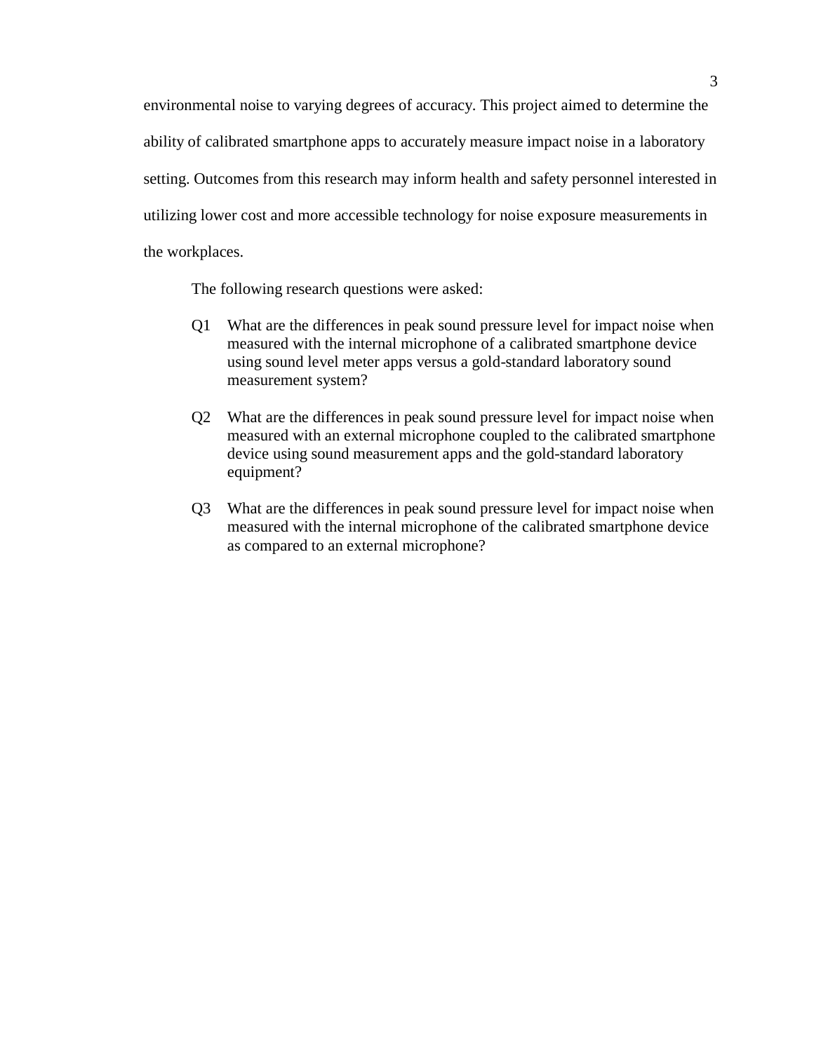environmental noise to varying degrees of accuracy. This project aimed to determine the ability of calibrated smartphone apps to accurately measure impact noise in a laboratory setting. Outcomes from this research may inform health and safety personnel interested in utilizing lower cost and more accessible technology for noise exposure measurements in the workplaces.

The following research questions were asked:

Q1 What are the differences in peak sound pressure level for impact noise when measured with the internal microphone of a calibrated smartphone device using sound level meter apps versus a gold-standard laboratory sound measurement system?

Q2 What are the differences in peak sound pressure level for impact noise when measured with an external microphone coupled to the calibrated smartphone device using sound measurement apps and the gold-standard laboratory equipment?

Q3 What are the differences in peak sound pressure level for impact noise when measured with the internal microphone of the calibrated smartphone device as compared to an external microphone?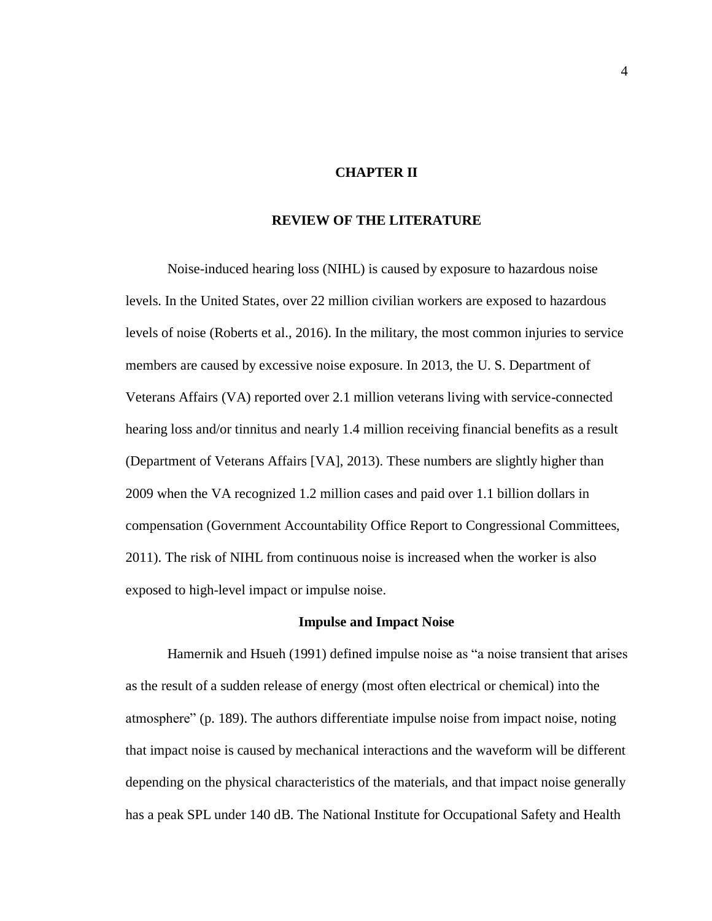# CHAPTER II

# REVIEW OF THE LITERATURE

Noise-induced hearing loss (NIHL) is caused by exposure to hazardous noise levels. In the United States, over 22 million civilian workers are exposed to hazardous levels of noise (Roberts et al., 2016). In the military, the most common injuries to service members are caused by excessive noise exposure. In 2013, the U. S. Department of Veterans Affairs (VA) reported over 2.1 million veterans living with service-connected hearing loss and/or tinnitus and nearly 1.4 million receiving financial benefits as a result (Department of Veterans Affairs [VA], 2013). These numbers are slightly higher than 2009 when the VA recognized 1.2 million cases and paid over 1.1 billion dollars in compensation (Government Accountability Office Report to Congressional Committees, 2011). The risk of NIHL from continuous noise is increased when the worker is also exposed to high-level impact or impulse noise.

## Impulse and Impact Noise

Hamernik and Hsueh (1991) defined impulse noise as "a noise transient that arises as the result of a sudden release of energy (most often electrical or chemical) into the atmosphere" (p. 189). The authors differentiate impulse noise from impact noise, noting that impact noise is caused by mechanical interactions and the waveform will be different depending on the physical characteristics of the materials, and that impact noise generally has a peak SPL under 140 dB. The National Institute for Occupational Safety and Health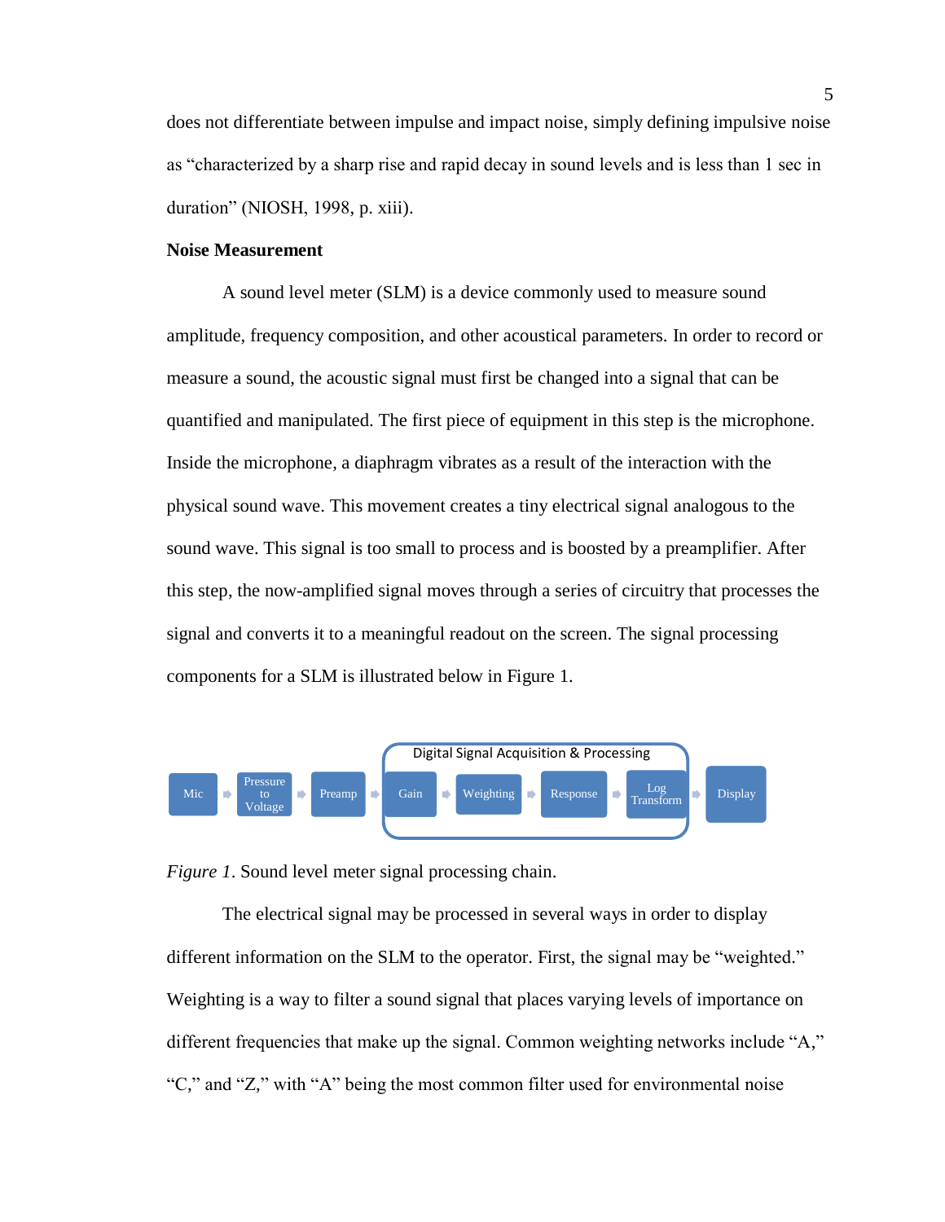does not differentiate between impulse and impact noise, simply defining impulsive noise as "characterized by a sharp rise and rapid decay in sound levels and is less than 1 sec in duration" (NIOSH, 1998, p. xiii).

**Noise Measurement**

A sound level meter (SLM) is a device commonly used to measure sound amplitude, frequency composition, and other acoustical parameters. In order to record or measure a sound, the acoustic signal must first be changed into a signal that can be quantified and manipulated. The first piece of equipment in this step is the microphone. Inside the microphone, a diaphragm vibrates as a result of the interaction with the physical sound wave. This movement creates a tiny electrical signal analogous to the sound wave. This signal is too small to process and is boosted by a preamplifier. After this step, the now-amplified signal moves through a series of circuitry that processes the signal and converts it to a meaningful readout on the screen. The signal processing components for a SLM is illustrated below in Figure 1.

Mic → Pressure to Voltage → Preamp → [Digital Signal Acquisition & Processing: Gain → Weighting → Response → Log Transform] → Display

*Figure 1*. Sound level meter signal processing chain.

The electrical signal may be processed in several ways in order to display different information on the SLM to the operator. First, the signal may be "weighted." Weighting is a way to filter a sound signal that places varying levels of importance on different frequencies that make up the signal. Common weighting networks include "A," "C," and "Z," with "A" being the most common filter used for environmental noise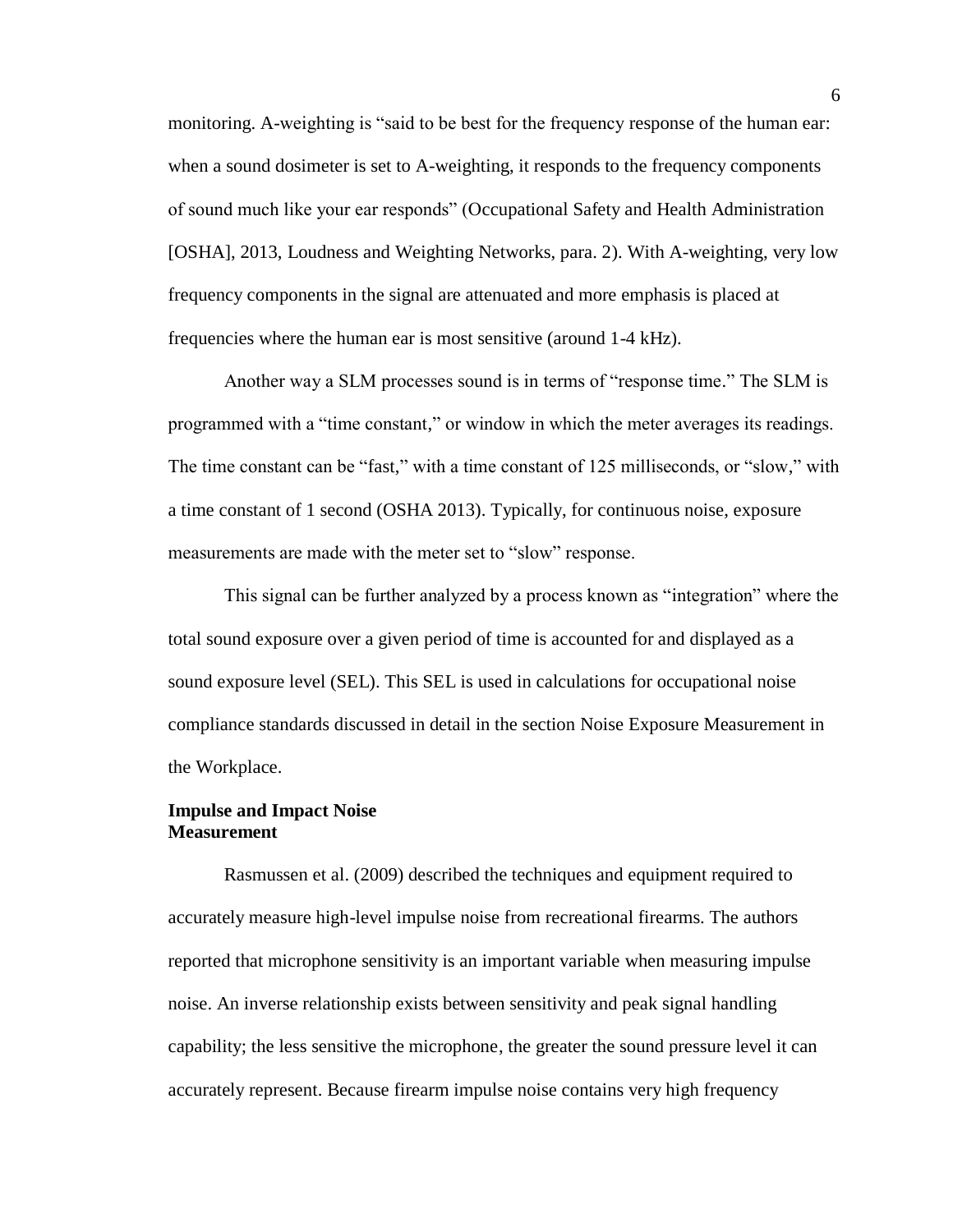monitoring. A-weighting is "said to be best for the frequency response of the human ear: when a sound dosimeter is set to A-weighting, it responds to the frequency components of sound much like your ear responds" (Occupational Safety and Health Administration [OSHA], 2013, Loudness and Weighting Networks, para. 2). With A-weighting, very low frequency components in the signal are attenuated and more emphasis is placed at frequencies where the human ear is most sensitive (around 1-4 kHz).

Another way a SLM processes sound is in terms of "response time." The SLM is programmed with a "time constant," or window in which the meter averages its readings. The time constant can be "fast," with a time constant of 125 milliseconds, or "slow," with a time constant of 1 second (OSHA 2013). Typically, for continuous noise, exposure measurements are made with the meter set to "slow" response.

This signal can be further analyzed by a process known as "integration" where the total sound exposure over a given period of time is accounted for and displayed as a sound exposure level (SEL). This SEL is used in calculations for occupational noise compliance standards discussed in detail in the section Noise Exposure Measurement in the Workplace.

### Impulse and Impact Noise Measurement

Rasmussen et al. (2009) described the techniques and equipment required to accurately measure high-level impulse noise from recreational firearms. The authors reported that microphone sensitivity is an important variable when measuring impulse noise. An inverse relationship exists between sensitivity and peak signal handling capability; the less sensitive the microphone, the greater the sound pressure level it can accurately represent. Because firearm impulse noise contains very high frequency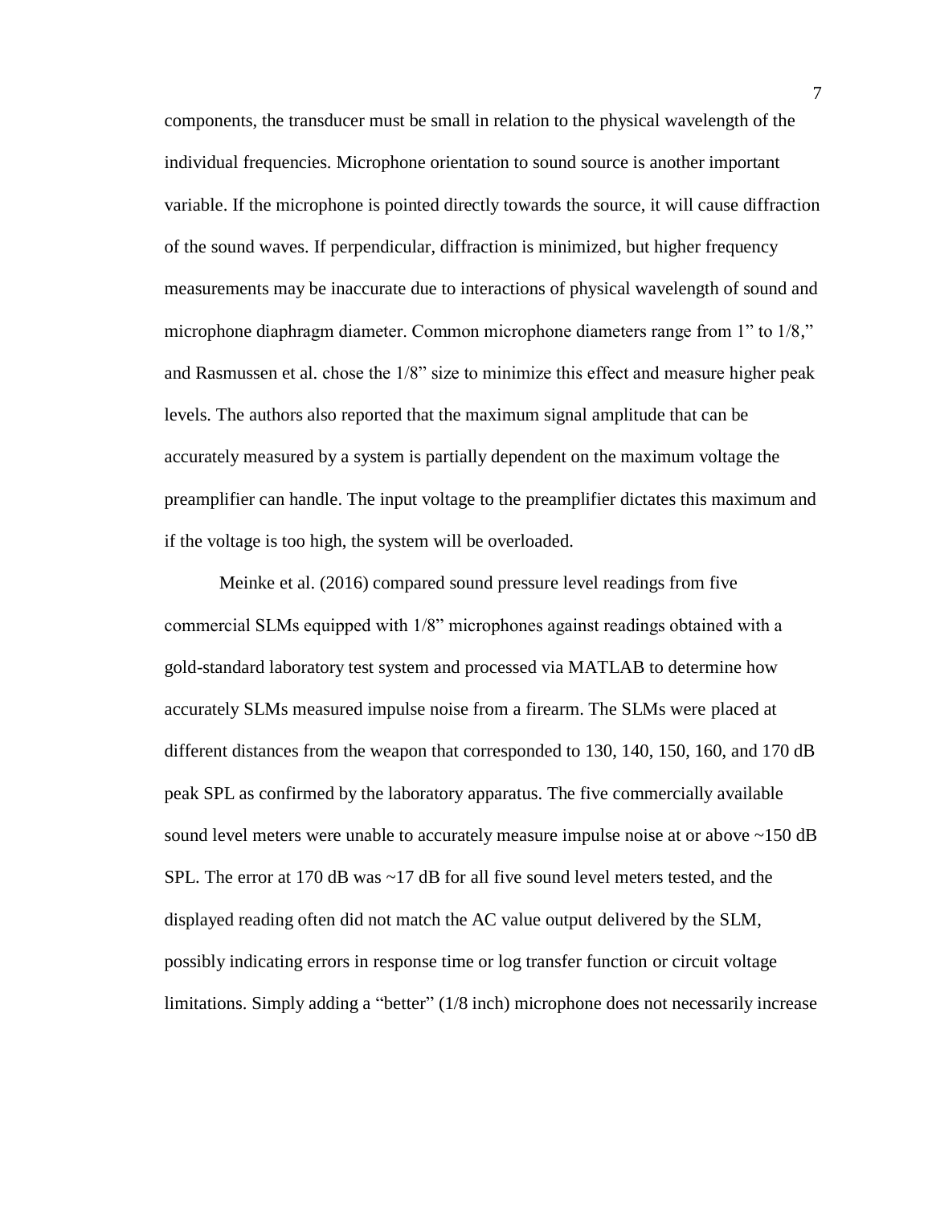components, the transducer must be small in relation to the physical wavelength of the individual frequencies. Microphone orientation to sound source is another important variable. If the microphone is pointed directly towards the source, it will cause diffraction of the sound waves. If perpendicular, diffraction is minimized, but higher frequency measurements may be inaccurate due to interactions of physical wavelength of sound and microphone diaphragm diameter. Common microphone diameters range from 1" to 1/8," and Rasmussen et al. chose the 1/8" size to minimize this effect and measure higher peak levels. The authors also reported that the maximum signal amplitude that can be accurately measured by a system is partially dependent on the maximum voltage the preamplifier can handle. The input voltage to the preamplifier dictates this maximum and if the voltage is too high, the system will be overloaded.

Meinke et al. (2016) compared sound pressure level readings from five commercial SLMs equipped with 1/8" microphones against readings obtained with a gold-standard laboratory test system and processed via MATLAB to determine how accurately SLMs measured impulse noise from a firearm. The SLMs were placed at different distances from the weapon that corresponded to 130, 140, 150, 160, and 170 dB peak SPL as confirmed by the laboratory apparatus. The five commercially available sound level meters were unable to accurately measure impulse noise at or above ~150 dB SPL. The error at 170 dB was ~17 dB for all five sound level meters tested, and the displayed reading often did not match the AC value output delivered by the SLM, possibly indicating errors in response time or log transfer function or circuit voltage limitations. Simply adding a "better" (1/8 inch) microphone does not necessarily increase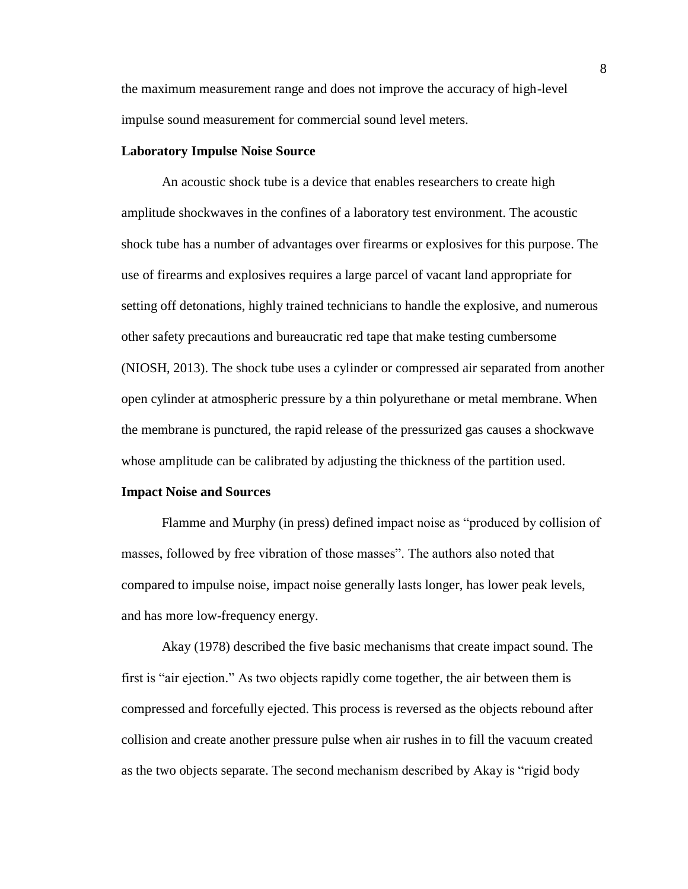the maximum measurement range and does not improve the accuracy of high-level impulse sound measurement for commercial sound level meters.

### Laboratory Impulse Noise Source

An acoustic shock tube is a device that enables researchers to create high amplitude shockwaves in the confines of a laboratory test environment. The acoustic shock tube has a number of advantages over firearms or explosives for this purpose. The use of firearms and explosives requires a large parcel of vacant land appropriate for setting off detonations, highly trained technicians to handle the explosive, and numerous other safety precautions and bureaucratic red tape that make testing cumbersome (NIOSH, 2013). The shock tube uses a cylinder or compressed air separated from another open cylinder at atmospheric pressure by a thin polyurethane or metal membrane. When the membrane is punctured, the rapid release of the pressurized gas causes a shockwave whose amplitude can be calibrated by adjusting the thickness of the partition used.

### Impact Noise and Sources

Flamme and Murphy (in press) defined impact noise as "produced by collision of masses, followed by free vibration of those masses". The authors also noted that compared to impulse noise, impact noise generally lasts longer, has lower peak levels, and has more low-frequency energy.

Akay (1978) described the five basic mechanisms that create impact sound. The first is "air ejection." As two objects rapidly come together, the air between them is compressed and forcefully ejected. This process is reversed as the objects rebound after collision and create another pressure pulse when air rushes in to fill the vacuum created as the two objects separate. The second mechanism described by Akay is "rigid body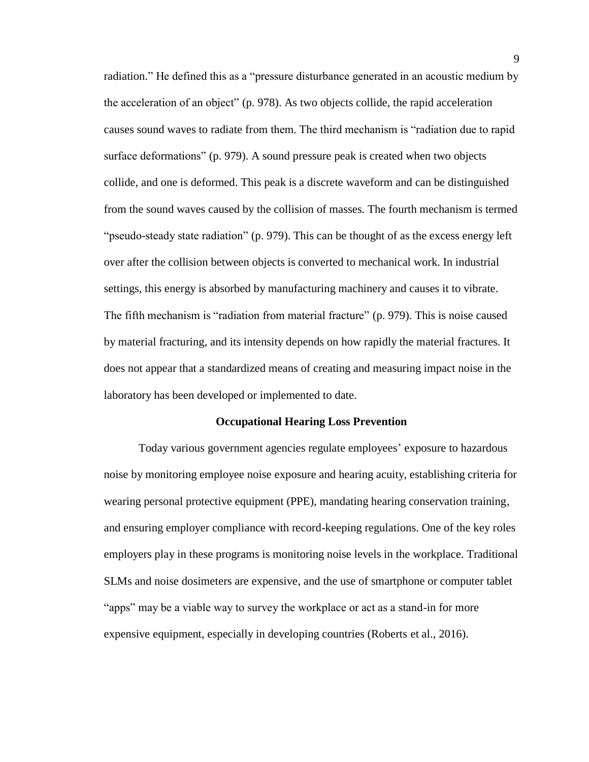radiation." He defined this as a "pressure disturbance generated in an acoustic medium by the acceleration of an object" (p. 978). As two objects collide, the rapid acceleration causes sound waves to radiate from them. The third mechanism is "radiation due to rapid surface deformations" (p. 979). A sound pressure peak is created when two objects collide, and one is deformed. This peak is a discrete waveform and can be distinguished from the sound waves caused by the collision of masses. The fourth mechanism is termed "pseudo-steady state radiation" (p. 979). This can be thought of as the excess energy left over after the collision between objects is converted to mechanical work. In industrial settings, this energy is absorbed by manufacturing machinery and causes it to vibrate. The fifth mechanism is "radiation from material fracture" (p. 979). This is noise caused by material fracturing, and its intensity depends on how rapidly the material fractures. It does not appear that a standardized means of creating and measuring impact noise in the laboratory has been developed or implemented to date.

## Occupational Hearing Loss Prevention

Today various government agencies regulate employees' exposure to hazardous noise by monitoring employee noise exposure and hearing acuity, establishing criteria for wearing personal protective equipment (PPE), mandating hearing conservation training, and ensuring employer compliance with record-keeping regulations. One of the key roles employers play in these programs is monitoring noise levels in the workplace. Traditional SLMs and noise dosimeters are expensive, and the use of smartphone or computer tablet "apps" may be a viable way to survey the workplace or act as a stand-in for more expensive equipment, especially in developing countries (Roberts et al., 2016).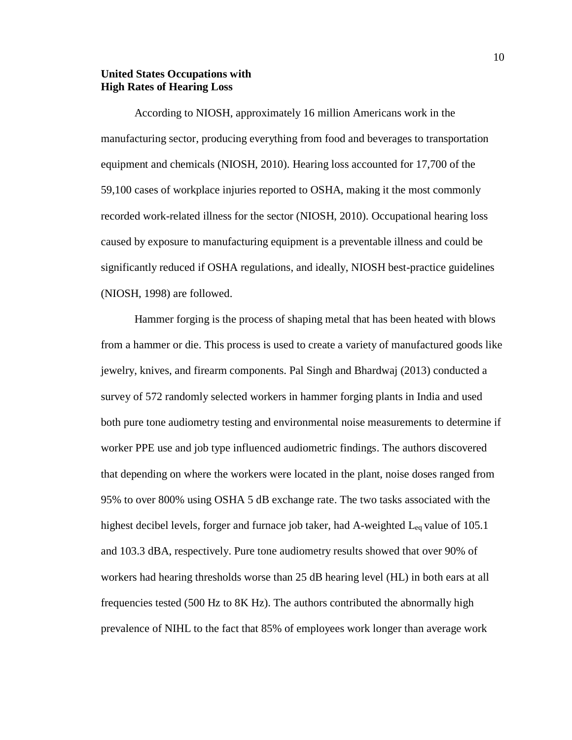## United States Occupations with High Rates of Hearing Loss

According to NIOSH, approximately 16 million Americans work in the manufacturing sector, producing everything from food and beverages to transportation equipment and chemicals (NIOSH, 2010). Hearing loss accounted for 17,700 of the 59,100 cases of workplace injuries reported to OSHA, making it the most commonly recorded work-related illness for the sector (NIOSH, 2010). Occupational hearing loss caused by exposure to manufacturing equipment is a preventable illness and could be significantly reduced if OSHA regulations, and ideally, NIOSH best-practice guidelines (NIOSH, 1998) are followed.

Hammer forging is the process of shaping metal that has been heated with blows from a hammer or die. This process is used to create a variety of manufactured goods like jewelry, knives, and firearm components. Pal Singh and Bhardwaj (2013) conducted a survey of 572 randomly selected workers in hammer forging plants in India and used both pure tone audiometry testing and environmental noise measurements to determine if worker PPE use and job type influenced audiometric findings. The authors discovered that depending on where the workers were located in the plant, noise doses ranged from 95% to over 800% using OSHA 5 dB exchange rate. The two tasks associated with the highest decibel levels, forger and furnace job taker, had A-weighted $L_{eq}$ value of 105.1 and 103.3 dBA, respectively. Pure tone audiometry results showed that over 90% of workers had hearing thresholds worse than 25 dB hearing level (HL) in both ears at all frequencies tested (500 Hz to 8K Hz). The authors contributed the abnormally high prevalence of NIHL to the fact that 85% of employees work longer than average work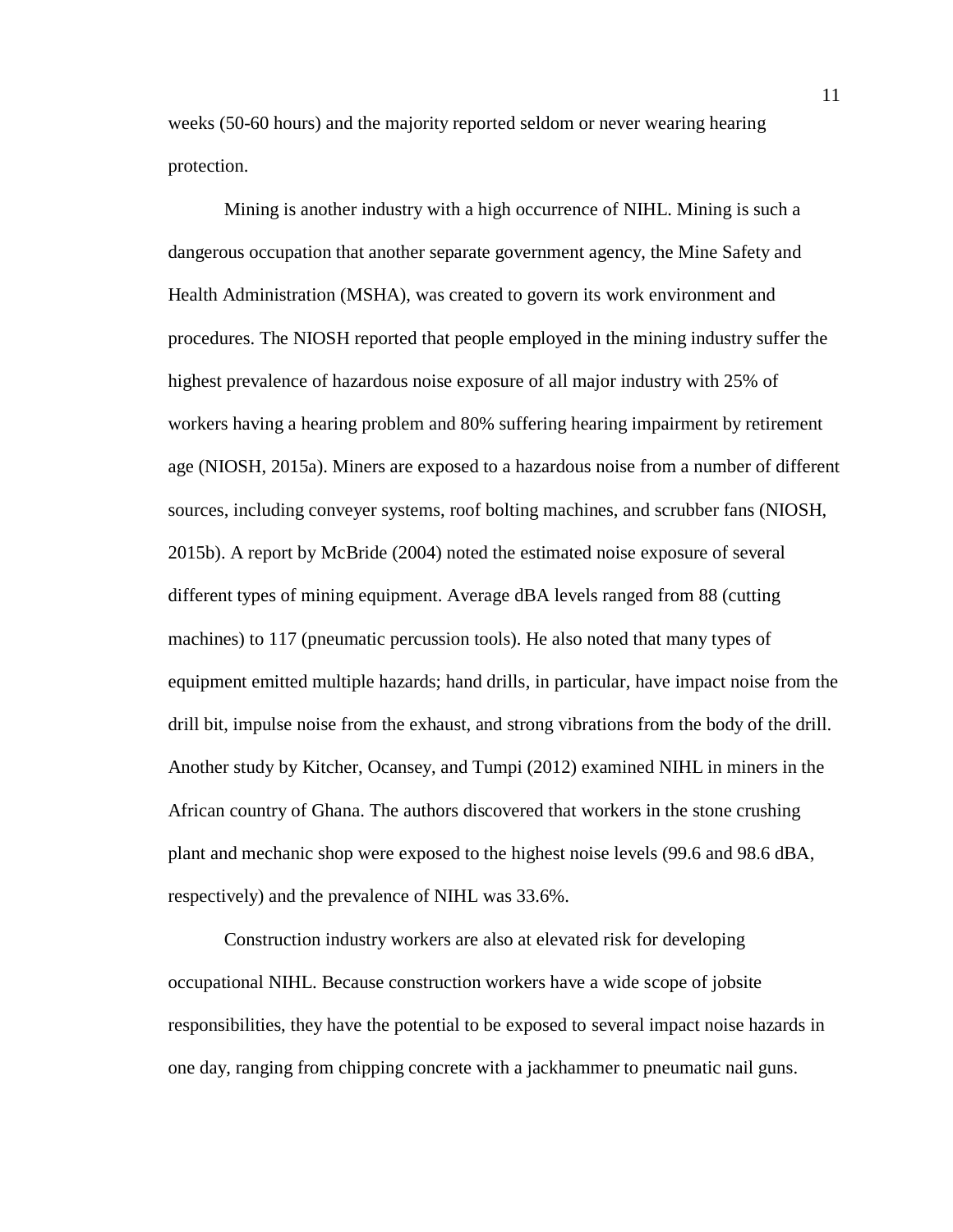weeks (50-60 hours) and the majority reported seldom or never wearing hearing protection.

Mining is another industry with a high occurrence of NIHL. Mining is such a dangerous occupation that another separate government agency, the Mine Safety and Health Administration (MSHA), was created to govern its work environment and procedures. The NIOSH reported that people employed in the mining industry suffer the highest prevalence of hazardous noise exposure of all major industry with 25% of workers having a hearing problem and 80% suffering hearing impairment by retirement age (NIOSH, 2015a). Miners are exposed to a hazardous noise from a number of different sources, including conveyer systems, roof bolting machines, and scrubber fans (NIOSH, 2015b). A report by McBride (2004) noted the estimated noise exposure of several different types of mining equipment. Average dBA levels ranged from 88 (cutting machines) to 117 (pneumatic percussion tools). He also noted that many types of equipment emitted multiple hazards; hand drills, in particular, have impact noise from the drill bit, impulse noise from the exhaust, and strong vibrations from the body of the drill. Another study by Kitcher, Ocansey, and Tumpi (2012) examined NIHL in miners in the African country of Ghana. The authors discovered that workers in the stone crushing plant and mechanic shop were exposed to the highest noise levels (99.6 and 98.6 dBA, respectively) and the prevalence of NIHL was 33.6%.

Construction industry workers are also at elevated risk for developing occupational NIHL. Because construction workers have a wide scope of jobsite responsibilities, they have the potential to be exposed to several impact noise hazards in one day, ranging from chipping concrete with a jackhammer to pneumatic nail guns.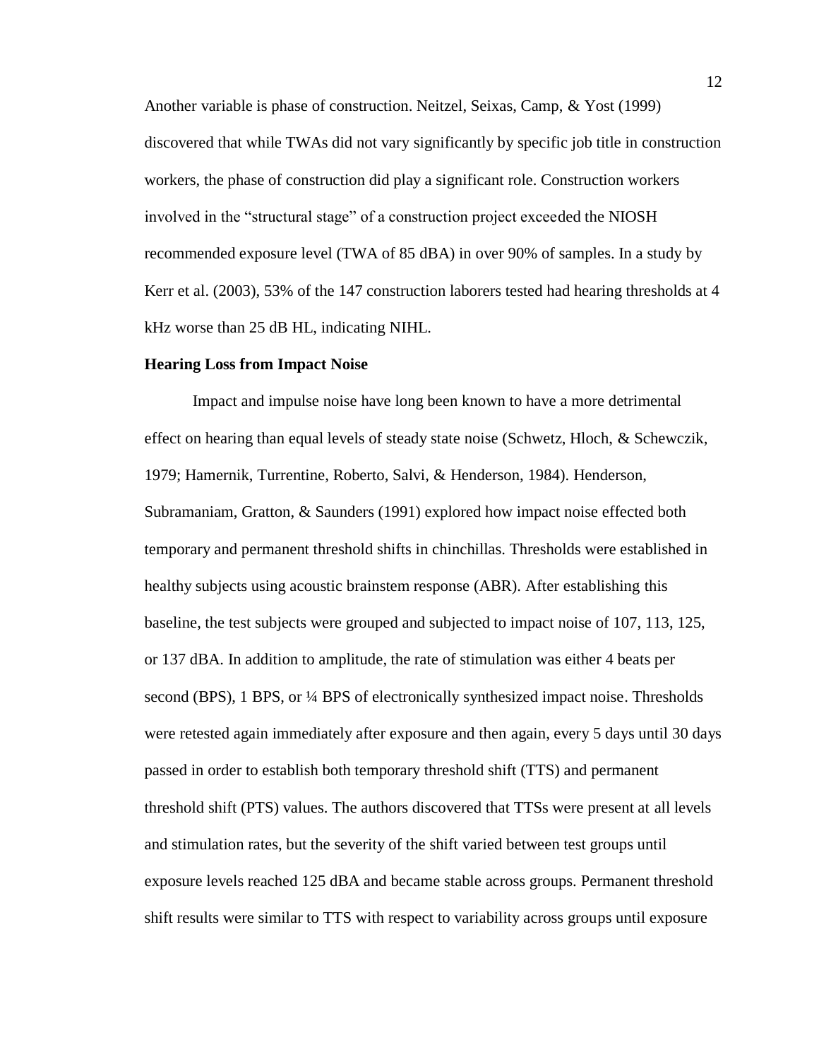Another variable is phase of construction. Neitzel, Seixas, Camp, & Yost (1999) discovered that while TWAs did not vary significantly by specific job title in construction workers, the phase of construction did play a significant role. Construction workers involved in the "structural stage" of a construction project exceeded the NIOSH recommended exposure level (TWA of 85 dBA) in over 90% of samples. In a study by Kerr et al. (2003), 53% of the 147 construction laborers tested had hearing thresholds at 4 kHz worse than 25 dB HL, indicating NIHL.

**Hearing Loss from Impact Noise**

Impact and impulse noise have long been known to have a more detrimental effect on hearing than equal levels of steady state noise (Schwetz, Hloch, & Schewczik, 1979; Hamernik, Turrentine, Roberto, Salvi, & Henderson, 1984). Henderson, Subramaniam, Gratton, & Saunders (1991) explored how impact noise effected both temporary and permanent threshold shifts in chinchillas. Thresholds were established in healthy subjects using acoustic brainstem response (ABR). After establishing this baseline, the test subjects were grouped and subjected to impact noise of 107, 113, 125, or 137 dBA. In addition to amplitude, the rate of stimulation was either 4 beats per second (BPS), 1 BPS, or ¼ BPS of electronically synthesized impact noise. Thresholds were retested again immediately after exposure and then again, every 5 days until 30 days passed in order to establish both temporary threshold shift (TTS) and permanent threshold shift (PTS) values. The authors discovered that TTSs were present at all levels and stimulation rates, but the severity of the shift varied between test groups until exposure levels reached 125 dBA and became stable across groups. Permanent threshold shift results were similar to TTS with respect to variability across groups until exposure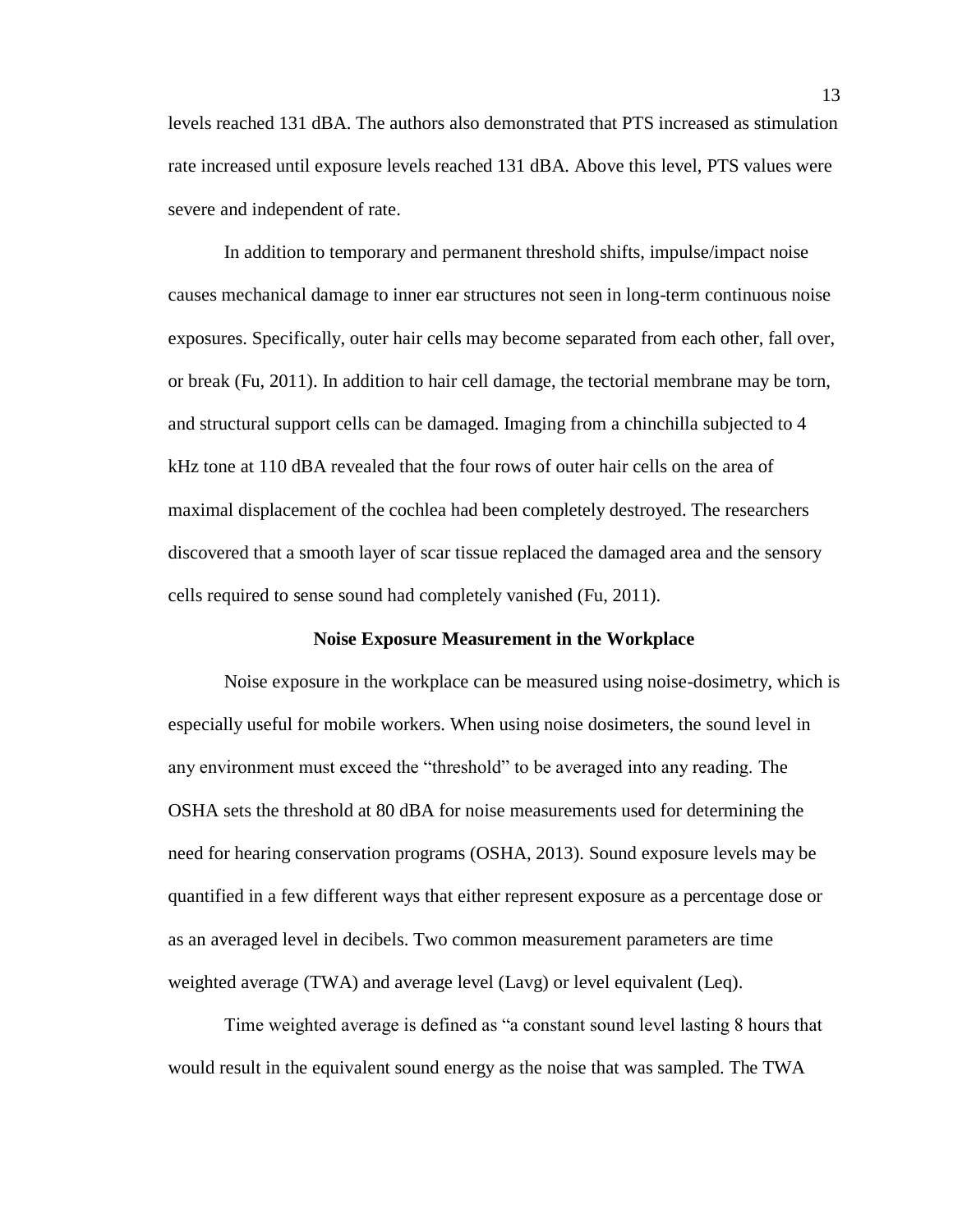levels reached 131 dBA. The authors also demonstrated that PTS increased as stimulation rate increased until exposure levels reached 131 dBA. Above this level, PTS values were severe and independent of rate.

In addition to temporary and permanent threshold shifts, impulse/impact noise causes mechanical damage to inner ear structures not seen in long-term continuous noise exposures. Specifically, outer hair cells may become separated from each other, fall over, or break (Fu, 2011). In addition to hair cell damage, the tectorial membrane may be torn, and structural support cells can be damaged. Imaging from a chinchilla subjected to 4 kHz tone at 110 dBA revealed that the four rows of outer hair cells on the area of maximal displacement of the cochlea had been completely destroyed. The researchers discovered that a smooth layer of scar tissue replaced the damaged area and the sensory cells required to sense sound had completely vanished (Fu, 2011).

## Noise Exposure Measurement in the Workplace

Noise exposure in the workplace can be measured using noise-dosimetry, which is especially useful for mobile workers. When using noise dosimeters, the sound level in any environment must exceed the "threshold" to be averaged into any reading. The OSHA sets the threshold at 80 dBA for noise measurements used for determining the need for hearing conservation programs (OSHA, 2013). Sound exposure levels may be quantified in a few different ways that either represent exposure as a percentage dose or as an averaged level in decibels. Two common measurement parameters are time weighted average (TWA) and average level (Lavg) or level equivalent (Leq).

Time weighted average is defined as "a constant sound level lasting 8 hours that would result in the equivalent sound energy as the noise that was sampled. The TWA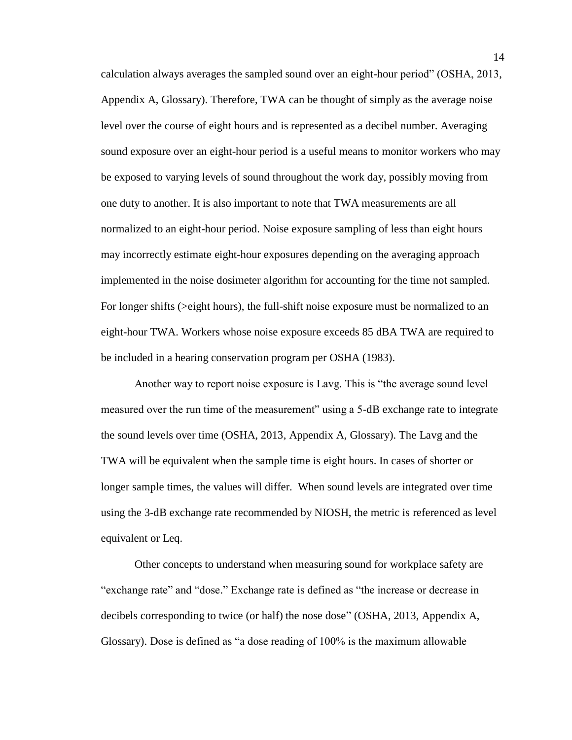calculation always averages the sampled sound over an eight-hour period" (OSHA, 2013, Appendix A, Glossary). Therefore, TWA can be thought of simply as the average noise level over the course of eight hours and is represented as a decibel number. Averaging sound exposure over an eight-hour period is a useful means to monitor workers who may be exposed to varying levels of sound throughout the work day, possibly moving from one duty to another. It is also important to note that TWA measurements are all normalized to an eight-hour period. Noise exposure sampling of less than eight hours may incorrectly estimate eight-hour exposures depending on the averaging approach implemented in the noise dosimeter algorithm for accounting for the time not sampled. For longer shifts (>eight hours), the full-shift noise exposure must be normalized to an eight-hour TWA. Workers whose noise exposure exceeds 85 dBA TWA are required to be included in a hearing conservation program per OSHA (1983).

Another way to report noise exposure is Lavg. This is "the average sound level measured over the run time of the measurement" using a 5-dB exchange rate to integrate the sound levels over time (OSHA, 2013, Appendix A, Glossary). The Lavg and the TWA will be equivalent when the sample time is eight hours. In cases of shorter or longer sample times, the values will differ. When sound levels are integrated over time using the 3-dB exchange rate recommended by NIOSH, the metric is referenced as level equivalent or Leq.

Other concepts to understand when measuring sound for workplace safety are "exchange rate" and "dose." Exchange rate is defined as "the increase or decrease in decibels corresponding to twice (or half) the nose dose" (OSHA, 2013, Appendix A, Glossary). Dose is defined as "a dose reading of 100% is the maximum allowable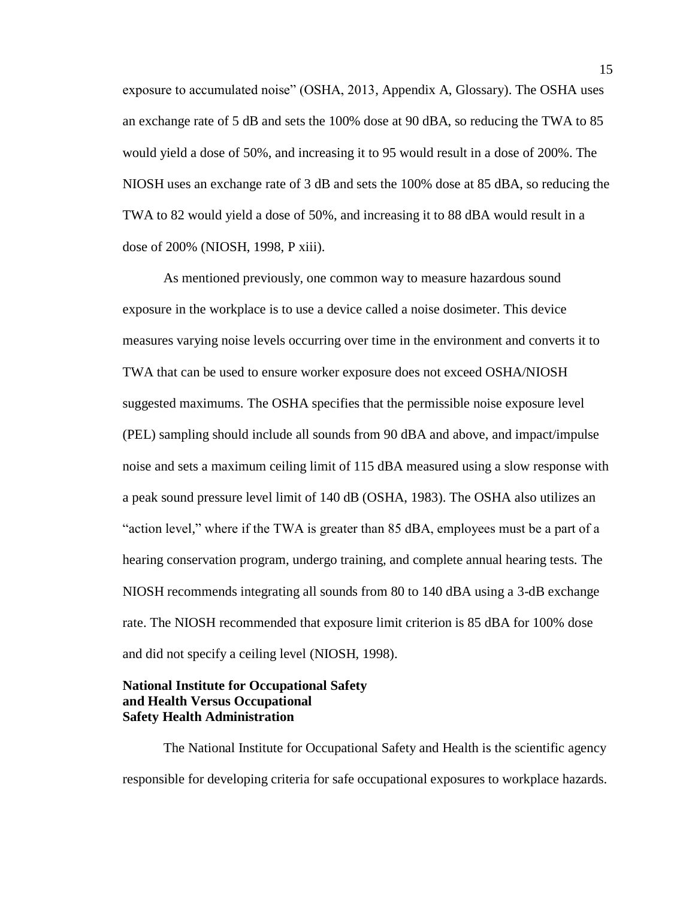exposure to accumulated noise" (OSHA, 2013, Appendix A, Glossary). The OSHA uses an exchange rate of 5 dB and sets the 100% dose at 90 dBA, so reducing the TWA to 85 would yield a dose of 50%, and increasing it to 95 would result in a dose of 200%. The NIOSH uses an exchange rate of 3 dB and sets the 100% dose at 85 dBA, so reducing the TWA to 82 would yield a dose of 50%, and increasing it to 88 dBA would result in a dose of 200% (NIOSH, 1998, P xiii).

As mentioned previously, one common way to measure hazardous sound exposure in the workplace is to use a device called a noise dosimeter. This device measures varying noise levels occurring over time in the environment and converts it to TWA that can be used to ensure worker exposure does not exceed OSHA/NIOSH suggested maximums. The OSHA specifies that the permissible noise exposure level (PEL) sampling should include all sounds from 90 dBA and above, and impact/impulse noise and sets a maximum ceiling limit of 115 dBA measured using a slow response with a peak sound pressure level limit of 140 dB (OSHA, 1983). The OSHA also utilizes an "action level," where if the TWA is greater than 85 dBA, employees must be a part of a hearing conservation program, undergo training, and complete annual hearing tests. The NIOSH recommends integrating all sounds from 80 to 140 dBA using a 3-dB exchange rate. The NIOSH recommended that exposure limit criterion is 85 dBA for 100% dose and did not specify a ceiling level (NIOSH, 1998).

### National Institute for Occupational Safety and Health Versus Occupational Safety Health Administration

The National Institute for Occupational Safety and Health is the scientific agency responsible for developing criteria for safe occupational exposures to workplace hazards.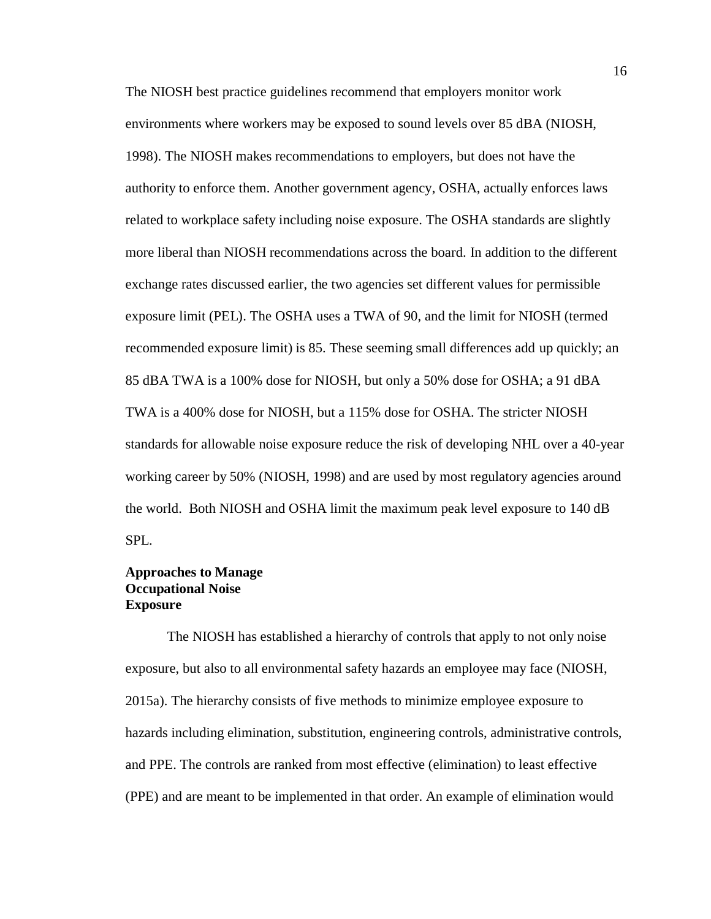The NIOSH best practice guidelines recommend that employers monitor work environments where workers may be exposed to sound levels over 85 dBA (NIOSH, 1998). The NIOSH makes recommendations to employers, but does not have the authority to enforce them. Another government agency, OSHA, actually enforces laws related to workplace safety including noise exposure. The OSHA standards are slightly more liberal than NIOSH recommendations across the board. In addition to the different exchange rates discussed earlier, the two agencies set different values for permissible exposure limit (PEL). The OSHA uses a TWA of 90, and the limit for NIOSH (termed recommended exposure limit) is 85. These seeming small differences add up quickly; an 85 dBA TWA is a 100% dose for NIOSH, but only a 50% dose for OSHA; a 91 dBA TWA is a 400% dose for NIOSH, but a 115% dose for OSHA. The stricter NIOSH standards for allowable noise exposure reduce the risk of developing NHL over a 40-year working career by 50% (NIOSH, 1998) and are used by most regulatory agencies around the world. Both NIOSH and OSHA limit the maximum peak level exposure to 140 dB SPL.

## Approaches to Manage Occupational Noise Exposure

The NIOSH has established a hierarchy of controls that apply to not only noise exposure, but also to all environmental safety hazards an employee may face (NIOSH, 2015a). The hierarchy consists of five methods to minimize employee exposure to hazards including elimination, substitution, engineering controls, administrative controls, and PPE. The controls are ranked from most effective (elimination) to least effective (PPE) and are meant to be implemented in that order. An example of elimination would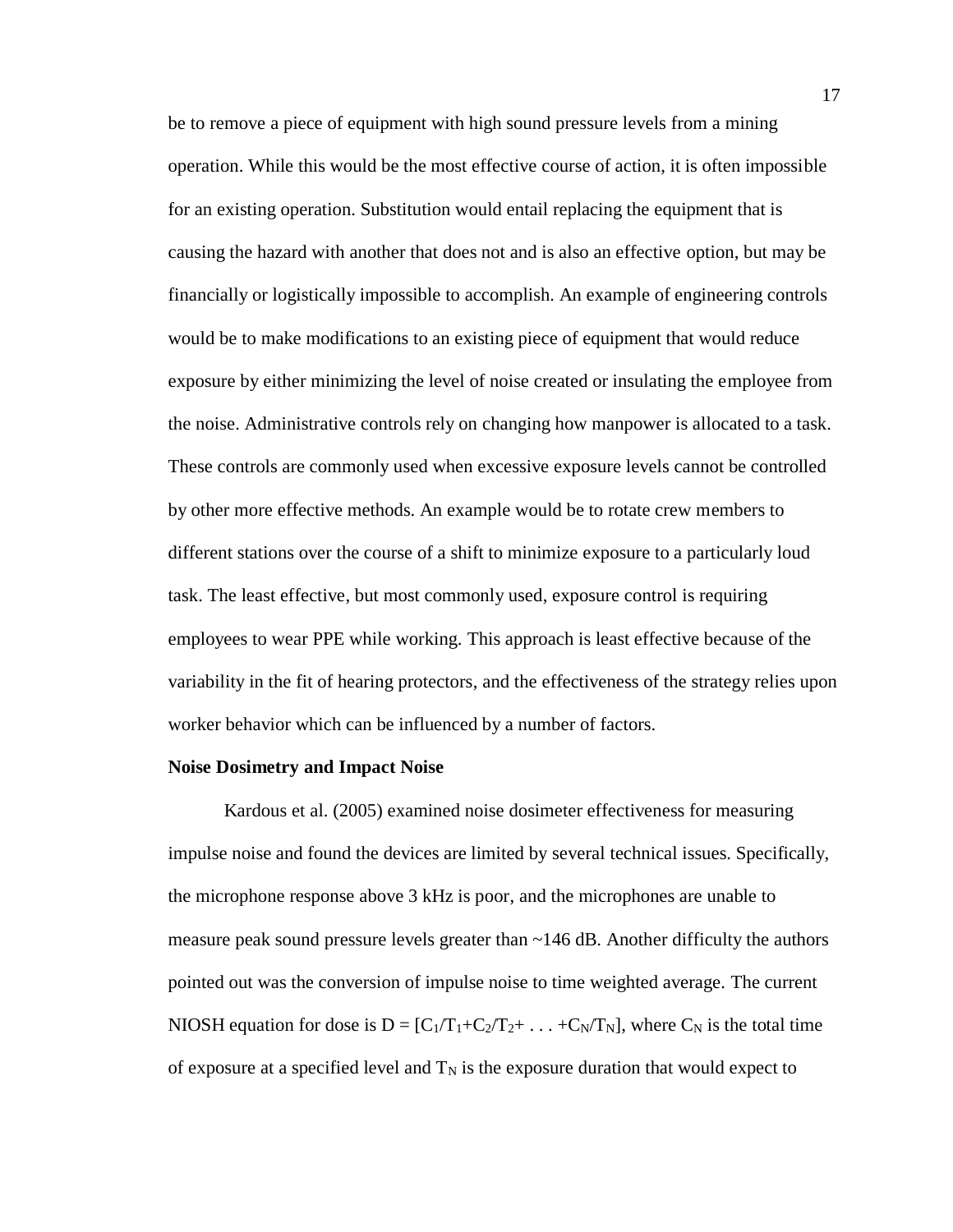be to remove a piece of equipment with high sound pressure levels from a mining operation. While this would be the most effective course of action, it is often impossible for an existing operation. Substitution would entail replacing the equipment that is causing the hazard with another that does not and is also an effective option, but may be financially or logistically impossible to accomplish. An example of engineering controls would be to make modifications to an existing piece of equipment that would reduce exposure by either minimizing the level of noise created or insulating the employee from the noise. Administrative controls rely on changing how manpower is allocated to a task. These controls are commonly used when excessive exposure levels cannot be controlled by other more effective methods. An example would be to rotate crew members to different stations over the course of a shift to minimize exposure to a particularly loud task. The least effective, but most commonly used, exposure control is requiring employees to wear PPE while working. This approach is least effective because of the variability in the fit of hearing protectors, and the effectiveness of the strategy relies upon worker behavior which can be influenced by a number of factors.

**Noise Dosimetry and Impact Noise**

Kardous et al. (2005) examined noise dosimeter effectiveness for measuring impulse noise and found the devices are limited by several technical issues. Specifically, the microphone response above 3 kHz is poor, and the microphones are unable to measure peak sound pressure levels greater than ~146 dB. Another difficulty the authors pointed out was the conversion of impulse noise to time weighted average. The current NIOSH equation for dose is $D = [C_1/T_1+C_2/T_2+ \ldots +C_N/T_N]$, where $C_N$ is the total time of exposure at a specified level and $T_N$ is the exposure duration that would expect to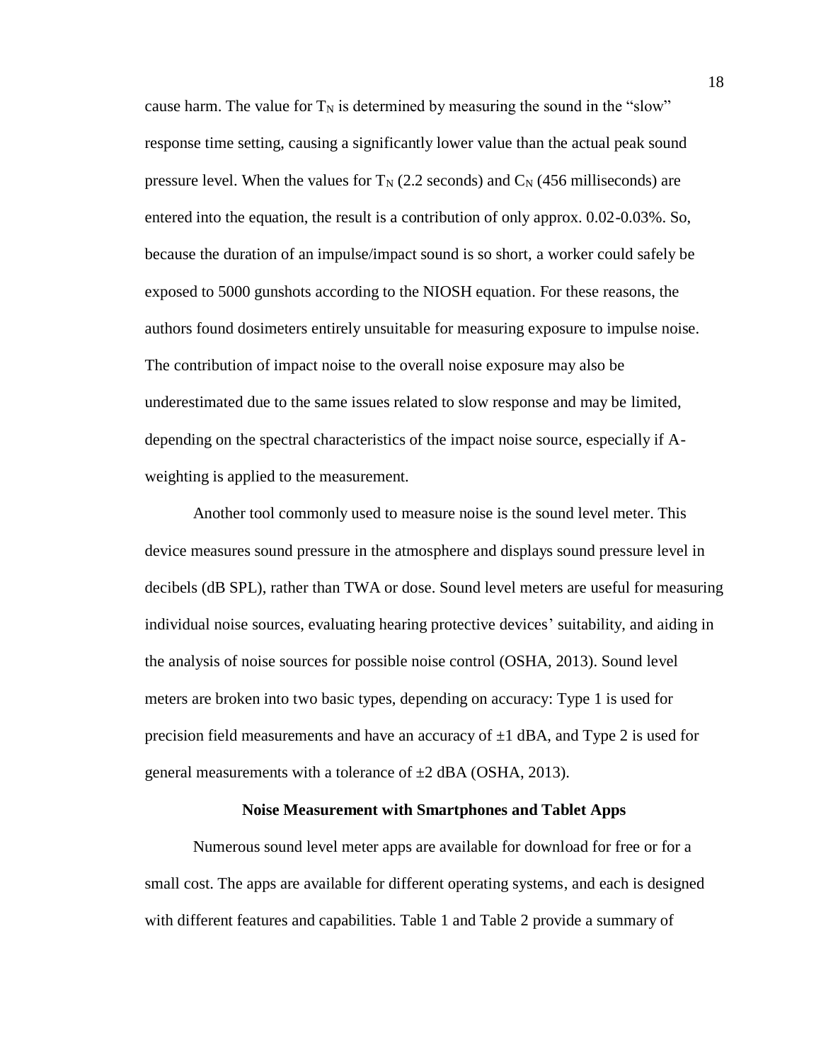cause harm. The value for $T_N$ is determined by measuring the sound in the "slow" response time setting, causing a significantly lower value than the actual peak sound pressure level. When the values for $T_N$ (2.2 seconds) and $C_N$ (456 milliseconds) are entered into the equation, the result is a contribution of only approx. 0.02-0.03%. So, because the duration of an impulse/impact sound is so short, a worker could safely be exposed to 5000 gunshots according to the NIOSH equation. For these reasons, the authors found dosimeters entirely unsuitable for measuring exposure to impulse noise. The contribution of impact noise to the overall noise exposure may also be underestimated due to the same issues related to slow response and may be limited, depending on the spectral characteristics of the impact noise source, especially if A-weighting is applied to the measurement.

Another tool commonly used to measure noise is the sound level meter. This device measures sound pressure in the atmosphere and displays sound pressure level in decibels (dB SPL), rather than TWA or dose. Sound level meters are useful for measuring individual noise sources, evaluating hearing protective devices' suitability, and aiding in the analysis of noise sources for possible noise control (OSHA, 2013). Sound level meters are broken into two basic types, depending on accuracy: Type 1 is used for precision field measurements and have an accuracy of ±1 dBA, and Type 2 is used for general measurements with a tolerance of ±2 dBA (OSHA, 2013).

## Noise Measurement with Smartphones and Tablet Apps

Numerous sound level meter apps are available for download for free or for a small cost. The apps are available for different operating systems, and each is designed with different features and capabilities. Table 1 and Table 2 provide a summary of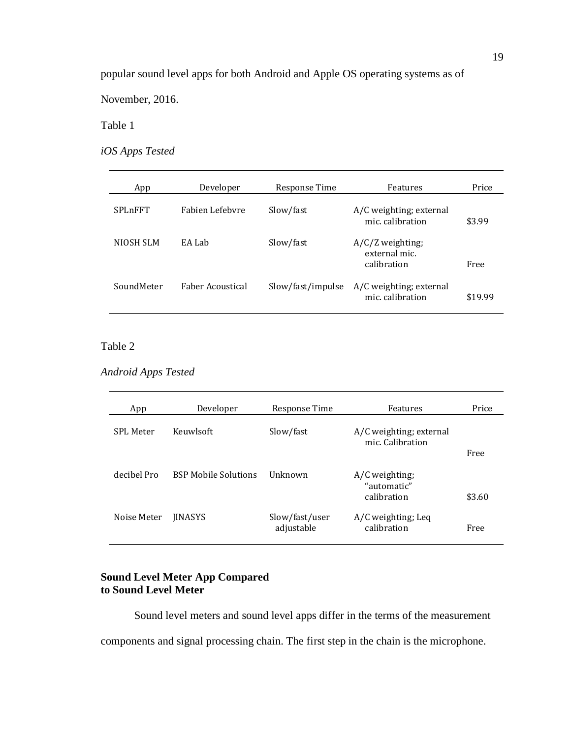popular sound level apps for both Android and Apple OS operating systems as of November, 2016.

Table 1

*iOS Apps Tested*

| App | Developer | Response Time | Features | Price |
|---|---|---|---|---|
| SPLnFFT | Fabien Lefebvre | Slow/fast | A/C weighting; external mic. calibration | $3.99 |
| NIOSH SLM | EA Lab | Slow/fast | A/C/Z weighting; external mic. calibration | Free |
| SoundMeter | Faber Acoustical | Slow/fast/impulse | A/C weighting; external mic. calibration | $19.99 |

Table 2

*Android Apps Tested*

| App | Developer | Response Time | Features | Price |
|---|---|---|---|---|
| SPL Meter | Keuwlsoft | Slow/fast | A/C weighting; external mic. Calibration | Free |
| decibel Pro | BSP Mobile Solutions | Unknown | A/C weighting; "automatic" calibration | $3.60 |
| Noise Meter | JINASYS | Slow/fast/user adjustable | A/C weighting; Leq calibration | Free |

**Sound Level Meter App Compared to Sound Level Meter**

Sound level meters and sound level apps differ in the terms of the measurement components and signal processing chain. The first step in the chain is the microphone.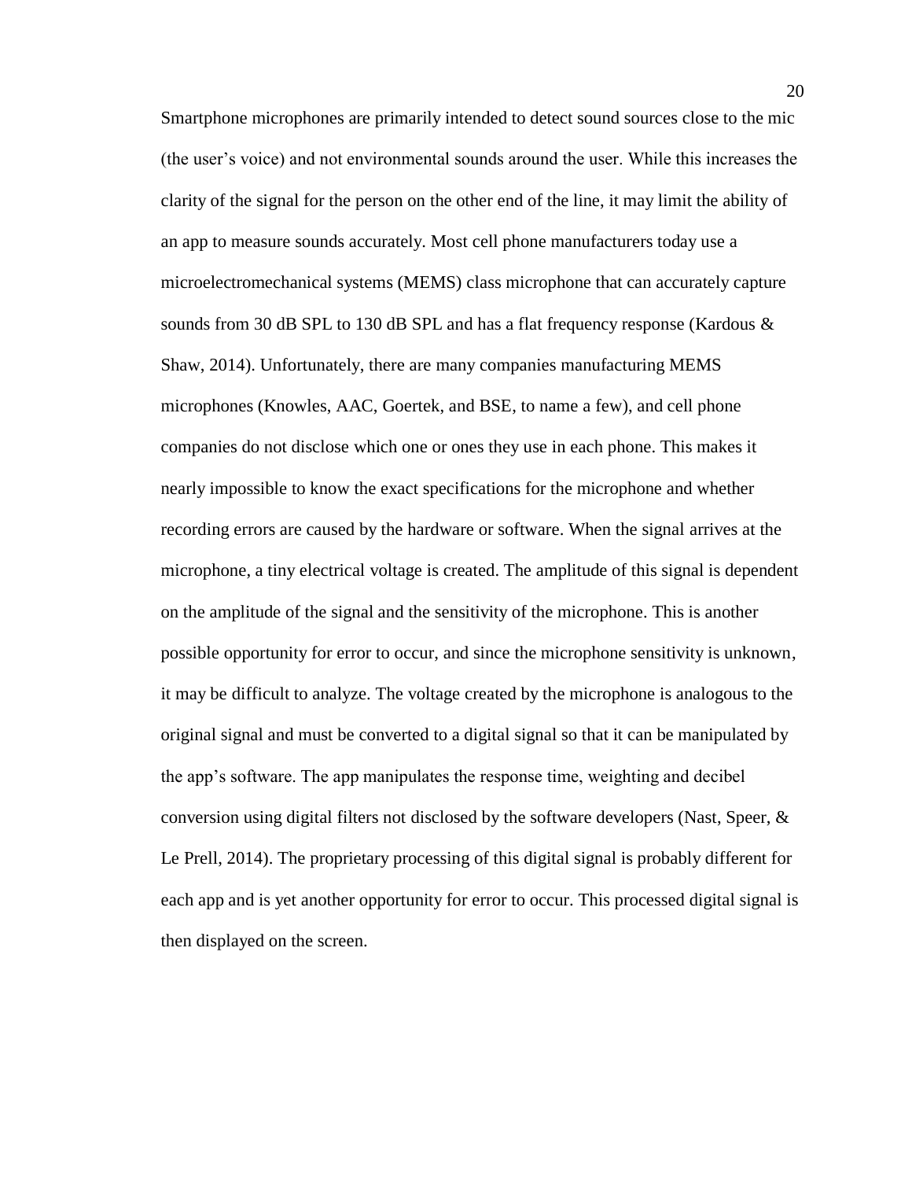Smartphone microphones are primarily intended to detect sound sources close to the mic (the user's voice) and not environmental sounds around the user. While this increases the clarity of the signal for the person on the other end of the line, it may limit the ability of an app to measure sounds accurately. Most cell phone manufacturers today use a microelectromechanical systems (MEMS) class microphone that can accurately capture sounds from 30 dB SPL to 130 dB SPL and has a flat frequency response (Kardous & Shaw, 2014). Unfortunately, there are many companies manufacturing MEMS microphones (Knowles, AAC, Goertek, and BSE, to name a few), and cell phone companies do not disclose which one or ones they use in each phone. This makes it nearly impossible to know the exact specifications for the microphone and whether recording errors are caused by the hardware or software. When the signal arrives at the microphone, a tiny electrical voltage is created. The amplitude of this signal is dependent on the amplitude of the signal and the sensitivity of the microphone. This is another possible opportunity for error to occur, and since the microphone sensitivity is unknown, it may be difficult to analyze. The voltage created by the microphone is analogous to the original signal and must be converted to a digital signal so that it can be manipulated by the app's software. The app manipulates the response time, weighting and decibel conversion using digital filters not disclosed by the software developers (Nast, Speer, & Le Prell, 2014). The proprietary processing of this digital signal is probably different for each app and is yet another opportunity for error to occur. This processed digital signal is then displayed on the screen.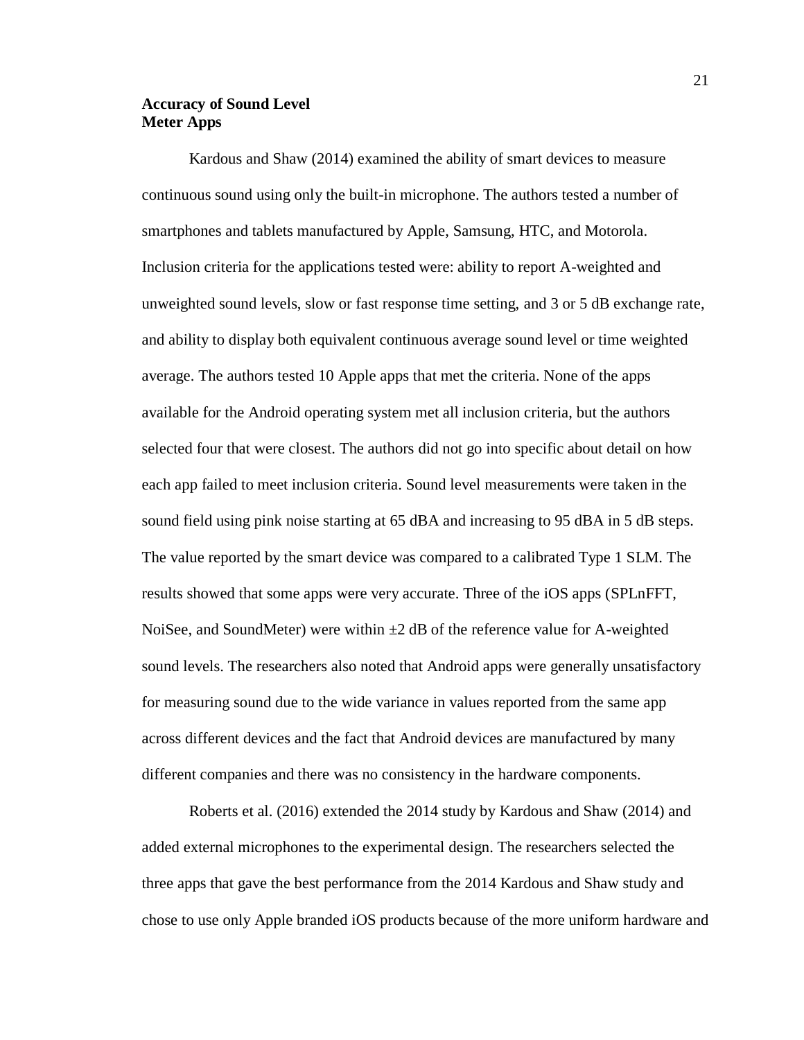## Accuracy of Sound Level Meter Apps

Kardous and Shaw (2014) examined the ability of smart devices to measure continuous sound using only the built-in microphone. The authors tested a number of smartphones and tablets manufactured by Apple, Samsung, HTC, and Motorola. Inclusion criteria for the applications tested were: ability to report A-weighted and unweighted sound levels, slow or fast response time setting, and 3 or 5 dB exchange rate, and ability to display both equivalent continuous average sound level or time weighted average. The authors tested 10 Apple apps that met the criteria. None of the apps available for the Android operating system met all inclusion criteria, but the authors selected four that were closest. The authors did not go into specific about detail on how each app failed to meet inclusion criteria. Sound level measurements were taken in the sound field using pink noise starting at 65 dBA and increasing to 95 dBA in 5 dB steps. The value reported by the smart device was compared to a calibrated Type 1 SLM. The results showed that some apps were very accurate. Three of the iOS apps (SPLnFFT, NoiSee, and SoundMeter) were within ±2 dB of the reference value for A-weighted sound levels. The researchers also noted that Android apps were generally unsatisfactory for measuring sound due to the wide variance in values reported from the same app across different devices and the fact that Android devices are manufactured by many different companies and there was no consistency in the hardware components.

Roberts et al. (2016) extended the 2014 study by Kardous and Shaw (2014) and added external microphones to the experimental design. The researchers selected the three apps that gave the best performance from the 2014 Kardous and Shaw study and chose to use only Apple branded iOS products because of the more uniform hardware and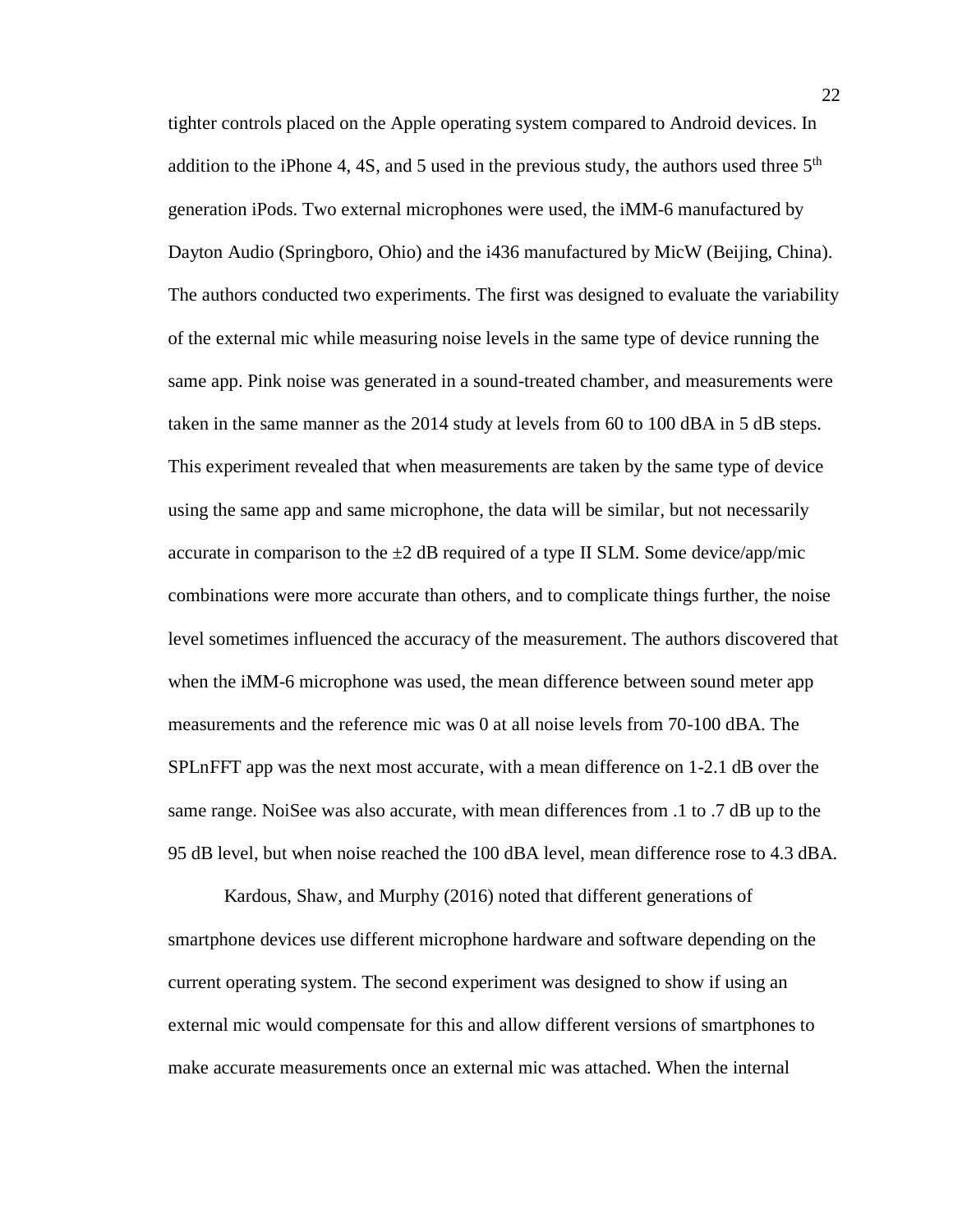tighter controls placed on the Apple operating system compared to Android devices. In addition to the iPhone 4, 4S, and 5 used in the previous study, the authors used three 5$^{th}$ generation iPods. Two external microphones were used, the iMM-6 manufactured by Dayton Audio (Springboro, Ohio) and the i436 manufactured by MicW (Beijing, China). The authors conducted two experiments. The first was designed to evaluate the variability of the external mic while measuring noise levels in the same type of device running the same app. Pink noise was generated in a sound-treated chamber, and measurements were taken in the same manner as the 2014 study at levels from 60 to 100 dBA in 5 dB steps. This experiment revealed that when measurements are taken by the same type of device using the same app and same microphone, the data will be similar, but not necessarily accurate in comparison to the $\pm 2$ dB required of a type II SLM. Some device/app/mic combinations were more accurate than others, and to complicate things further, the noise level sometimes influenced the accuracy of the measurement. The authors discovered that when the iMM-6 microphone was used, the mean difference between sound meter app measurements and the reference mic was 0 at all noise levels from 70-100 dBA. The SPLnFFT app was the next most accurate, with a mean difference on 1-2.1 dB over the same range. NoiSee was also accurate, with mean differences from .1 to .7 dB up to the 95 dB level, but when noise reached the 100 dBA level, mean difference rose to 4.3 dBA.

Kardous, Shaw, and Murphy (2016) noted that different generations of smartphone devices use different microphone hardware and software depending on the current operating system. The second experiment was designed to show if using an external mic would compensate for this and allow different versions of smartphones to make accurate measurements once an external mic was attached. When the internal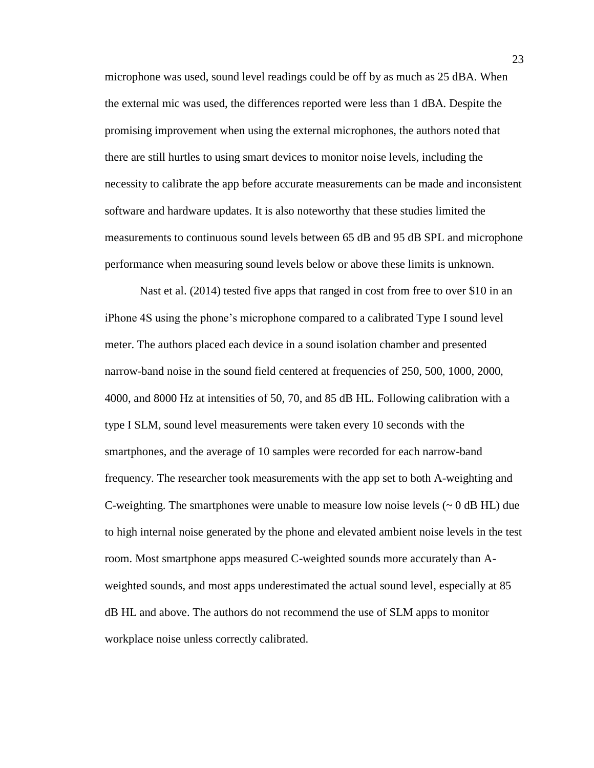microphone was used, sound level readings could be off by as much as 25 dBA. When the external mic was used, the differences reported were less than 1 dBA. Despite the promising improvement when using the external microphones, the authors noted that there are still hurtles to using smart devices to monitor noise levels, including the necessity to calibrate the app before accurate measurements can be made and inconsistent software and hardware updates. It is also noteworthy that these studies limited the measurements to continuous sound levels between 65 dB and 95 dB SPL and microphone performance when measuring sound levels below or above these limits is unknown.

Nast et al. (2014) tested five apps that ranged in cost from free to over $10 in an iPhone 4S using the phone's microphone compared to a calibrated Type I sound level meter. The authors placed each device in a sound isolation chamber and presented narrow-band noise in the sound field centered at frequencies of 250, 500, 1000, 2000, 4000, and 8000 Hz at intensities of 50, 70, and 85 dB HL. Following calibration with a type I SLM, sound level measurements were taken every 10 seconds with the smartphones, and the average of 10 samples were recorded for each narrow-band frequency. The researcher took measurements with the app set to both A-weighting and C-weighting. The smartphones were unable to measure low noise levels (~ 0 dB HL) due to high internal noise generated by the phone and elevated ambient noise levels in the test room. Most smartphone apps measured C-weighted sounds more accurately than A-weighted sounds, and most apps underestimated the actual sound level, especially at 85 dB HL and above. The authors do not recommend the use of SLM apps to monitor workplace noise unless correctly calibrated.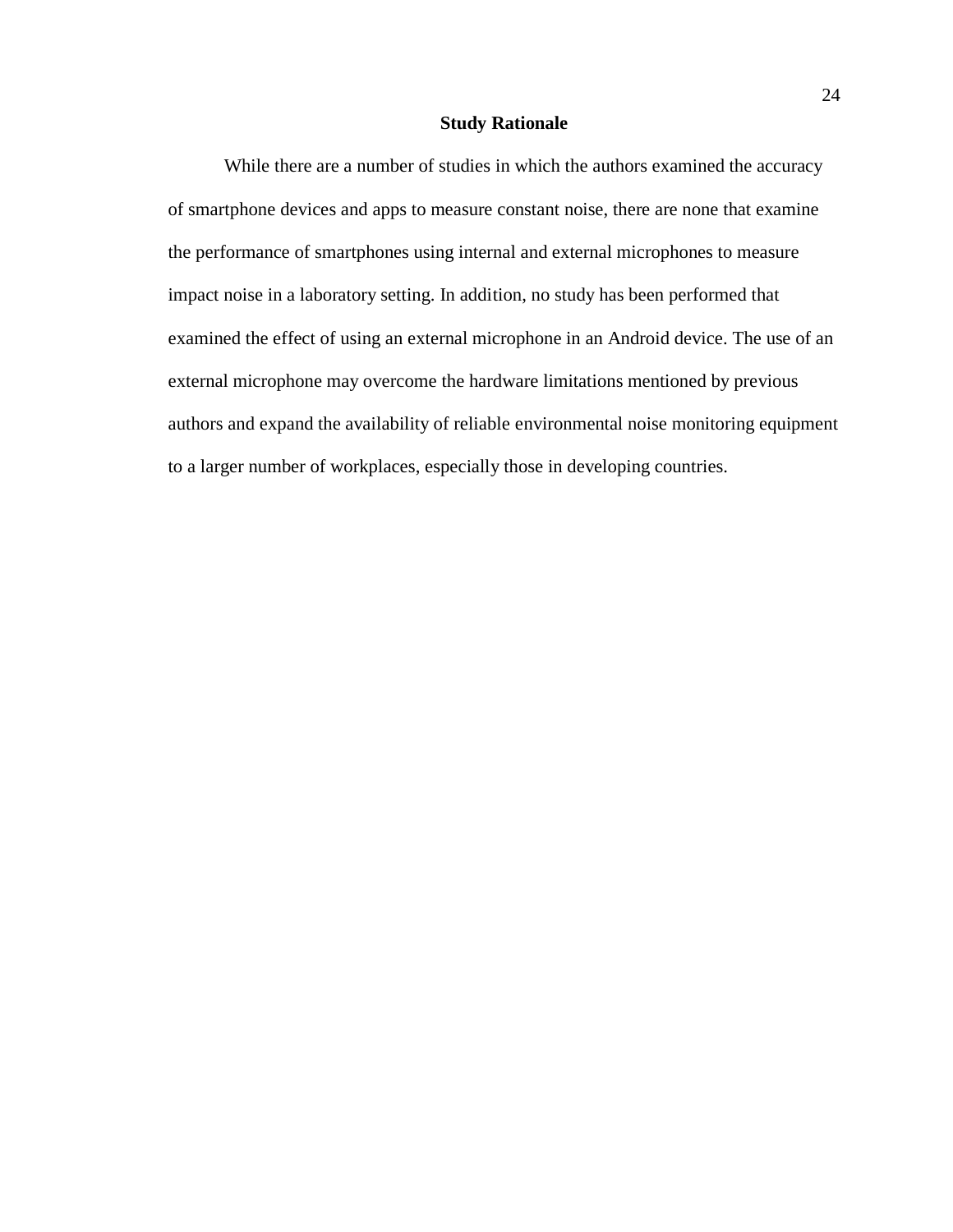## Study Rationale

While there are a number of studies in which the authors examined the accuracy of smartphone devices and apps to measure constant noise, there are none that examine the performance of smartphones using internal and external microphones to measure impact noise in a laboratory setting. In addition, no study has been performed that examined the effect of using an external microphone in an Android device. The use of an external microphone may overcome the hardware limitations mentioned by previous authors and expand the availability of reliable environmental noise monitoring equipment to a larger number of workplaces, especially those in developing countries.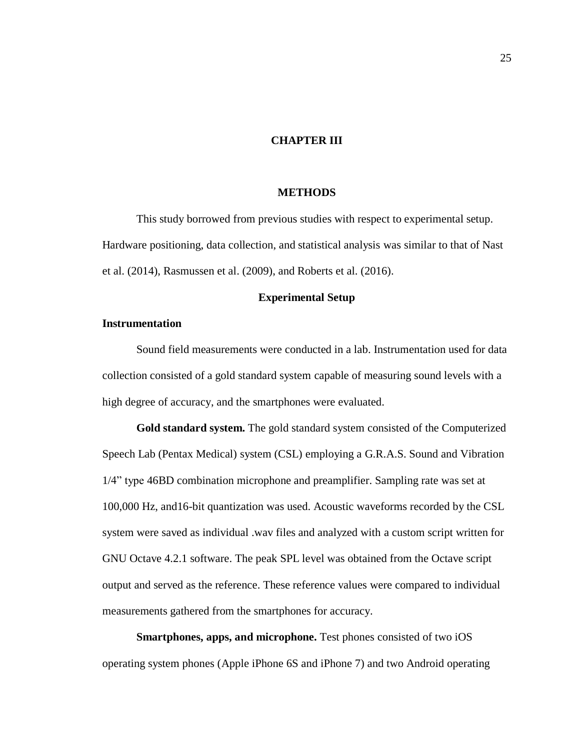# CHAPTER III

# METHODS

This study borrowed from previous studies with respect to experimental setup. Hardware positioning, data collection, and statistical analysis was similar to that of Nast et al. (2014), Rasmussen et al. (2009), and Roberts et al. (2016).

## Experimental Setup

### Instrumentation

Sound field measurements were conducted in a lab. Instrumentation used for data collection consisted of a gold standard system capable of measuring sound levels with a high degree of accuracy, and the smartphones were evaluated.

**Gold standard system.** The gold standard system consisted of the Computerized Speech Lab (Pentax Medical) system (CSL) employing a G.R.A.S. Sound and Vibration 1/4" type 46BD combination microphone and preamplifier. Sampling rate was set at 100,000 Hz, and16-bit quantization was used. Acoustic waveforms recorded by the CSL system were saved as individual .wav files and analyzed with a custom script written for GNU Octave 4.2.1 software. The peak SPL level was obtained from the Octave script output and served as the reference. These reference values were compared to individual measurements gathered from the smartphones for accuracy.

**Smartphones, apps, and microphone.** Test phones consisted of two iOS operating system phones (Apple iPhone 6S and iPhone 7) and two Android operating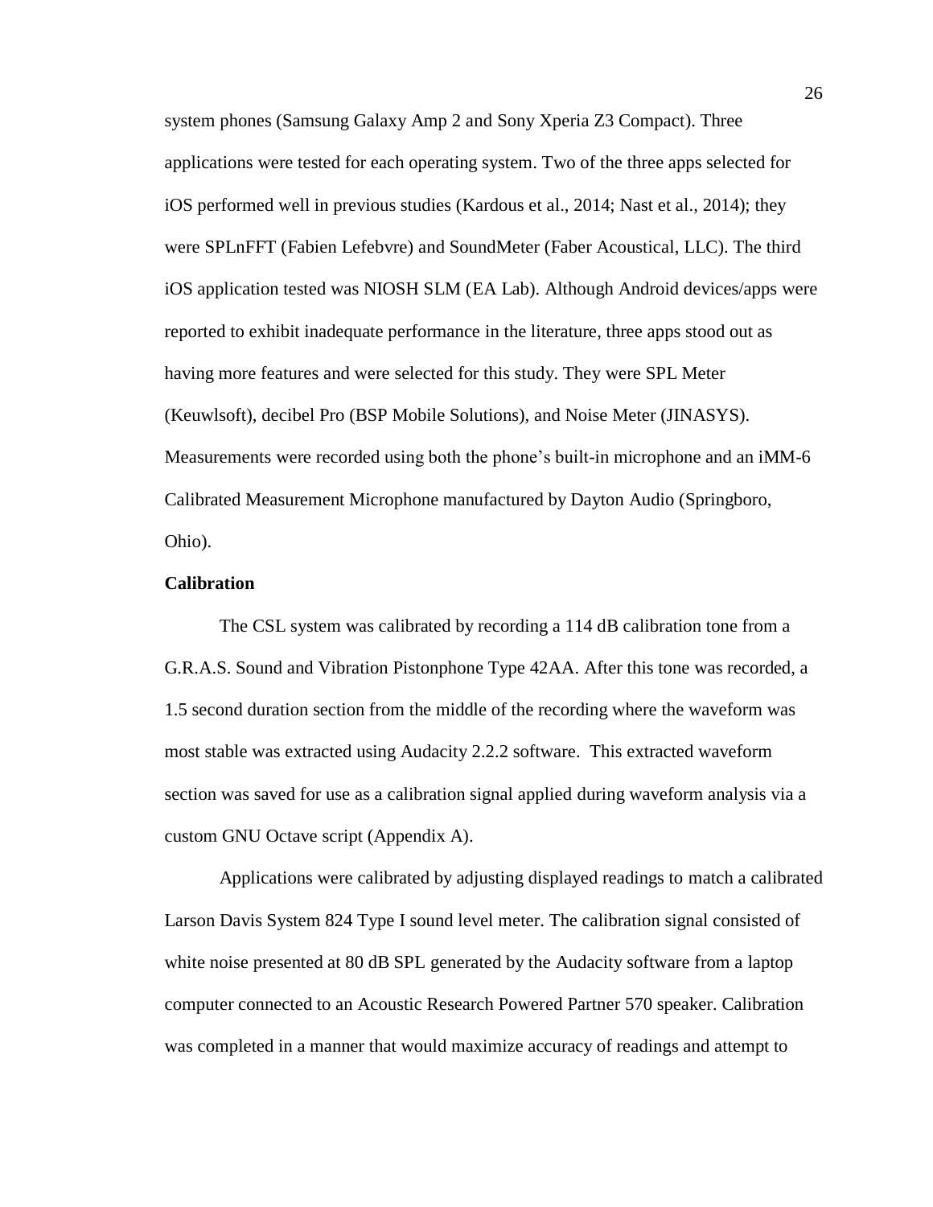system phones (Samsung Galaxy Amp 2 and Sony Xperia Z3 Compact). Three applications were tested for each operating system. Two of the three apps selected for iOS performed well in previous studies (Kardous et al., 2014; Nast et al., 2014); they were SPLnFFT (Fabien Lefebvre) and SoundMeter (Faber Acoustical, LLC). The third iOS application tested was NIOSH SLM (EA Lab). Although Android devices/apps were reported to exhibit inadequate performance in the literature, three apps stood out as having more features and were selected for this study. They were SPL Meter (Keuwlsoft), decibel Pro (BSP Mobile Solutions), and Noise Meter (JINASYS). Measurements were recorded using both the phone's built-in microphone and an iMM-6 Calibrated Measurement Microphone manufactured by Dayton Audio (Springboro, Ohio).

**Calibration**

The CSL system was calibrated by recording a 114 dB calibration tone from a G.R.A.S. Sound and Vibration Pistonphone Type 42AA. After this tone was recorded, a 1.5 second duration section from the middle of the recording where the waveform was most stable was extracted using Audacity 2.2.2 software. This extracted waveform section was saved for use as a calibration signal applied during waveform analysis via a custom GNU Octave script (Appendix A).

Applications were calibrated by adjusting displayed readings to match a calibrated Larson Davis System 824 Type I sound level meter. The calibration signal consisted of white noise presented at 80 dB SPL generated by the Audacity software from a laptop computer connected to an Acoustic Research Powered Partner 570 speaker. Calibration was completed in a manner that would maximize accuracy of readings and attempt to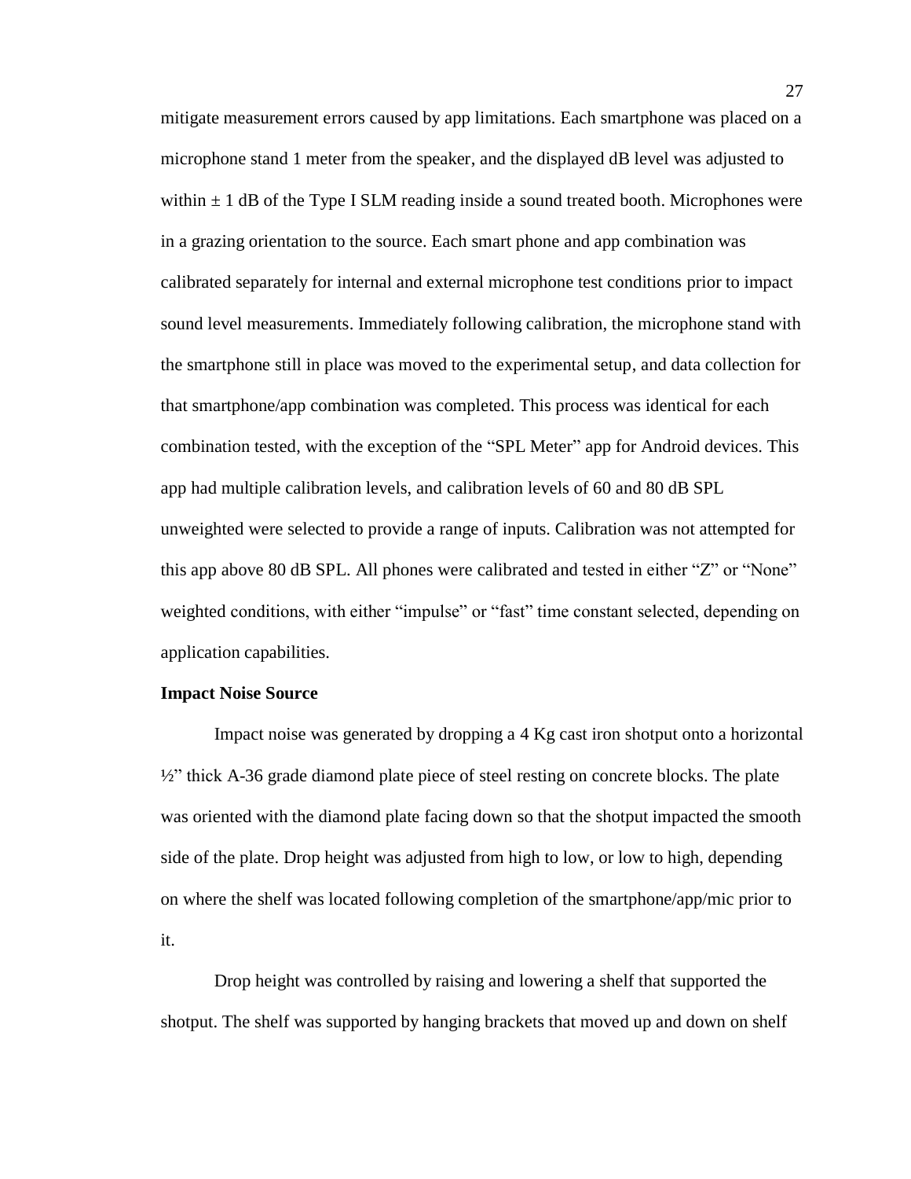mitigate measurement errors caused by app limitations. Each smartphone was placed on a microphone stand 1 meter from the speaker, and the displayed dB level was adjusted to within $\pm$ 1 dB of the Type I SLM reading inside a sound treated booth. Microphones were in a grazing orientation to the source. Each smart phone and app combination was calibrated separately for internal and external microphone test conditions prior to impact sound level measurements. Immediately following calibration, the microphone stand with the smartphone still in place was moved to the experimental setup, and data collection for that smartphone/app combination was completed. This process was identical for each combination tested, with the exception of the "SPL Meter" app for Android devices. This app had multiple calibration levels, and calibration levels of 60 and 80 dB SPL unweighted were selected to provide a range of inputs. Calibration was not attempted for this app above 80 dB SPL. All phones were calibrated and tested in either "Z" or "None" weighted conditions, with either "impulse" or "fast" time constant selected, depending on application capabilities.

**Impact Noise Source**

Impact noise was generated by dropping a 4 Kg cast iron shotput onto a horizontal ½" thick A-36 grade diamond plate piece of steel resting on concrete blocks. The plate was oriented with the diamond plate facing down so that the shotput impacted the smooth side of the plate. Drop height was adjusted from high to low, or low to high, depending on where the shelf was located following completion of the smartphone/app/mic prior to it.

Drop height was controlled by raising and lowering a shelf that supported the shotput. The shelf was supported by hanging brackets that moved up and down on shelf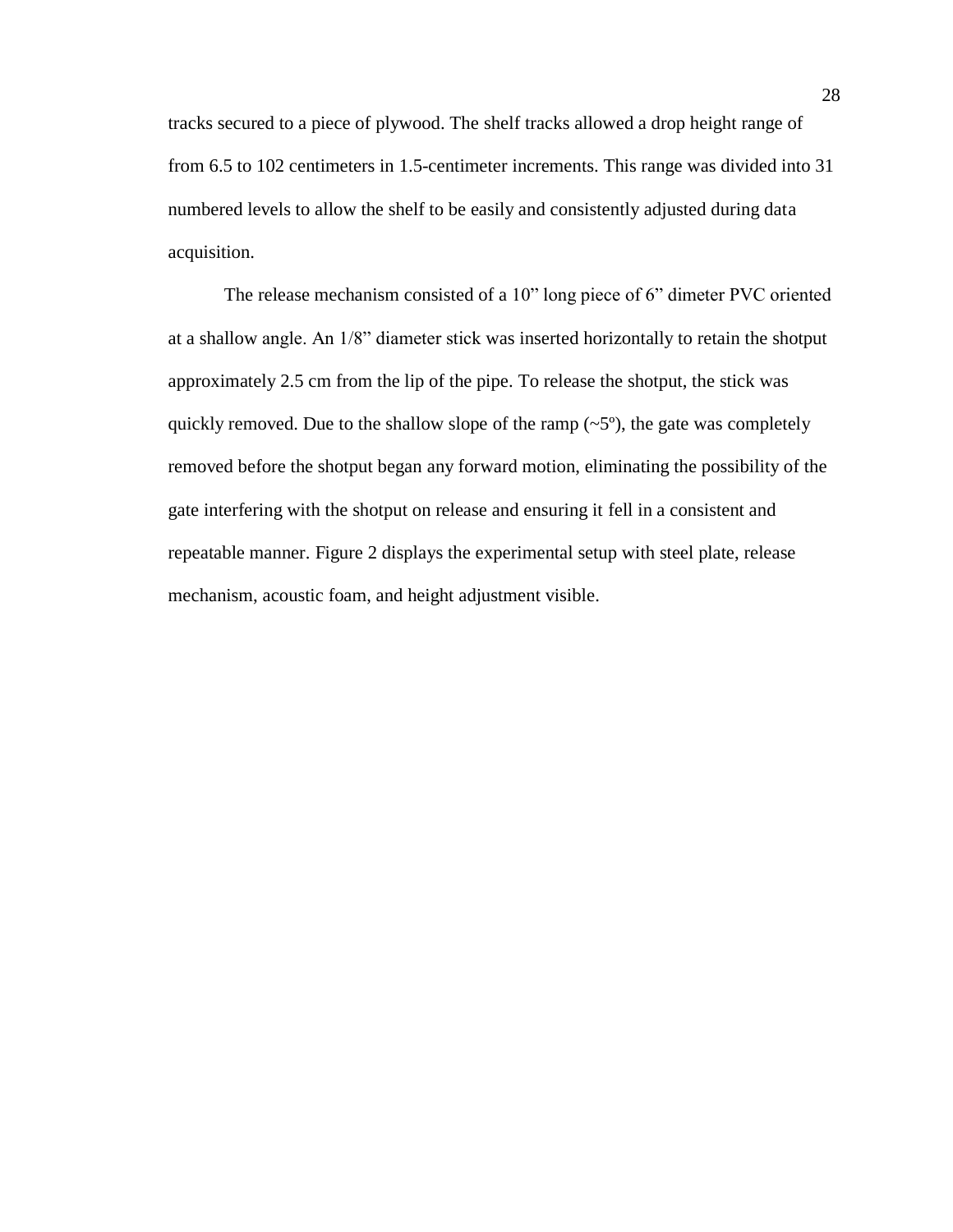tracks secured to a piece of plywood. The shelf tracks allowed a drop height range of from 6.5 to 102 centimeters in 1.5-centimeter increments. This range was divided into 31 numbered levels to allow the shelf to be easily and consistently adjusted during data acquisition.

The release mechanism consisted of a 10" long piece of 6" dimeter PVC oriented at a shallow angle. An 1/8" diameter stick was inserted horizontally to retain the shotput approximately 2.5 cm from the lip of the pipe. To release the shotput, the stick was quickly removed. Due to the shallow slope of the ramp (~5º), the gate was completely removed before the shotput began any forward motion, eliminating the possibility of the gate interfering with the shotput on release and ensuring it fell in a consistent and repeatable manner. Figure 2 displays the experimental setup with steel plate, release mechanism, acoustic foam, and height adjustment visible.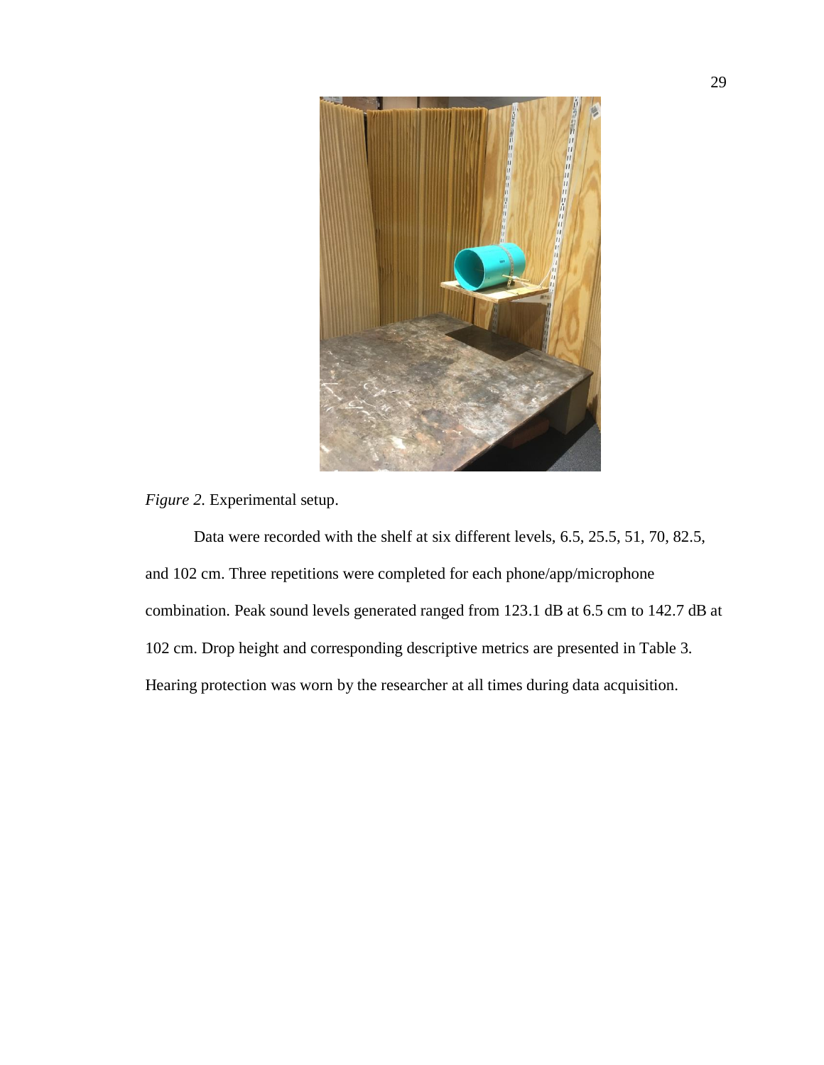*Figure 2*. Experimental setup.

Data were recorded with the shelf at six different levels, 6.5, 25.5, 51, 70, 82.5, and 102 cm. Three repetitions were completed for each phone/app/microphone combination. Peak sound levels generated ranged from 123.1 dB at 6.5 cm to 142.7 dB at 102 cm. Drop height and corresponding descriptive metrics are presented in Table 3. Hearing protection was worn by the researcher at all times during data acquisition.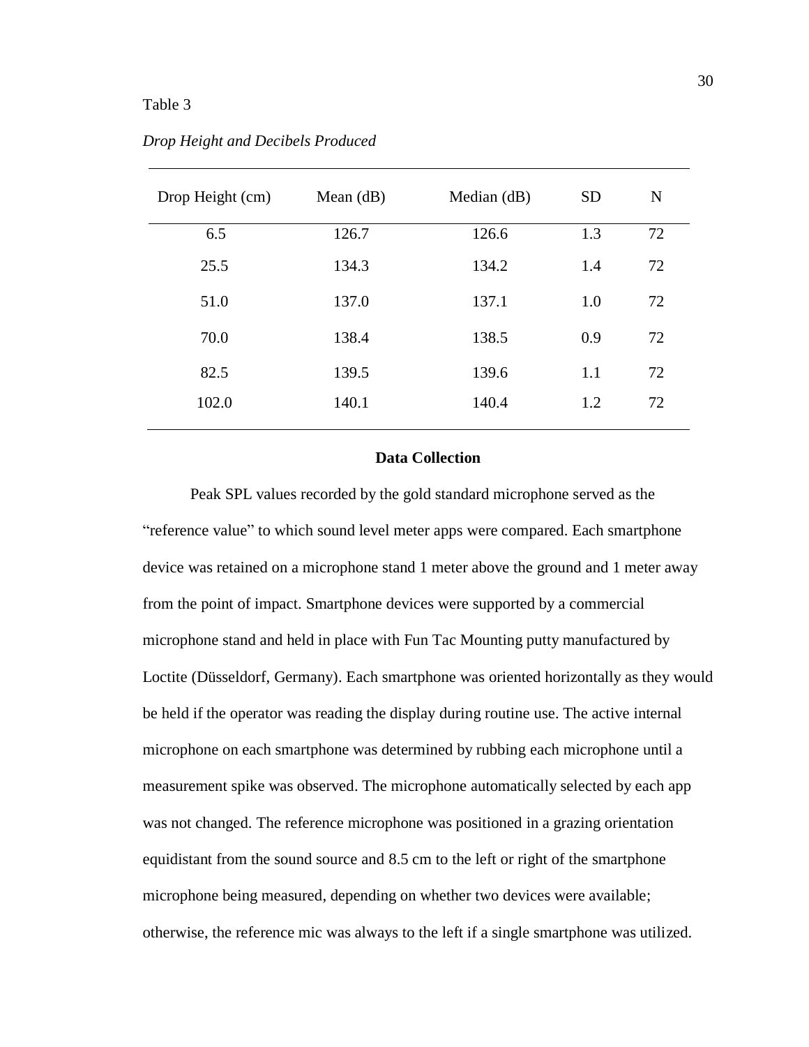Table 3

*Drop Height and Decibels Produced*

| Drop Height (cm) | Mean (dB) | Median (dB) | SD | N |
|---|---|---|---|---|
| 6.5 | 126.7 | 126.6 | 1.3 | 72 |
| 25.5 | 134.3 | 134.2 | 1.4 | 72 |
| 51.0 | 137.0 | 137.1 | 1.0 | 72 |
| 70.0 | 138.4 | 138.5 | 0.9 | 72 |
| 82.5 | 139.5 | 139.6 | 1.1 | 72 |
| 102.0 | 140.1 | 140.4 | 1.2 | 72 |

## Data Collection

Peak SPL values recorded by the gold standard microphone served as the "reference value" to which sound level meter apps were compared. Each smartphone device was retained on a microphone stand 1 meter above the ground and 1 meter away from the point of impact. Smartphone devices were supported by a commercial microphone stand and held in place with Fun Tac Mounting putty manufactured by Loctite (Düsseldorf, Germany). Each smartphone was oriented horizontally as they would be held if the operator was reading the display during routine use. The active internal microphone on each smartphone was determined by rubbing each microphone until a measurement spike was observed. The microphone automatically selected by each app was not changed. The reference microphone was positioned in a grazing orientation equidistant from the sound source and 8.5 cm to the left or right of the smartphone microphone being measured, depending on whether two devices were available; otherwise, the reference mic was always to the left if a single smartphone was utilized.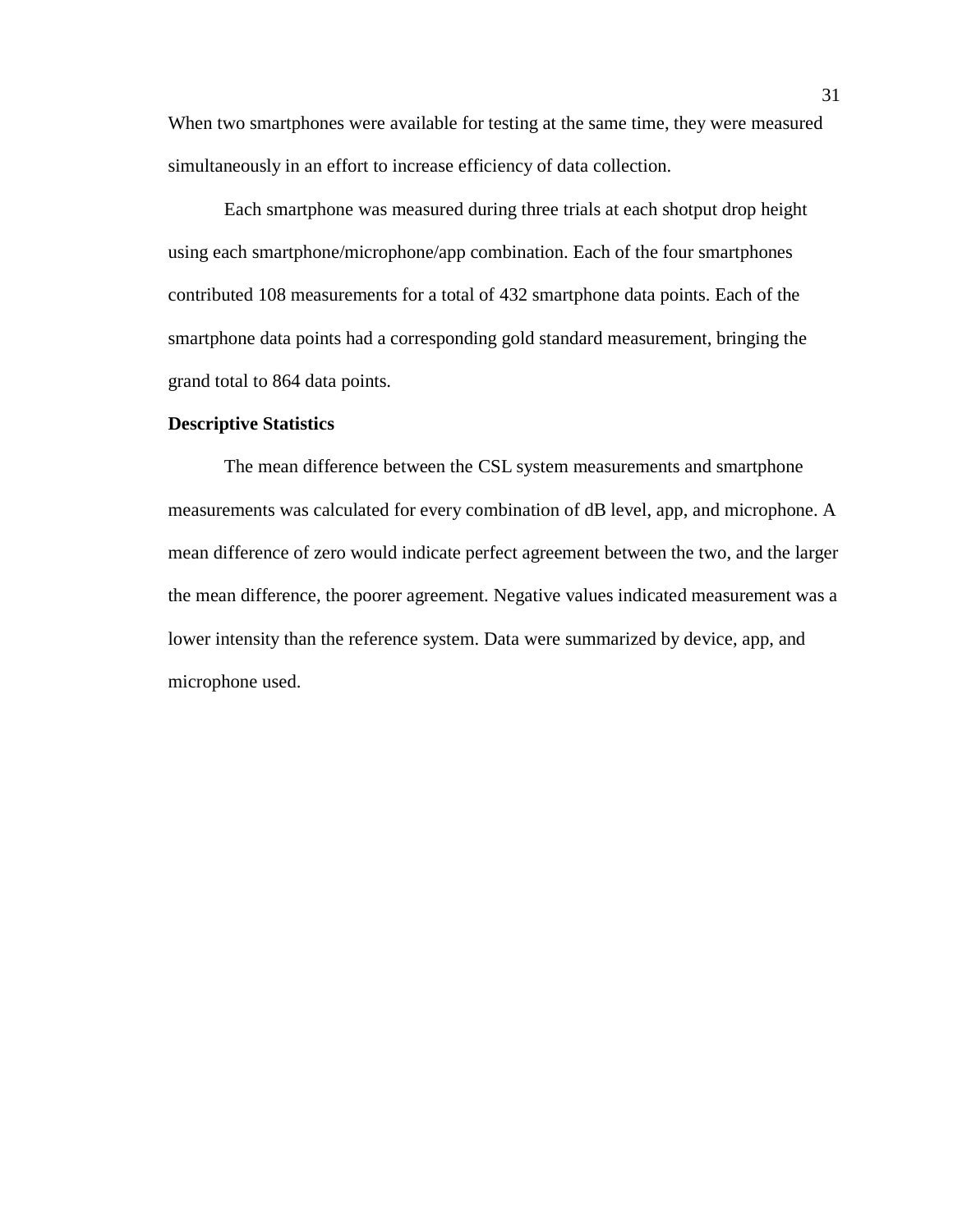When two smartphones were available for testing at the same time, they were measured simultaneously in an effort to increase efficiency of data collection.

Each smartphone was measured during three trials at each shotput drop height using each smartphone/microphone/app combination. Each of the four smartphones contributed 108 measurements for a total of 432 smartphone data points. Each of the smartphone data points had a corresponding gold standard measurement, bringing the grand total to 864 data points.

**Descriptive Statistics**

The mean difference between the CSL system measurements and smartphone measurements was calculated for every combination of dB level, app, and microphone. A mean difference of zero would indicate perfect agreement between the two, and the larger the mean difference, the poorer agreement. Negative values indicated measurement was a lower intensity than the reference system. Data were summarized by device, app, and microphone used.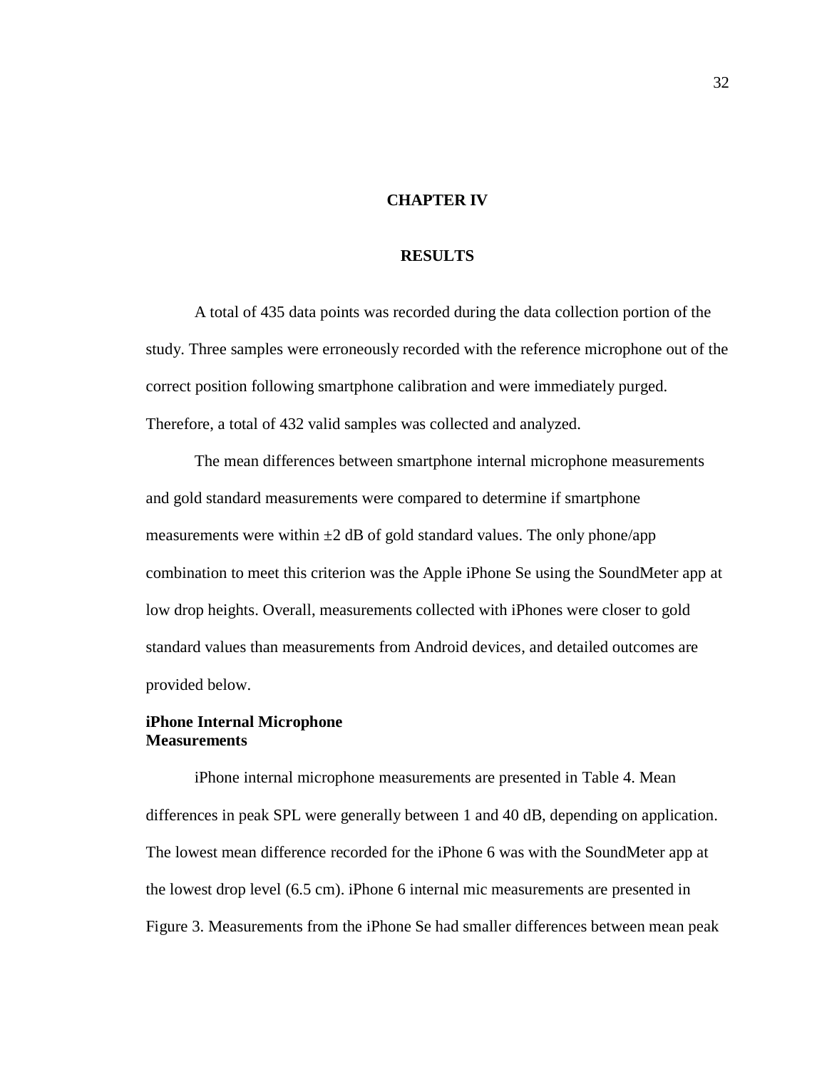# CHAPTER IV

# RESULTS

A total of 435 data points was recorded during the data collection portion of the study. Three samples were erroneously recorded with the reference microphone out of the correct position following smartphone calibration and were immediately purged. Therefore, a total of 432 valid samples was collected and analyzed.

The mean differences between smartphone internal microphone measurements and gold standard measurements were compared to determine if smartphone measurements were within ±2 dB of gold standard values. The only phone/app combination to meet this criterion was the Apple iPhone Se using the SoundMeter app at low drop heights. Overall, measurements collected with iPhones were closer to gold standard values than measurements from Android devices, and detailed outcomes are provided below.

## iPhone Internal Microphone Measurements

iPhone internal microphone measurements are presented in Table 4. Mean differences in peak SPL were generally between 1 and 40 dB, depending on application. The lowest mean difference recorded for the iPhone 6 was with the SoundMeter app at the lowest drop level (6.5 cm). iPhone 6 internal mic measurements are presented in Figure 3. Measurements from the iPhone Se had smaller differences between mean peak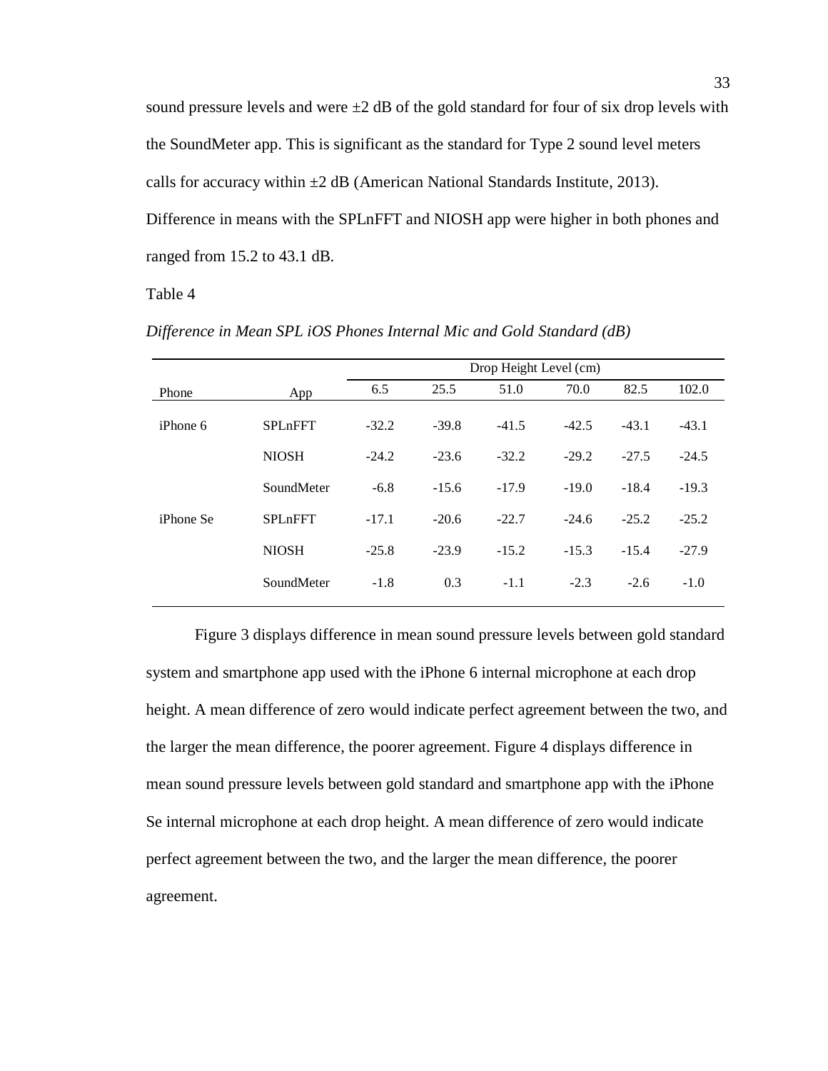sound pressure levels and were ±2 dB of the gold standard for four of six drop levels with the SoundMeter app. This is significant as the standard for Type 2 sound level meters calls for accuracy within ±2 dB (American National Standards Institute, 2013). Difference in means with the SPLnFFT and NIOSH app were higher in both phones and ranged from 15.2 to 43.1 dB.

Table 4

*Difference in Mean SPL iOS Phones Internal Mic and Gold Standard (dB)*

| | | Drop Height Level (cm) | | | | | |
|---|---|---|---|---|---|---|---|
| Phone | App | 6.5 | 25.5 | 51.0 | 70.0 | 82.5 | 102.0 |
| iPhone 6 | SPLnFFT | -32.2 | -39.8 | -41.5 | -42.5 | -43.1 | -43.1 |
| | NIOSH | -24.2 | -23.6 | -32.2 | -29.2 | -27.5 | -24.5 |
| | SoundMeter | -6.8 | -15.6 | -17.9 | -19.0 | -18.4 | -19.3 |
| iPhone Se | SPLnFFT | -17.1 | -20.6 | -22.7 | -24.6 | -25.2 | -25.2 |
| | NIOSH | -25.8 | -23.9 | -15.2 | -15.3 | -15.4 | -27.9 |
| | SoundMeter | -1.8 | 0.3 | -1.1 | -2.3 | -2.6 | -1.0 |

Figure 3 displays difference in mean sound pressure levels between gold standard system and smartphone app used with the iPhone 6 internal microphone at each drop height. A mean difference of zero would indicate perfect agreement between the two, and the larger the mean difference, the poorer agreement. Figure 4 displays difference in mean sound pressure levels between gold standard and smartphone app with the iPhone Se internal microphone at each drop height. A mean difference of zero would indicate perfect agreement between the two, and the larger the mean difference, the poorer agreement.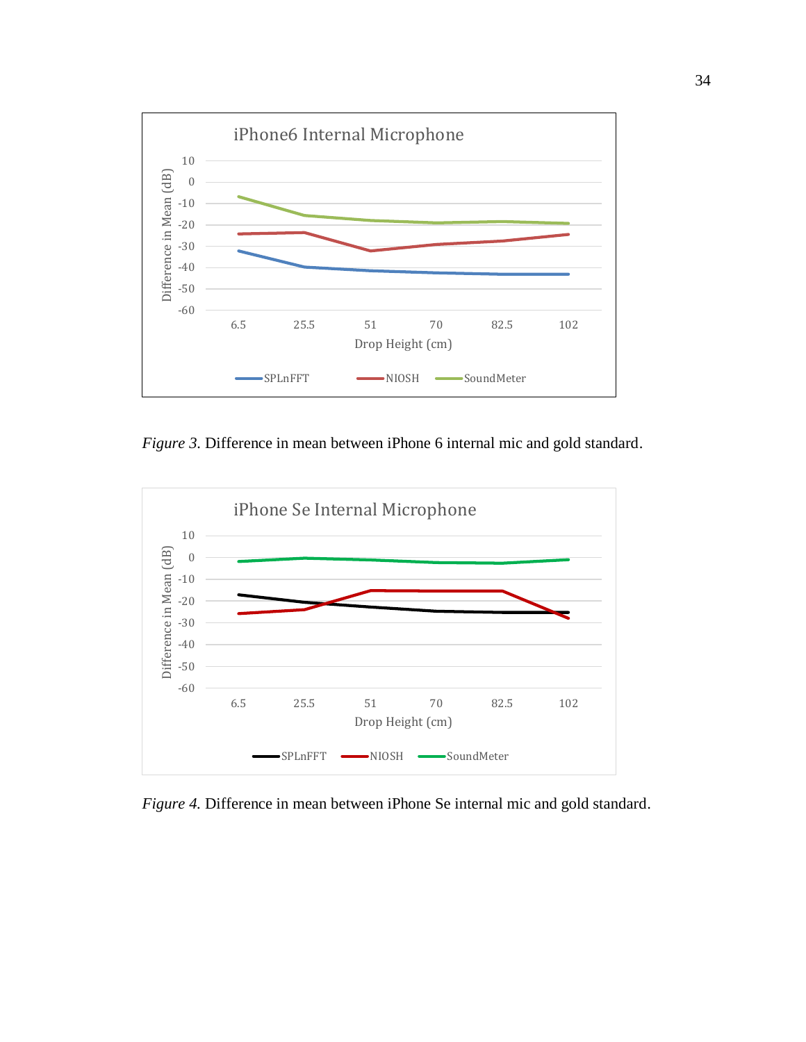*Figure 3.* Difference in mean between iPhone 6 internal mic and gold standard.

*Figure 4.* Difference in mean between iPhone Se internal mic and gold standard.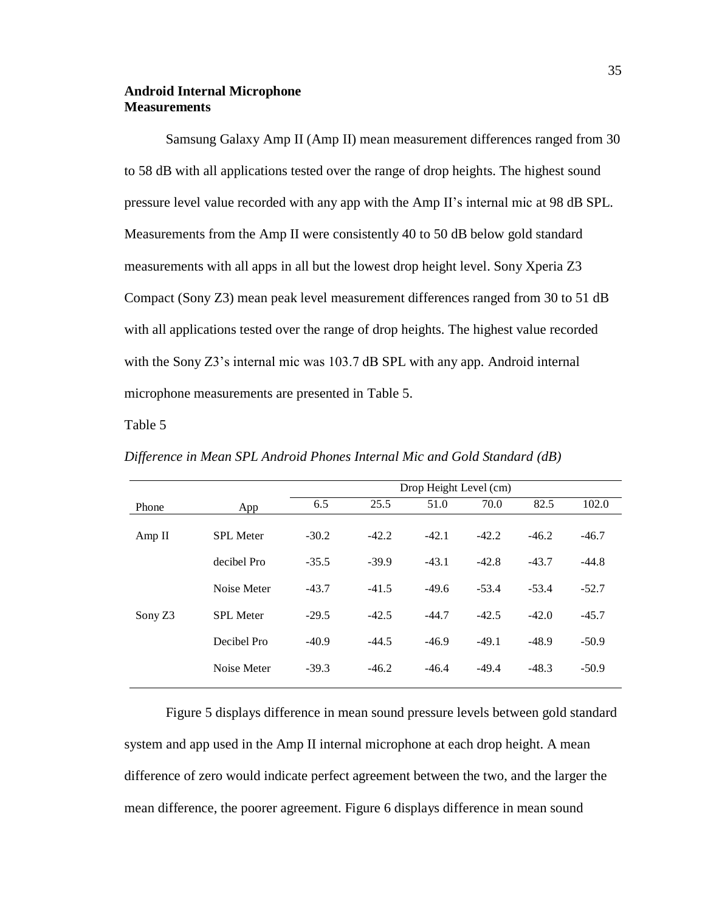## Android Internal Microphone Measurements

Samsung Galaxy Amp II (Amp II) mean measurement differences ranged from 30 to 58 dB with all applications tested over the range of drop heights. The highest sound pressure level value recorded with any app with the Amp II's internal mic at 98 dB SPL. Measurements from the Amp II were consistently 40 to 50 dB below gold standard measurements with all apps in all but the lowest drop height level. Sony Xperia Z3 Compact (Sony Z3) mean peak level measurement differences ranged from 30 to 51 dB with all applications tested over the range of drop heights. The highest value recorded with the Sony Z3's internal mic was 103.7 dB SPL with any app. Android internal microphone measurements are presented in Table 5.

Table 5

*Difference in Mean SPL Android Phones Internal Mic and Gold Standard (dB)*

| | | Drop Height Level (cm) | | | | | |
|---|---|---|---|---|---|---|---|
| Phone | App | 6.5 | 25.5 | 51.0 | 70.0 | 82.5 | 102.0 |
| Amp II | SPL Meter | -30.2 | -42.2 | -42.1 | -42.2 | -46.2 | -46.7 |
| | decibel Pro | -35.5 | -39.9 | -43.1 | -42.8 | -43.7 | -44.8 |
| | Noise Meter | -43.7 | -41.5 | -49.6 | -53.4 | -53.4 | -52.7 |
| Sony Z3 | SPL Meter | -29.5 | -42.5 | -44.7 | -42.5 | -42.0 | -45.7 |
| | Decibel Pro | -40.9 | -44.5 | -46.9 | -49.1 | -48.9 | -50.9 |
| | Noise Meter | -39.3 | -46.2 | -46.4 | -49.4 | -48.3 | -50.9 |

Figure 5 displays difference in mean sound pressure levels between gold standard system and app used in the Amp II internal microphone at each drop height. A mean difference of zero would indicate perfect agreement between the two, and the larger the mean difference, the poorer agreement. Figure 6 displays difference in mean sound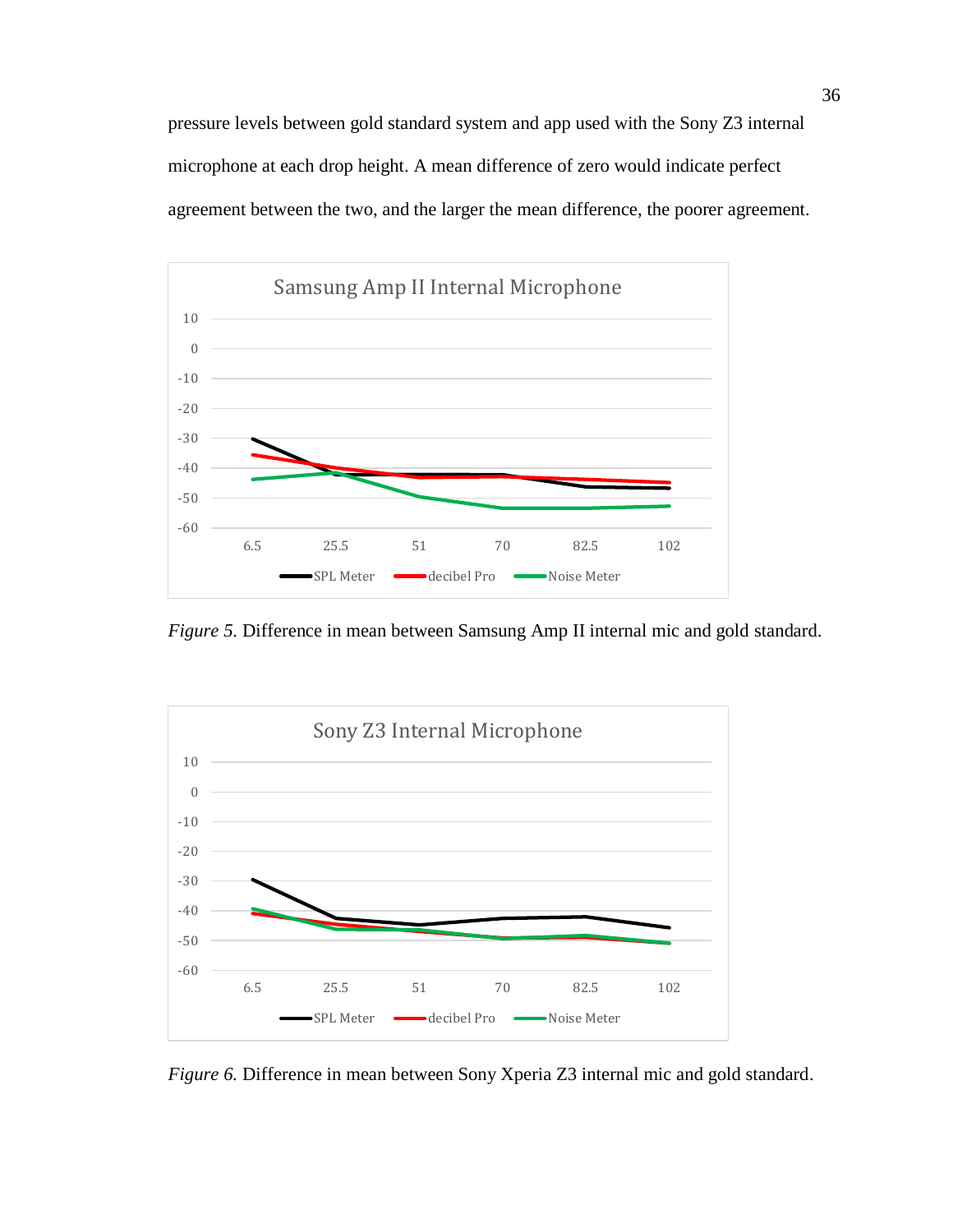pressure levels between gold standard system and app used with the Sony Z3 internal microphone at each drop height. A mean difference of zero would indicate perfect agreement between the two, and the larger the mean difference, the poorer agreement.

*Figure 5.* Difference in mean between Samsung Amp II internal mic and gold standard.

*Figure 6.* Difference in mean between Sony Xperia Z3 internal mic and gold standard.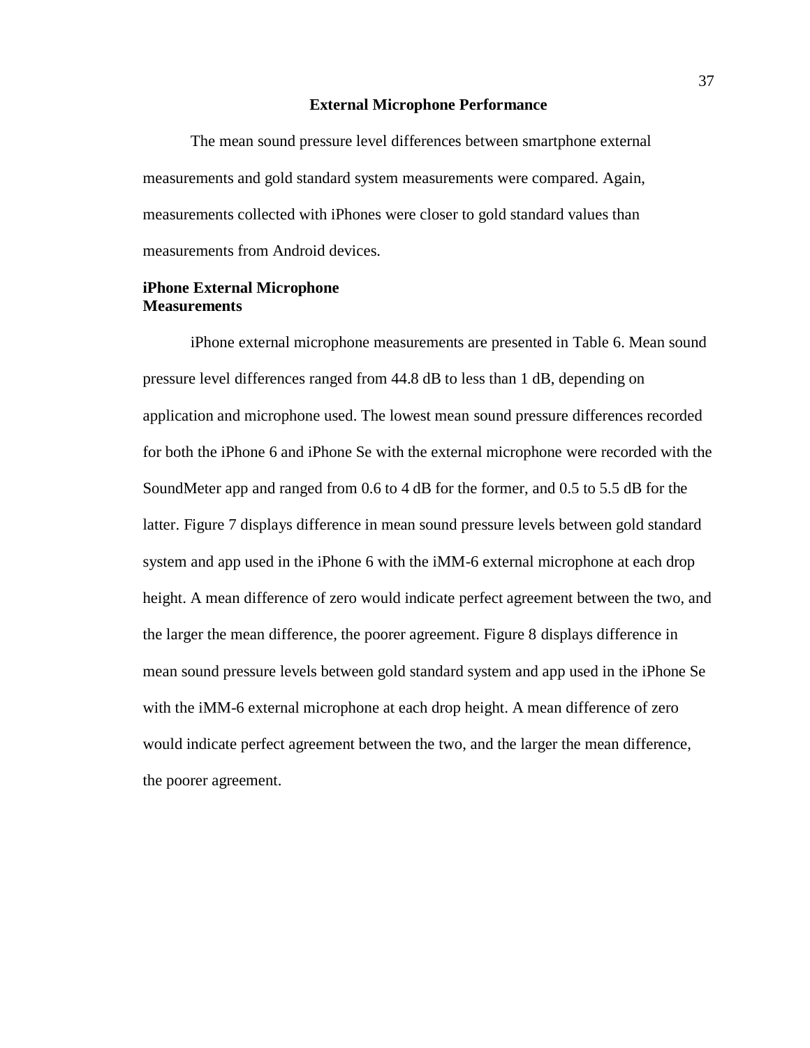## External Microphone Performance

The mean sound pressure level differences between smartphone external measurements and gold standard system measurements were compared. Again, measurements collected with iPhones were closer to gold standard values than measurements from Android devices.

### iPhone External Microphone Measurements

iPhone external microphone measurements are presented in Table 6. Mean sound pressure level differences ranged from 44.8 dB to less than 1 dB, depending on application and microphone used. The lowest mean sound pressure differences recorded for both the iPhone 6 and iPhone Se with the external microphone were recorded with the SoundMeter app and ranged from 0.6 to 4 dB for the former, and 0.5 to 5.5 dB for the latter. Figure 7 displays difference in mean sound pressure levels between gold standard system and app used in the iPhone 6 with the iMM-6 external microphone at each drop height. A mean difference of zero would indicate perfect agreement between the two, and the larger the mean difference, the poorer agreement. Figure 8 displays difference in mean sound pressure levels between gold standard system and app used in the iPhone Se with the iMM-6 external microphone at each drop height. A mean difference of zero would indicate perfect agreement between the two, and the larger the mean difference, the poorer agreement.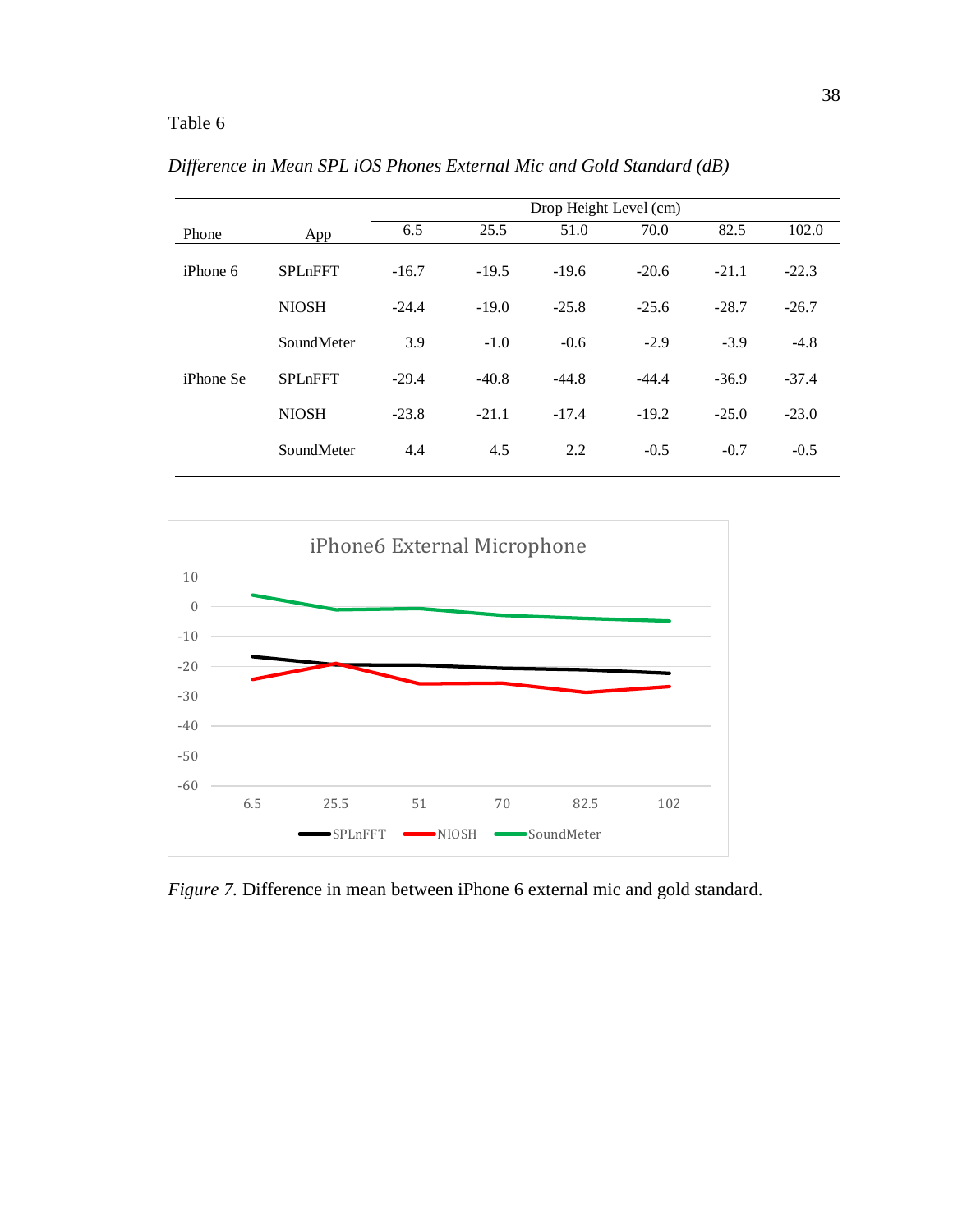Table 6

*Difference in Mean SPL iOS Phones External Mic and Gold Standard (dB)*

| Phone | App | Drop Height Level (cm) | | | | | |
|---|---|---|---|---|---|---|---|
| | | 6.5 | 25.5 | 51.0 | 70.0 | 82.5 | 102.0 |
| iPhone 6 | SPLnFFT | -16.7 | -19.5 | -19.6 | -20.6 | -21.1 | -22.3 |
| | NIOSH | -24.4 | -19.0 | -25.8 | -25.6 | -28.7 | -26.7 |
| | SoundMeter | 3.9 | -1.0 | -0.6 | -2.9 | -3.9 | -4.8 |
| iPhone Se | SPLnFFT | -29.4 | -40.8 | -44.8 | -44.4 | -36.9 | -37.4 |
| | NIOSH | -23.8 | -21.1 | -17.4 | -19.2 | -25.0 | -23.0 |
| | SoundMeter | 4.4 | 4.5 | 2.2 | -0.5 | -0.7 | -0.5 |

*Figure 7.* Difference in mean between iPhone 6 external mic and gold standard.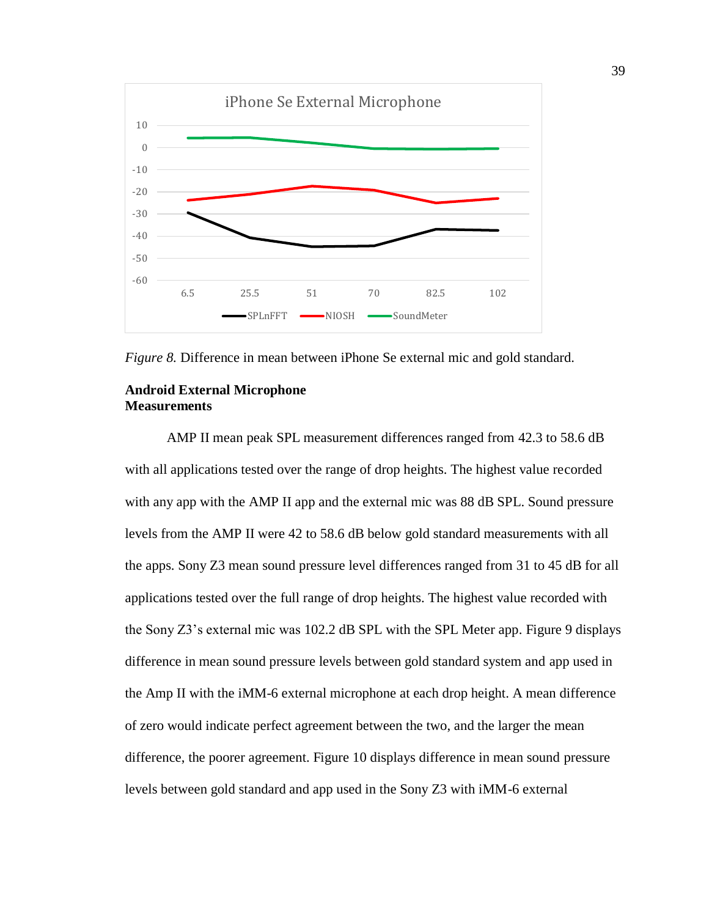*Figure 8.* Difference in mean between iPhone Se external mic and gold standard.

**Android External Microphone Measurements**

AMP II mean peak SPL measurement differences ranged from 42.3 to 58.6 dB with all applications tested over the range of drop heights. The highest value recorded with any app with the AMP II app and the external mic was 88 dB SPL. Sound pressure levels from the AMP II were 42 to 58.6 dB below gold standard measurements with all the apps. Sony Z3 mean sound pressure level differences ranged from 31 to 45 dB for all applications tested over the full range of drop heights. The highest value recorded with the Sony Z3's external mic was 102.2 dB SPL with the SPL Meter app. Figure 9 displays difference in mean sound pressure levels between gold standard system and app used in the Amp II with the iMM-6 external microphone at each drop height. A mean difference of zero would indicate perfect agreement between the two, and the larger the mean difference, the poorer agreement. Figure 10 displays difference in mean sound pressure levels between gold standard and app used in the Sony Z3 with iMM-6 external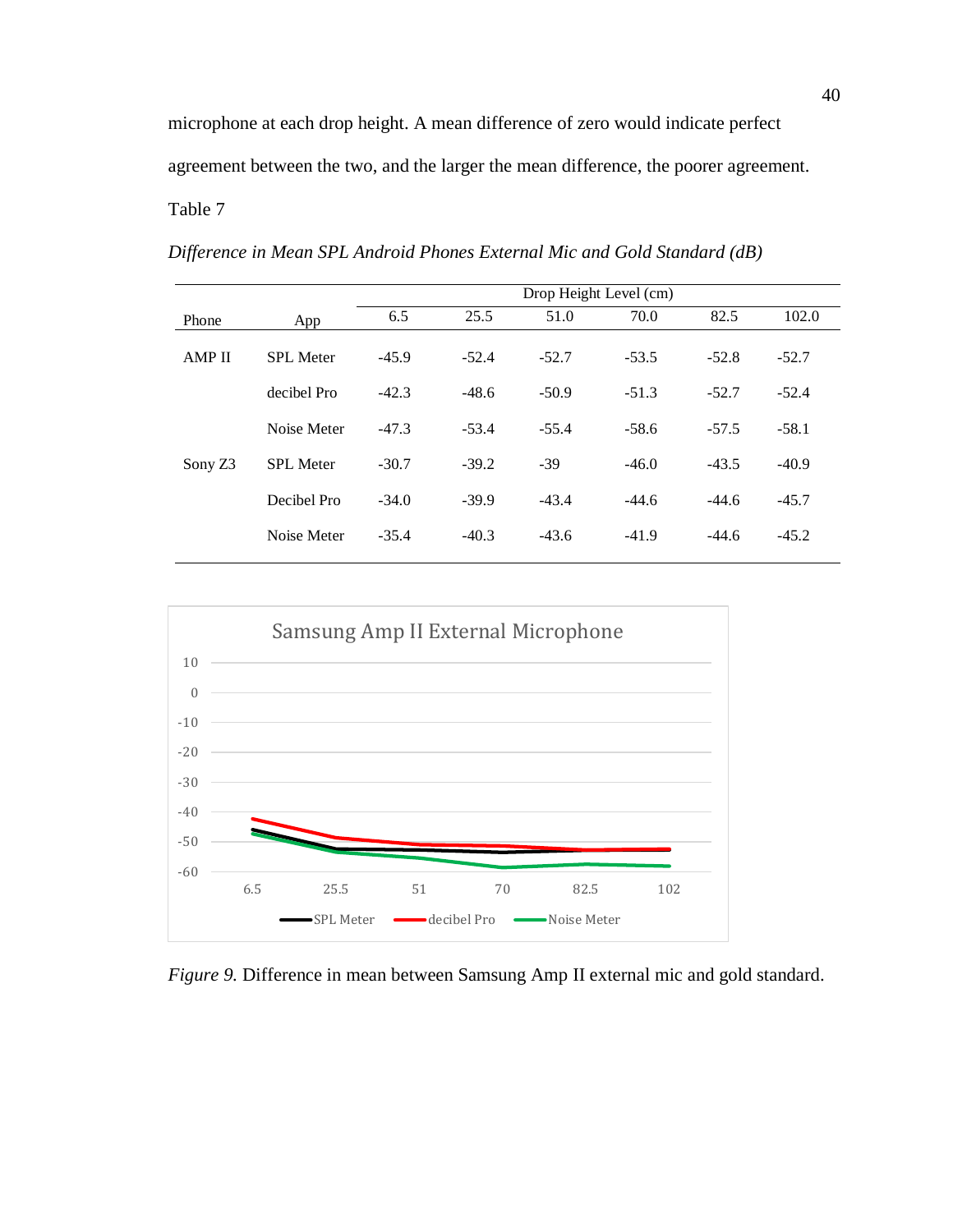microphone at each drop height. A mean difference of zero would indicate perfect agreement between the two, and the larger the mean difference, the poorer agreement.

Table 7

*Difference in Mean SPL Android Phones External Mic and Gold Standard (dB)*

| | | Drop Height Level (cm) | | | | | |
|---|---|---|---|---|---|---|---|
| Phone | App | 6.5 | 25.5 | 51.0 | 70.0 | 82.5 | 102.0 |
| AMP II | SPL Meter | -45.9 | -52.4 | -52.7 | -53.5 | -52.8 | -52.7 |
| | decibel Pro | -42.3 | -48.6 | -50.9 | -51.3 | -52.7 | -52.4 |
| | Noise Meter | -47.3 | -53.4 | -55.4 | -58.6 | -57.5 | -58.1 |
| Sony Z3 | SPL Meter | -30.7 | -39.2 | -39 | -46.0 | -43.5 | -40.9 |
| | Decibel Pro | -34.0 | -39.9 | -43.4 | -44.6 | -44.6 | -45.7 |
| | Noise Meter | -35.4 | -40.3 | -43.6 | -41.9 | -44.6 | -45.2 |

*Figure 9.* Difference in mean between Samsung Amp II external mic and gold standard.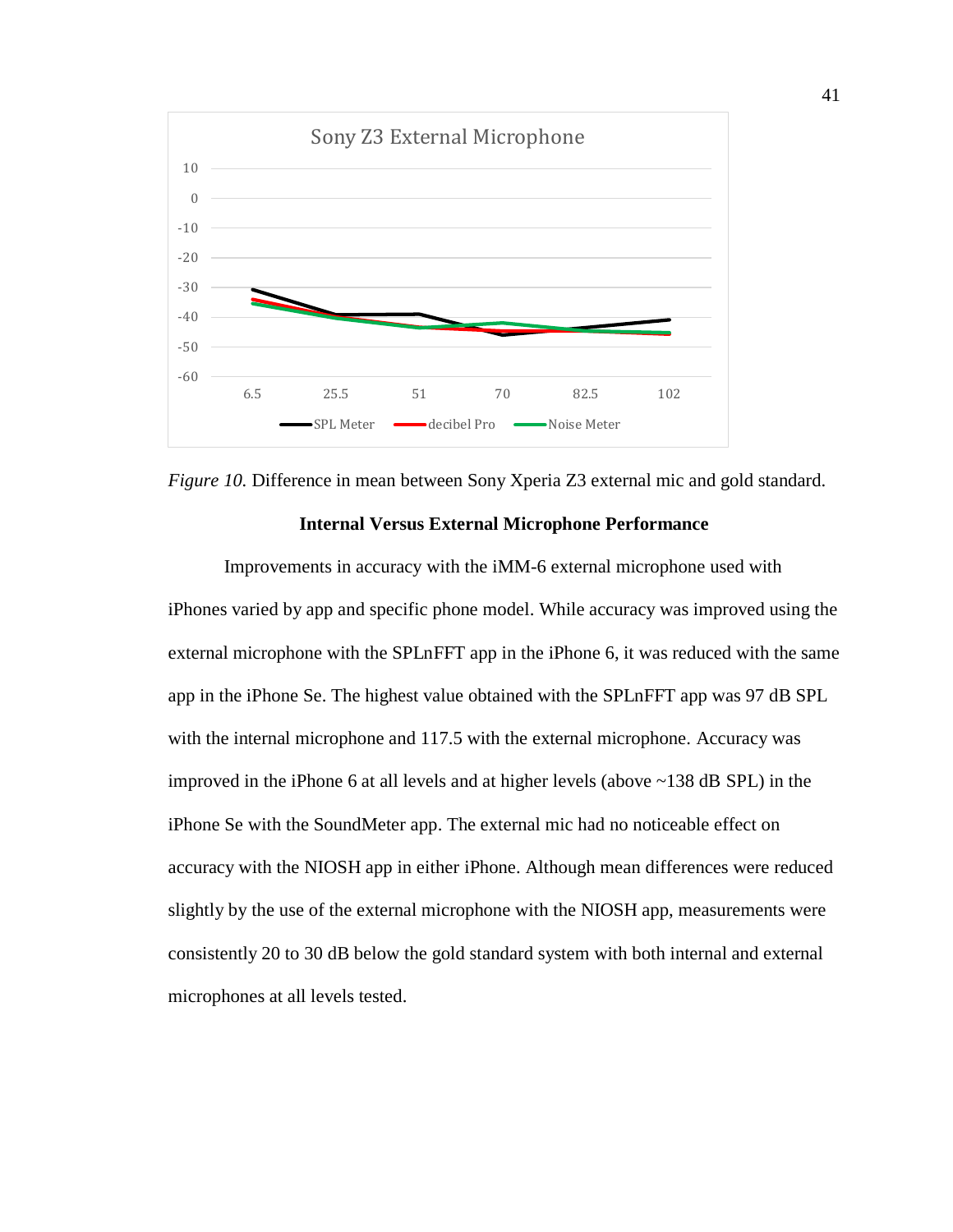*Figure 10.* Difference in mean between Sony Xperia Z3 external mic and gold standard.

### Internal Versus External Microphone Performance

Improvements in accuracy with the iMM-6 external microphone used with iPhones varied by app and specific phone model. While accuracy was improved using the external microphone with the SPLnFFT app in the iPhone 6, it was reduced with the same app in the iPhone Se. The highest value obtained with the SPLnFFT app was 97 dB SPL with the internal microphone and 117.5 with the external microphone. Accuracy was improved in the iPhone 6 at all levels and at higher levels (above ~138 dB SPL) in the iPhone Se with the SoundMeter app. The external mic had no noticeable effect on accuracy with the NIOSH app in either iPhone. Although mean differences were reduced slightly by the use of the external microphone with the NIOSH app, measurements were consistently 20 to 30 dB below the gold standard system with both internal and external microphones at all levels tested.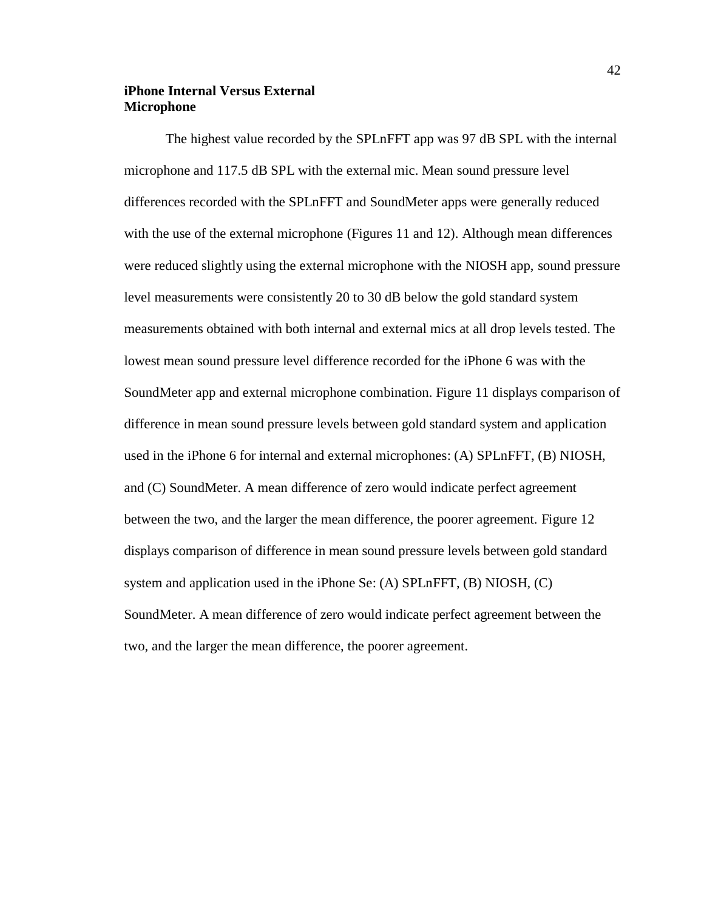### iPhone Internal Versus External Microphone

The highest value recorded by the SPLnFFT app was 97 dB SPL with the internal microphone and 117.5 dB SPL with the external mic. Mean sound pressure level differences recorded with the SPLnFFT and SoundMeter apps were generally reduced with the use of the external microphone (Figures 11 and 12). Although mean differences were reduced slightly using the external microphone with the NIOSH app, sound pressure level measurements were consistently 20 to 30 dB below the gold standard system measurements obtained with both internal and external mics at all drop levels tested. The lowest mean sound pressure level difference recorded for the iPhone 6 was with the SoundMeter app and external microphone combination. Figure 11 displays comparison of difference in mean sound pressure levels between gold standard system and application used in the iPhone 6 for internal and external microphones: (A) SPLnFFT, (B) NIOSH, and (C) SoundMeter. A mean difference of zero would indicate perfect agreement between the two, and the larger the mean difference, the poorer agreement. Figure 12 displays comparison of difference in mean sound pressure levels between gold standard system and application used in the iPhone Se: (A) SPLnFFT, (B) NIOSH, (C) SoundMeter. A mean difference of zero would indicate perfect agreement between the two, and the larger the mean difference, the poorer agreement.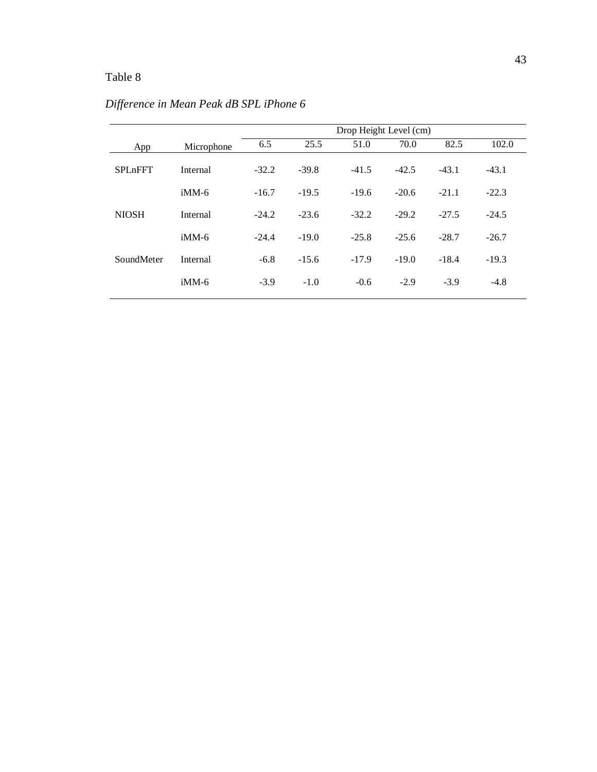Table 8

*Difference in Mean Peak dB SPL iPhone 6*

| | | Drop Height Level (cm) | | | | | |
|---|---|---|---|---|---|---|---|
| App | Microphone | 6.5 | 25.5 | 51.0 | 70.0 | 82.5 | 102.0 |
| SPLnFFT | Internal | -32.2 | -39.8 | -41.5 | -42.5 | -43.1 | -43.1 |
| | iMM-6 | -16.7 | -19.5 | -19.6 | -20.6 | -21.1 | -22.3 |
| NIOSH | Internal | -24.2 | -23.6 | -32.2 | -29.2 | -27.5 | -24.5 |
| | iMM-6 | -24.4 | -19.0 | -25.8 | -25.6 | -28.7 | -26.7 |
| SoundMeter | Internal | -6.8 | -15.6 | -17.9 | -19.0 | -18.4 | -19.3 |
| | iMM-6 | -3.9 | -1.0 | -0.6 | -2.9 | -3.9 | -4.8 |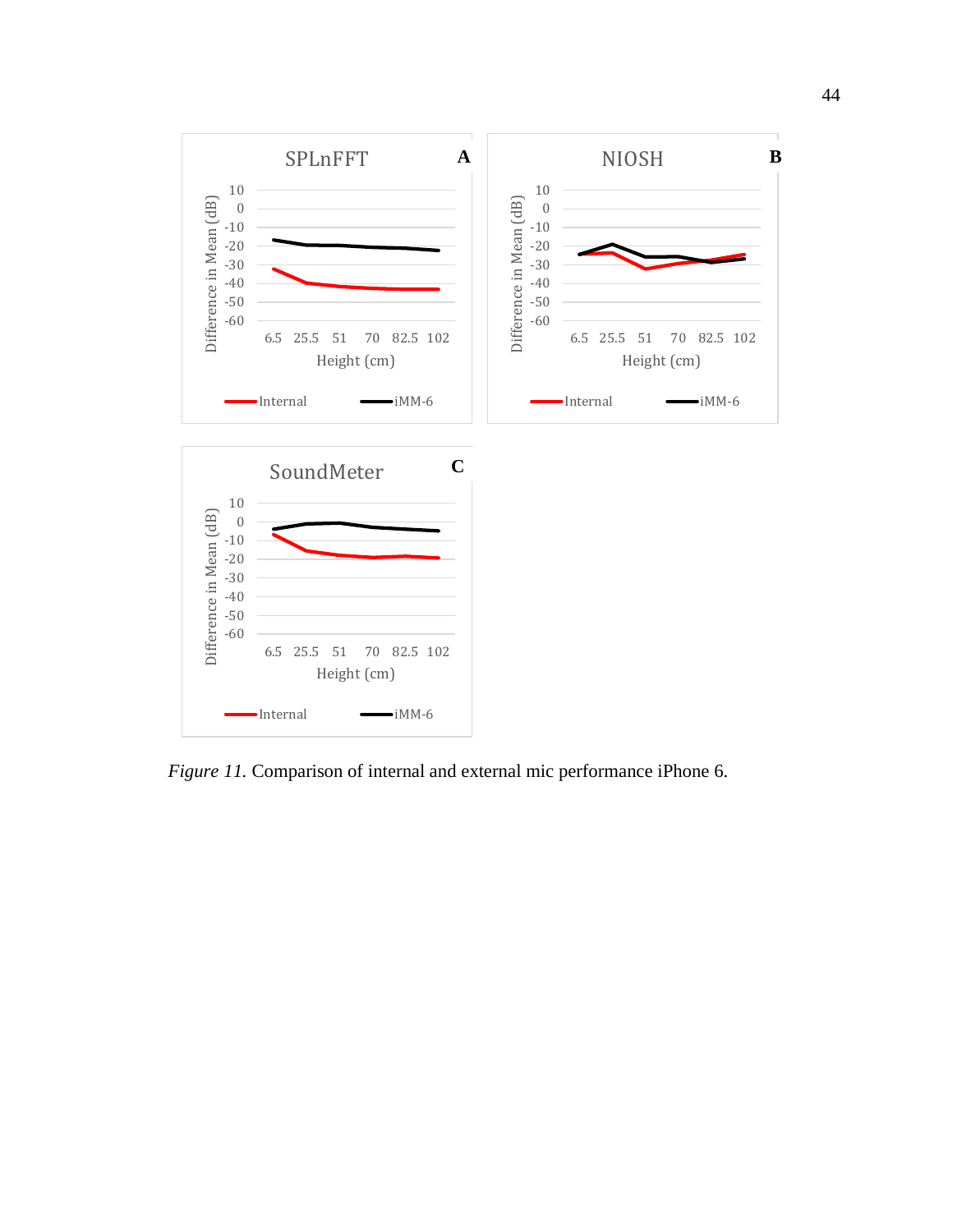*Figure 11*. Comparison of internal and external mic performance iPhone 6.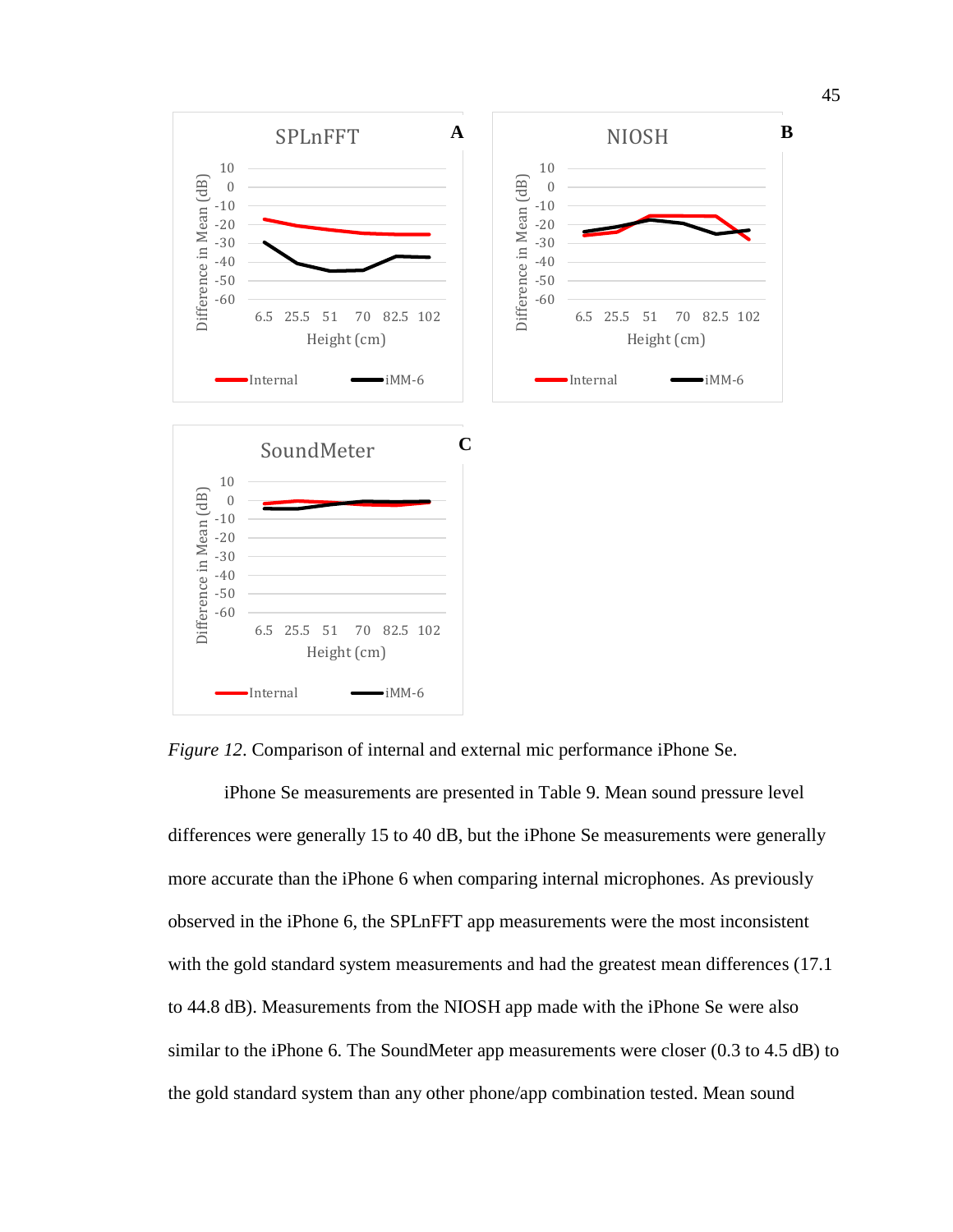*Figure 12*. Comparison of internal and external mic performance iPhone Se.

iPhone Se measurements are presented in Table 9. Mean sound pressure level differences were generally 15 to 40 dB, but the iPhone Se measurements were generally more accurate than the iPhone 6 when comparing internal microphones. As previously observed in the iPhone 6, the SPLnFFT app measurements were the most inconsistent with the gold standard system measurements and had the greatest mean differences (17.1 to 44.8 dB). Measurements from the NIOSH app made with the iPhone Se were also similar to the iPhone 6. The SoundMeter app measurements were closer (0.3 to 4.5 dB) to the gold standard system than any other phone/app combination tested. Mean sound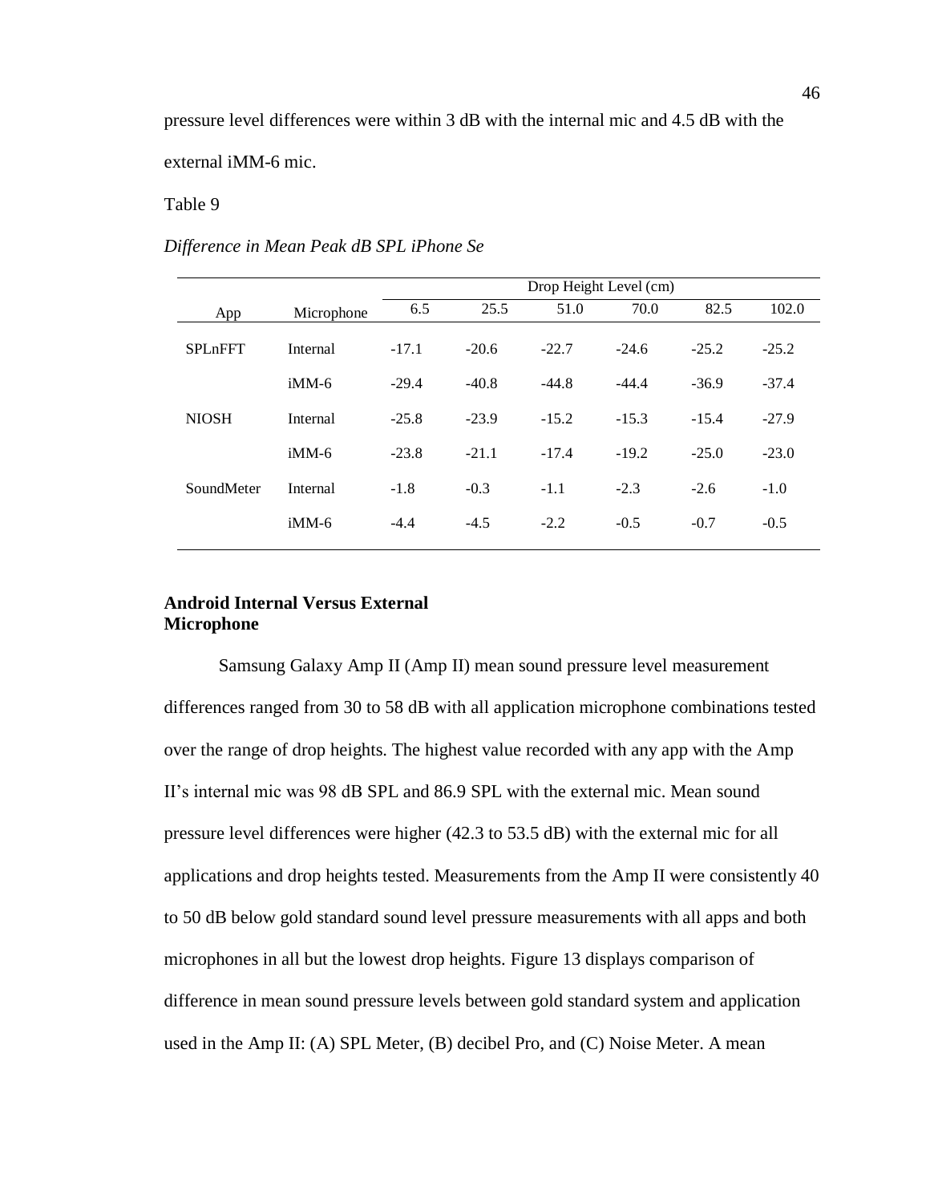pressure level differences were within 3 dB with the internal mic and 4.5 dB with the external iMM-6 mic.

Table 9

*Difference in Mean Peak dB SPL iPhone Se*

| | | Drop Height Level (cm) | | | | | |
|---|---|---|---|---|---|---|---|
| App | Microphone | 6.5 | 25.5 | 51.0 | 70.0 | 82.5 | 102.0 |
| SPLnFFT | Internal | -17.1 | -20.6 | -22.7 | -24.6 | -25.2 | -25.2 |
| | iMM-6 | -29.4 | -40.8 | -44.8 | -44.4 | -36.9 | -37.4 |
| NIOSH | Internal | -25.8 | -23.9 | -15.2 | -15.3 | -15.4 | -27.9 |
| | iMM-6 | -23.8 | -21.1 | -17.4 | -19.2 | -25.0 | -23.0 |
| SoundMeter | Internal | -1.8 | -0.3 | -1.1 | -2.3 | -2.6 | -1.0 |
| | iMM-6 | -4.4 | -4.5 | -2.2 | -0.5 | -0.7 | -0.5 |

## Android Internal Versus External Microphone

Samsung Galaxy Amp II (Amp II) mean sound pressure level measurement differences ranged from 30 to 58 dB with all application microphone combinations tested over the range of drop heights. The highest value recorded with any app with the Amp II's internal mic was 98 dB SPL and 86.9 SPL with the external mic. Mean sound pressure level differences were higher (42.3 to 53.5 dB) with the external mic for all applications and drop heights tested. Measurements from the Amp II were consistently 40 to 50 dB below gold standard sound level pressure measurements with all apps and both microphones in all but the lowest drop heights. Figure 13 displays comparison of difference in mean sound pressure levels between gold standard system and application used in the Amp II: (A) SPL Meter, (B) decibel Pro, and (C) Noise Meter. A mean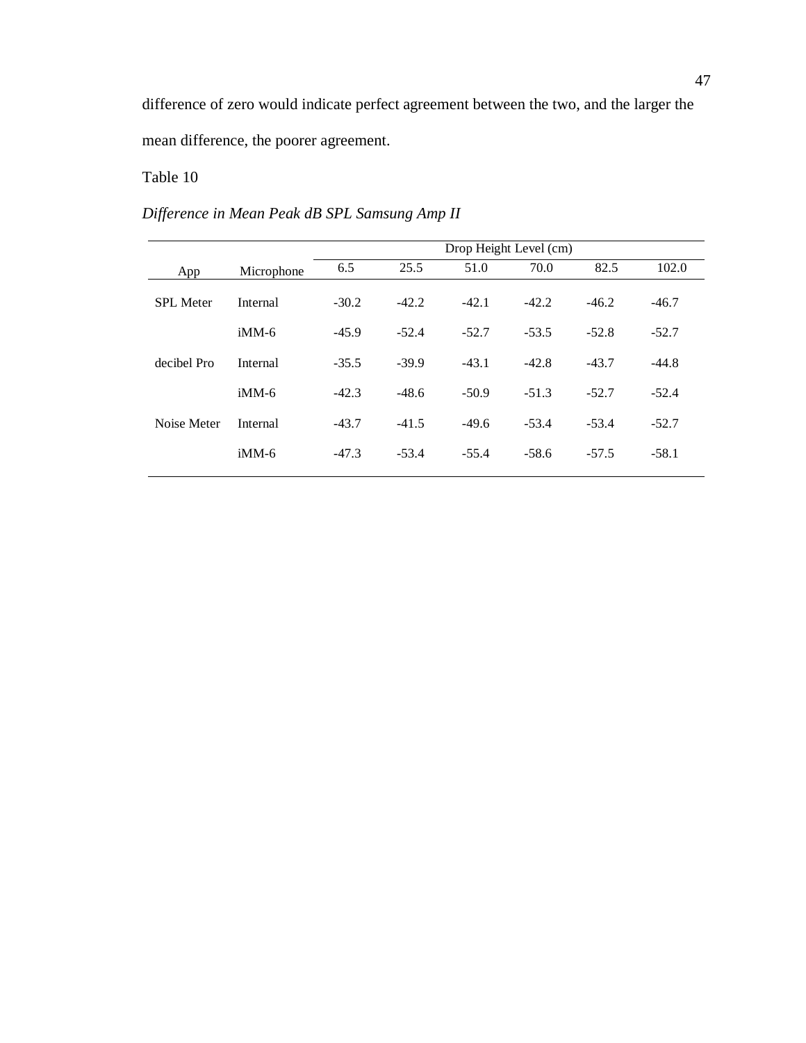difference of zero would indicate perfect agreement between the two, and the larger the mean difference, the poorer agreement.

Table 10

*Difference in Mean Peak dB SPL Samsung Amp II*

| | | Drop Height Level (cm) | | | | | |
|---|---|---|---|---|---|---|---|
| App | Microphone | 6.5 | 25.5 | 51.0 | 70.0 | 82.5 | 102.0 |
| SPL Meter | Internal | -30.2 | -42.2 | -42.1 | -42.2 | -46.2 | -46.7 |
| | iMM-6 | -45.9 | -52.4 | -52.7 | -53.5 | -52.8 | -52.7 |
| decibel Pro | Internal | -35.5 | -39.9 | -43.1 | -42.8 | -43.7 | -44.8 |
| | iMM-6 | -42.3 | -48.6 | -50.9 | -51.3 | -52.7 | -52.4 |
| Noise Meter | Internal | -43.7 | -41.5 | -49.6 | -53.4 | -53.4 | -52.7 |
| | iMM-6 | -47.3 | -53.4 | -55.4 | -58.6 | -57.5 | -58.1 |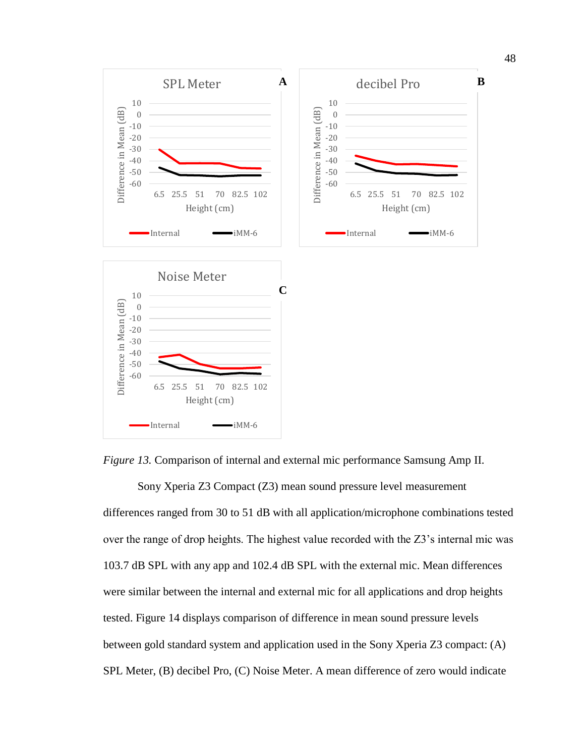*Figure 13.* Comparison of internal and external mic performance Samsung Amp II.

Sony Xperia Z3 Compact (Z3) mean sound pressure level measurement differences ranged from 30 to 51 dB with all application/microphone combinations tested over the range of drop heights. The highest value recorded with the Z3's internal mic was 103.7 dB SPL with any app and 102.4 dB SPL with the external mic. Mean differences were similar between the internal and external mic for all applications and drop heights tested. Figure 14 displays comparison of difference in mean sound pressure levels between gold standard system and application used in the Sony Xperia Z3 compact: (A) SPL Meter, (B) decibel Pro, (C) Noise Meter. A mean difference of zero would indicate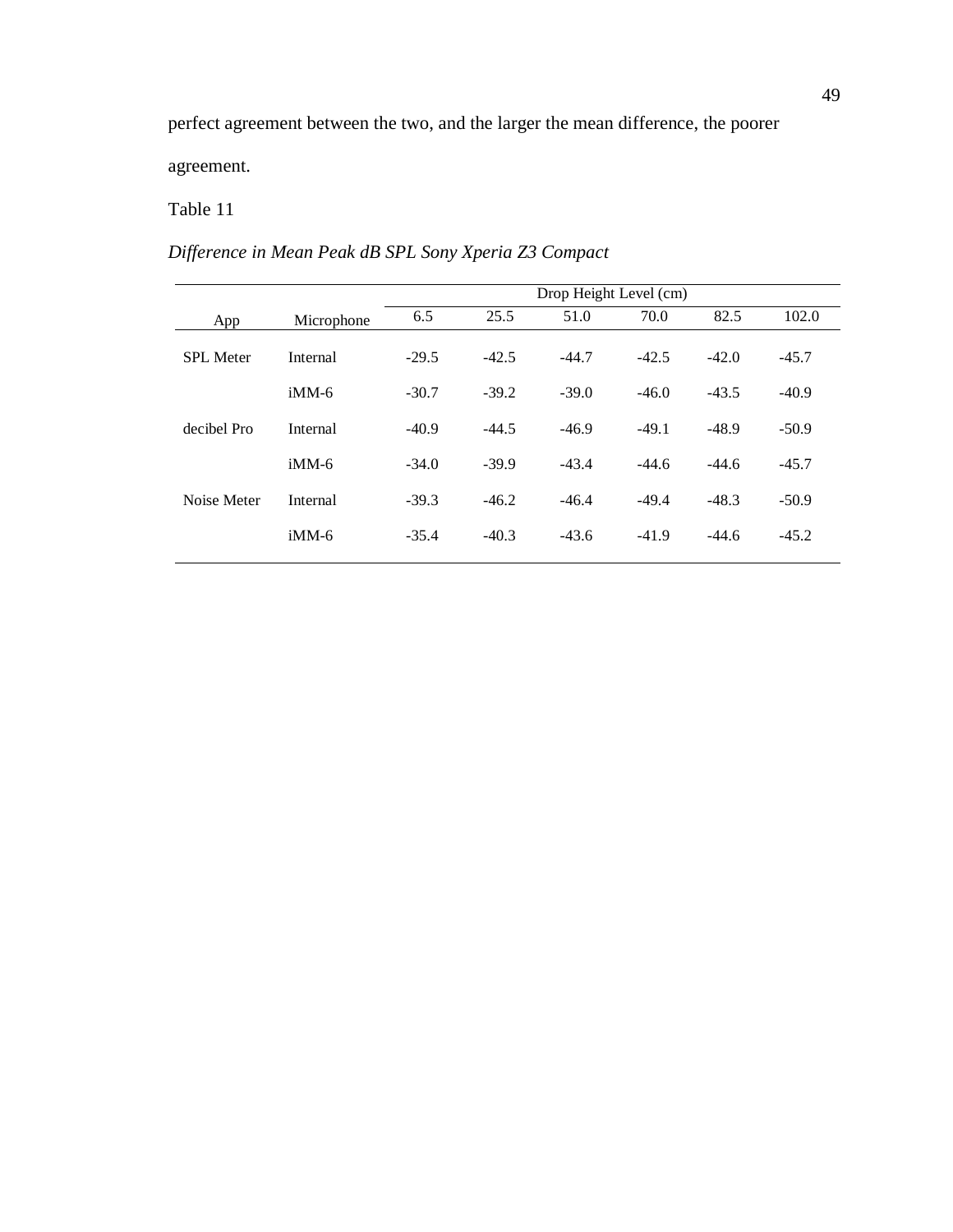perfect agreement between the two, and the larger the mean difference, the poorer agreement.

Table 11

*Difference in Mean Peak dB SPL Sony Xperia Z3 Compact*

| | | Drop Height Level (cm) | | | | | |
|---|---|---|---|---|---|---|---|
| App | Microphone | 6.5 | 25.5 | 51.0 | 70.0 | 82.5 | 102.0 |
| SPL Meter | Internal | -29.5 | -42.5 | -44.7 | -42.5 | -42.0 | -45.7 |
| | iMM-6 | -30.7 | -39.2 | -39.0 | -46.0 | -43.5 | -40.9 |
| decibel Pro | Internal | -40.9 | -44.5 | -46.9 | -49.1 | -48.9 | -50.9 |
| | iMM-6 | -34.0 | -39.9 | -43.4 | -44.6 | -44.6 | -45.7 |
| Noise Meter | Internal | -39.3 | -46.2 | -46.4 | -49.4 | -48.3 | -50.9 |
| | iMM-6 | -35.4 | -40.3 | -43.6 | -41.9 | -44.6 | -45.2 |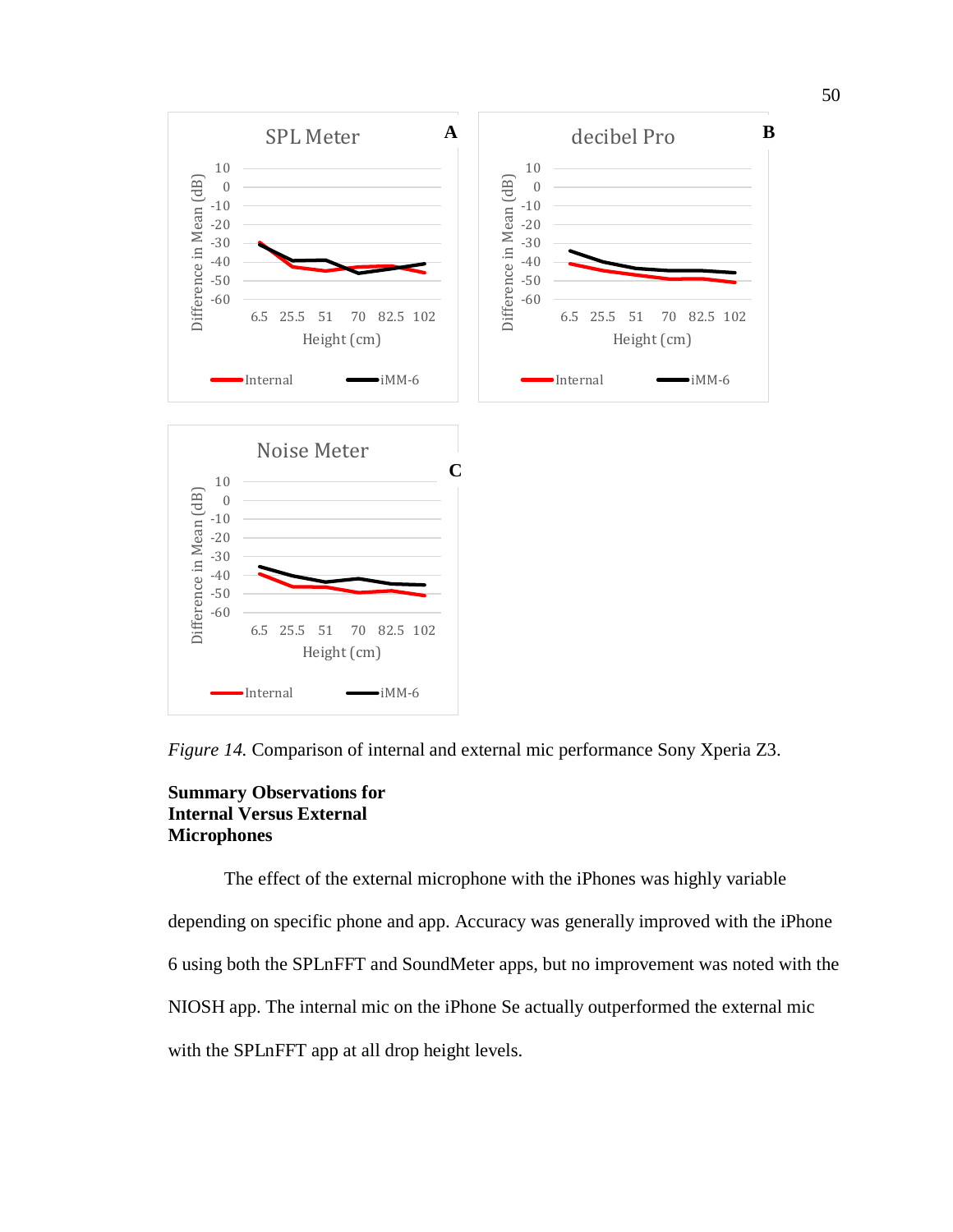*Figure 14.* Comparison of internal and external mic performance Sony Xperia Z3.

**Summary Observations for Internal Versus External Microphones**

The effect of the external microphone with the iPhones was highly variable depending on specific phone and app. Accuracy was generally improved with the iPhone 6 using both the SPLnFFT and SoundMeter apps, but no improvement was noted with the NIOSH app. The internal mic on the iPhone Se actually outperformed the external mic with the SPLnFFT app at all drop height levels.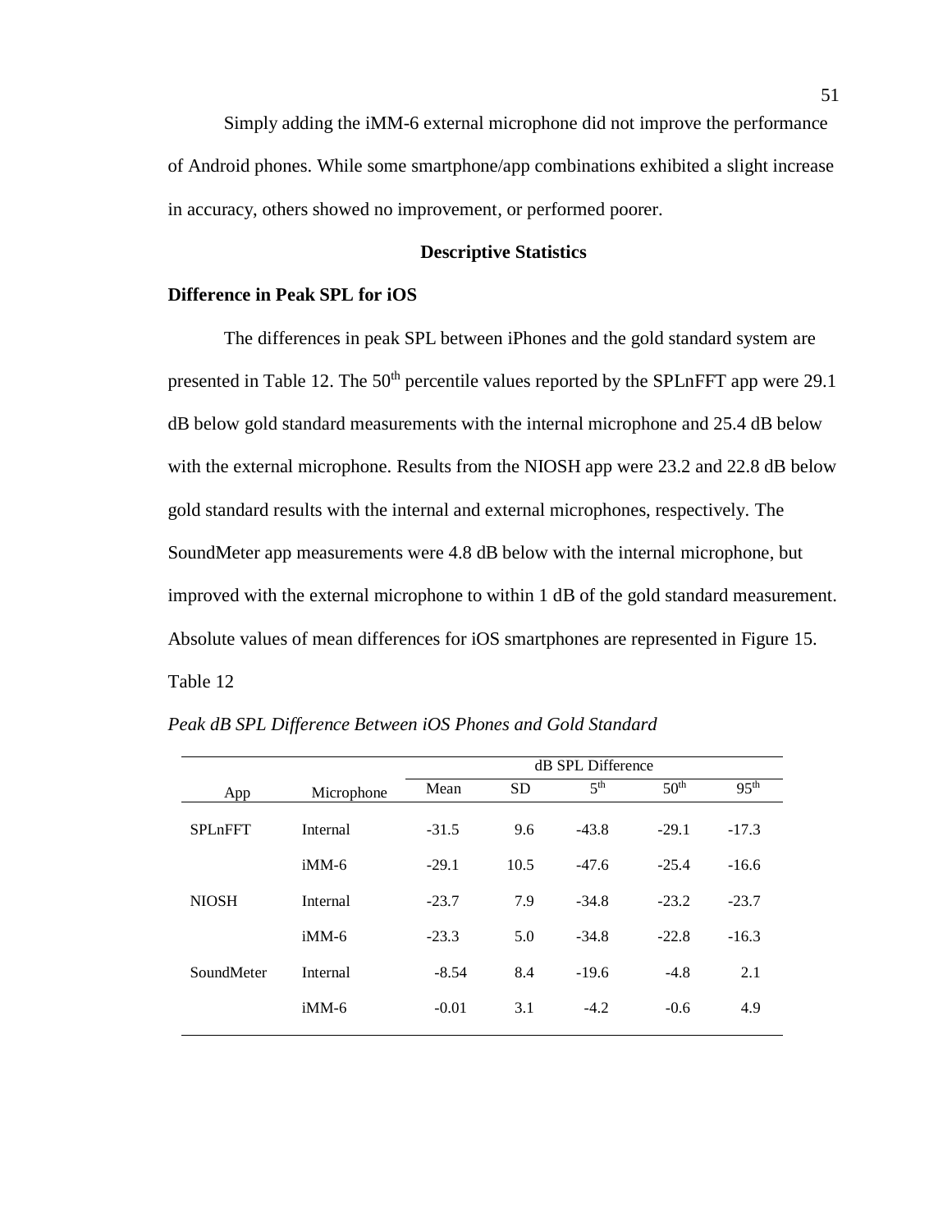Simply adding the iMM-6 external microphone did not improve the performance of Android phones. While some smartphone/app combinations exhibited a slight increase in accuracy, others showed no improvement, or performed poorer.

## Descriptive Statistics

### Difference in Peak SPL for iOS

The differences in peak SPL between iPhones and the gold standard system are presented in Table 12. The 50th percentile values reported by the SPLnFFT app were 29.1 dB below gold standard measurements with the internal microphone and 25.4 dB below with the external microphone. Results from the NIOSH app were 23.2 and 22.8 dB below gold standard results with the internal and external microphones, respectively. The SoundMeter app measurements were 4.8 dB below with the internal microphone, but improved with the external microphone to within 1 dB of the gold standard measurement. Absolute values of mean differences for iOS smartphones are represented in Figure 15.

Table 12

*Peak dB SPL Difference Between iOS Phones and Gold Standard*

| | | dB SPL Difference | | | | |
|---|---|---|---|---|---|---|
| App | Microphone | Mean | SD | 5th | 50th | 95th |
| SPLnFFT | Internal | -31.5 | 9.6 | -43.8 | -29.1 | -17.3 |
| | iMM-6 | -29.1 | 10.5 | -47.6 | -25.4 | -16.6 |
| NIOSH | Internal | -23.7 | 7.9 | -34.8 | -23.2 | -23.7 |
| | iMM-6 | -23.3 | 5.0 | -34.8 | -22.8 | -16.3 |
| SoundMeter | Internal | -8.54 | 8.4 | -19.6 | -4.8 | 2.1 |
| | iMM-6 | -0.01 | 3.1 | -4.2 | -0.6 | 4.9 |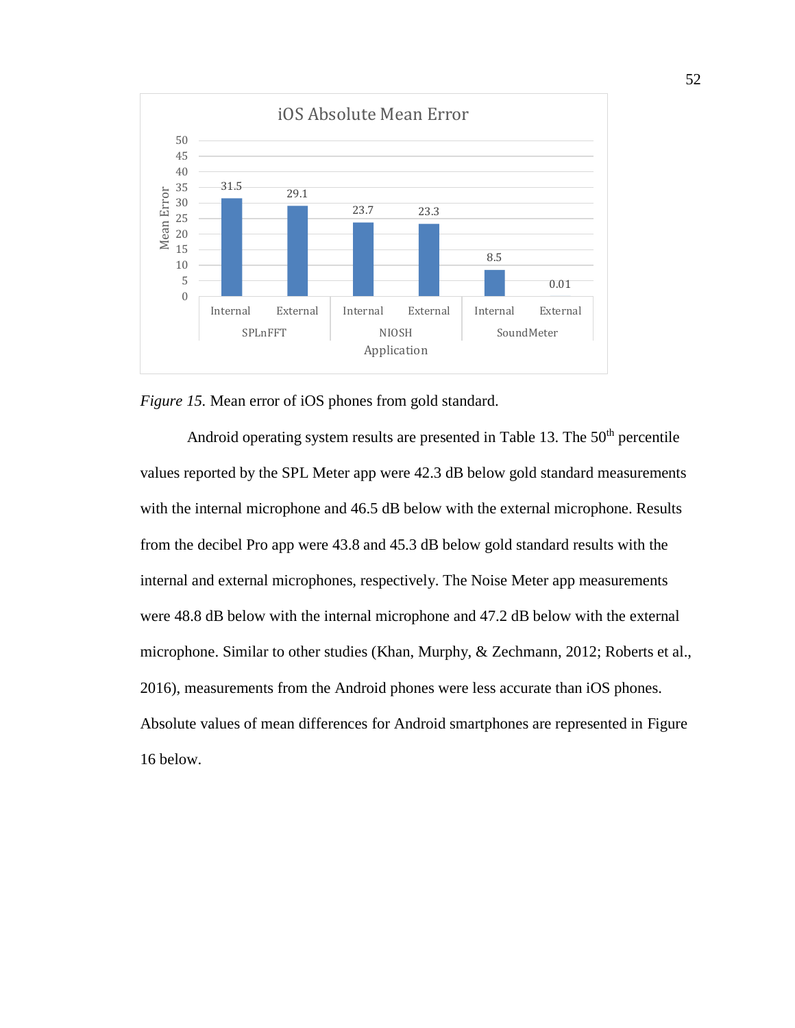**iOS Absolute Mean Error**

| Application | Microphone | Mean Error |
|---|---|---|
| SPLnFFT | Internal | 31.5 |
| SPLnFFT | External | 29.1 |
| NIOSH | Internal | 23.7 |
| NIOSH | External | 23.3 |
| SoundMeter | Internal | 8.5 |
| SoundMeter | External | 0.01 |

*Figure 15.* Mean error of iOS phones from gold standard.

Android operating system results are presented in Table 13. The 50th percentile values reported by the SPL Meter app were 42.3 dB below gold standard measurements with the internal microphone and 46.5 dB below with the external microphone. Results from the decibel Pro app were 43.8 and 45.3 dB below gold standard results with the internal and external microphones, respectively. The Noise Meter app measurements were 48.8 dB below with the internal microphone and 47.2 dB below with the external microphone. Similar to other studies (Khan, Murphy, & Zechmann, 2012; Roberts et al., 2016), measurements from the Android phones were less accurate than iOS phones. Absolute values of mean differences for Android smartphones are represented in Figure 16 below.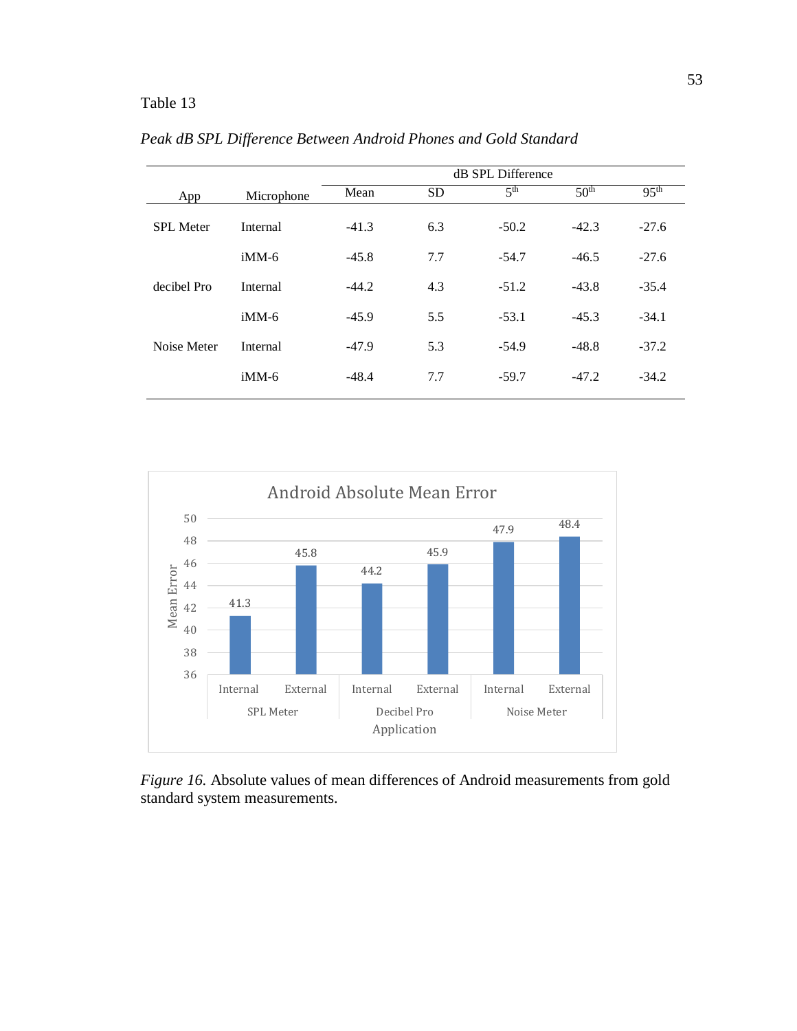Table 13

*Peak dB SPL Difference Between Android Phones and Gold Standard*

| App | Microphone | dB SPL Difference | | | | |
|---|---|---|---|---|---|---|
| | | Mean | SD | $5^{th}$ | $50^{th}$ | $95^{th}$ |
| SPL Meter | Internal | -41.3 | 6.3 | -50.2 | -42.3 | -27.6 |
| | iMM-6 | -45.8 | 7.7 | -54.7 | -46.5 | -27.6 |
| decibel Pro | Internal | -44.2 | 4.3 | -51.2 | -43.8 | -35.4 |
| | iMM-6 | -45.9 | 5.5 | -53.1 | -45.3 | -34.1 |
| Noise Meter | Internal | -47.9 | 5.3 | -54.9 | -48.8 | -37.2 |
| | iMM-6 | -48.4 | 7.7 | -59.7 | -47.2 | -34.2 |

*Figure 16.* Absolute values of mean differences of Android measurements from gold standard system measurements.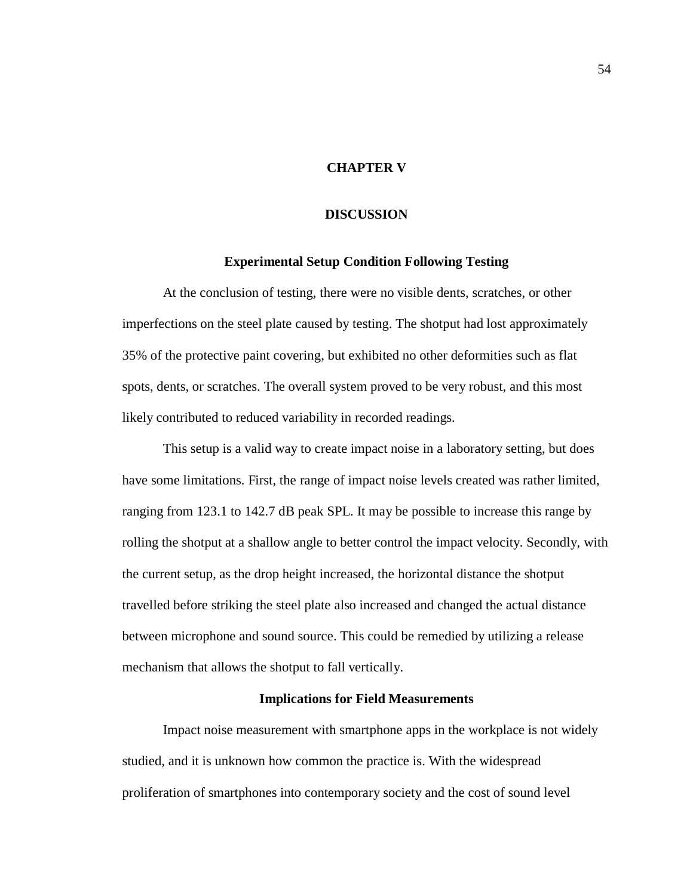# CHAPTER V

# DISCUSSION

## Experimental Setup Condition Following Testing

At the conclusion of testing, there were no visible dents, scratches, or other imperfections on the steel plate caused by testing. The shotput had lost approximately 35% of the protective paint covering, but exhibited no other deformities such as flat spots, dents, or scratches. The overall system proved to be very robust, and this most likely contributed to reduced variability in recorded readings.

This setup is a valid way to create impact noise in a laboratory setting, but does have some limitations. First, the range of impact noise levels created was rather limited, ranging from 123.1 to 142.7 dB peak SPL. It may be possible to increase this range by rolling the shotput at a shallow angle to better control the impact velocity. Secondly, with the current setup, as the drop height increased, the horizontal distance the shotput travelled before striking the steel plate also increased and changed the actual distance between microphone and sound source. This could be remedied by utilizing a release mechanism that allows the shotput to fall vertically.

## Implications for Field Measurements

Impact noise measurement with smartphone apps in the workplace is not widely studied, and it is unknown how common the practice is. With the widespread proliferation of smartphones into contemporary society and the cost of sound level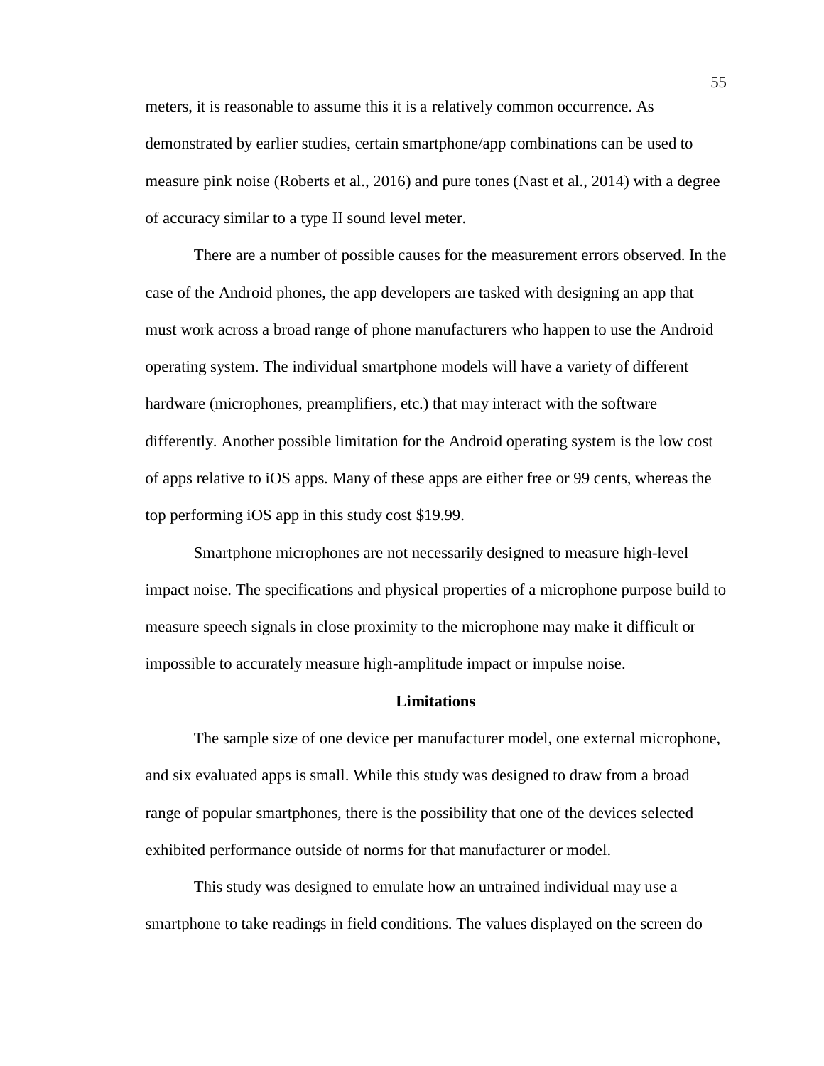meters, it is reasonable to assume this it is a relatively common occurrence. As demonstrated by earlier studies, certain smartphone/app combinations can be used to measure pink noise (Roberts et al., 2016) and pure tones (Nast et al., 2014) with a degree of accuracy similar to a type II sound level meter.

There are a number of possible causes for the measurement errors observed. In the case of the Android phones, the app developers are tasked with designing an app that must work across a broad range of phone manufacturers who happen to use the Android operating system. The individual smartphone models will have a variety of different hardware (microphones, preamplifiers, etc.) that may interact with the software differently. Another possible limitation for the Android operating system is the low cost of apps relative to iOS apps. Many of these apps are either free or 99 cents, whereas the top performing iOS app in this study cost $19.99.

Smartphone microphones are not necessarily designed to measure high-level impact noise. The specifications and physical properties of a microphone purpose build to measure speech signals in close proximity to the microphone may make it difficult or impossible to accurately measure high-amplitude impact or impulse noise.

## Limitations

The sample size of one device per manufacturer model, one external microphone, and six evaluated apps is small. While this study was designed to draw from a broad range of popular smartphones, there is the possibility that one of the devices selected exhibited performance outside of norms for that manufacturer or model.

This study was designed to emulate how an untrained individual may use a smartphone to take readings in field conditions. The values displayed on the screen do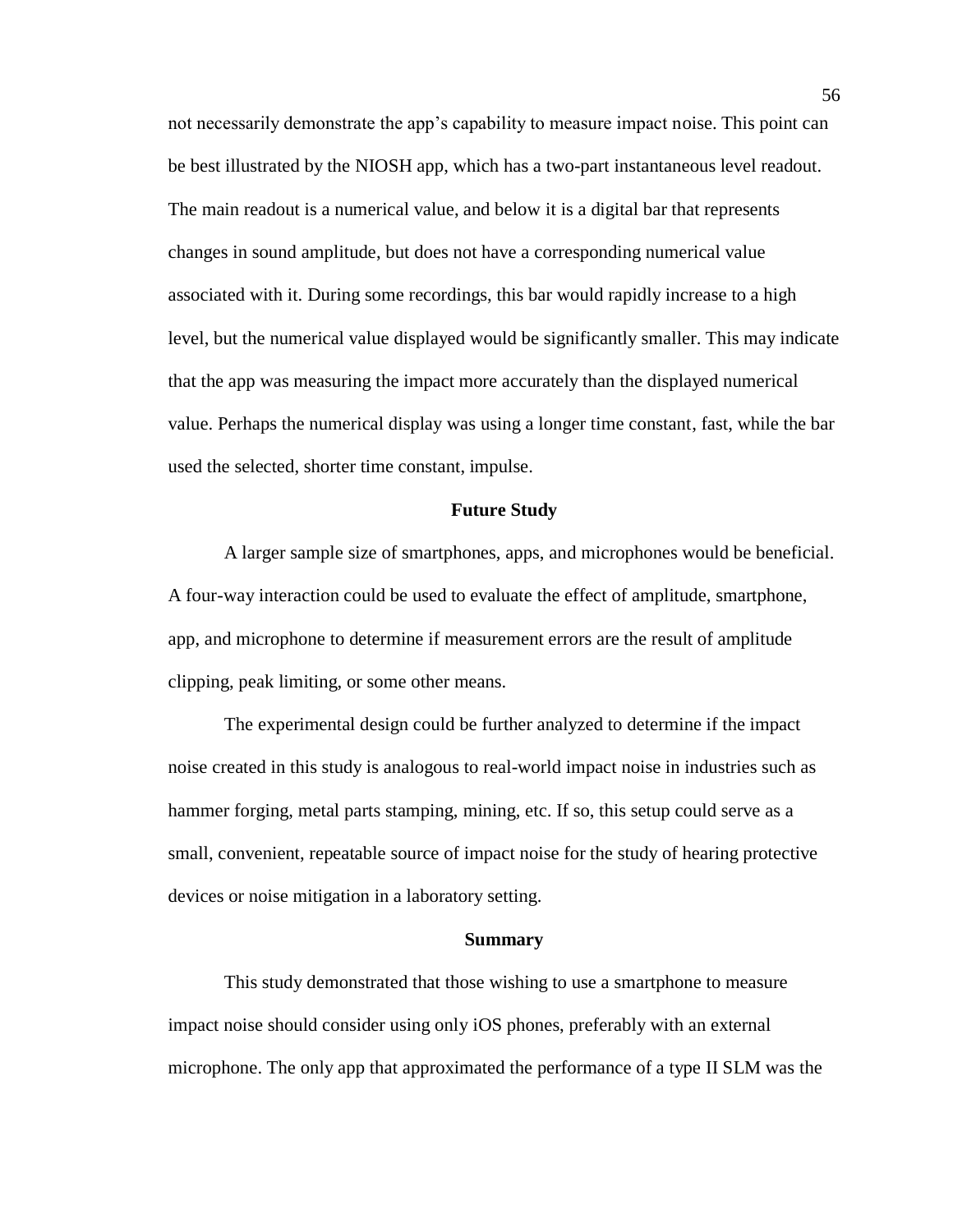not necessarily demonstrate the app's capability to measure impact noise. This point can be best illustrated by the NIOSH app, which has a two-part instantaneous level readout. The main readout is a numerical value, and below it is a digital bar that represents changes in sound amplitude, but does not have a corresponding numerical value associated with it. During some recordings, this bar would rapidly increase to a high level, but the numerical value displayed would be significantly smaller. This may indicate that the app was measuring the impact more accurately than the displayed numerical value. Perhaps the numerical display was using a longer time constant, fast, while the bar used the selected, shorter time constant, impulse.

## Future Study

A larger sample size of smartphones, apps, and microphones would be beneficial. A four-way interaction could be used to evaluate the effect of amplitude, smartphone, app, and microphone to determine if measurement errors are the result of amplitude clipping, peak limiting, or some other means.

The experimental design could be further analyzed to determine if the impact noise created in this study is analogous to real-world impact noise in industries such as hammer forging, metal parts stamping, mining, etc. If so, this setup could serve as a small, convenient, repeatable source of impact noise for the study of hearing protective devices or noise mitigation in a laboratory setting.

## Summary

This study demonstrated that those wishing to use a smartphone to measure impact noise should consider using only iOS phones, preferably with an external microphone. The only app that approximated the performance of a type II SLM was the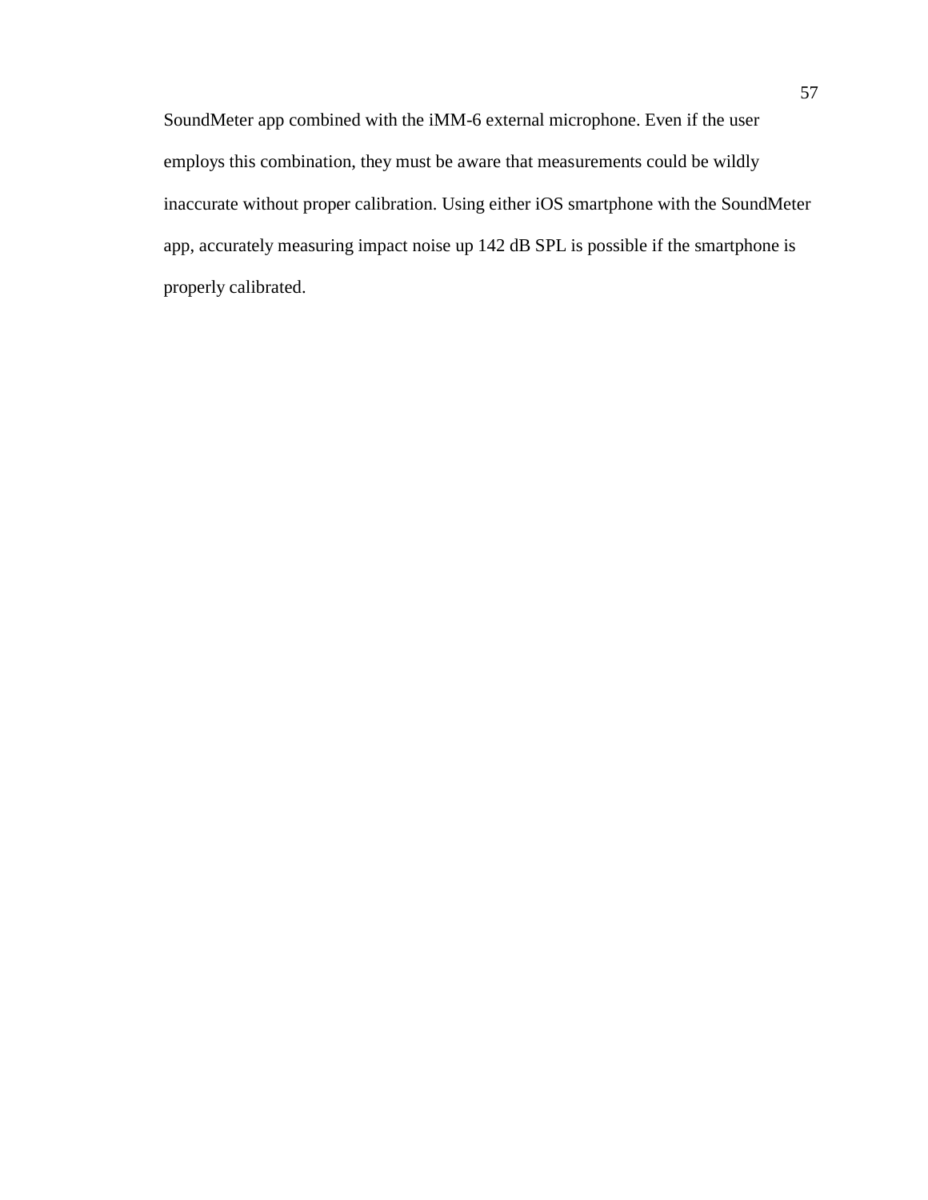SoundMeter app combined with the iMM-6 external microphone. Even if the user employs this combination, they must be aware that measurements could be wildly inaccurate without proper calibration. Using either iOS smartphone with the SoundMeter app, accurately measuring impact noise up 142 dB SPL is possible if the smartphone is properly calibrated.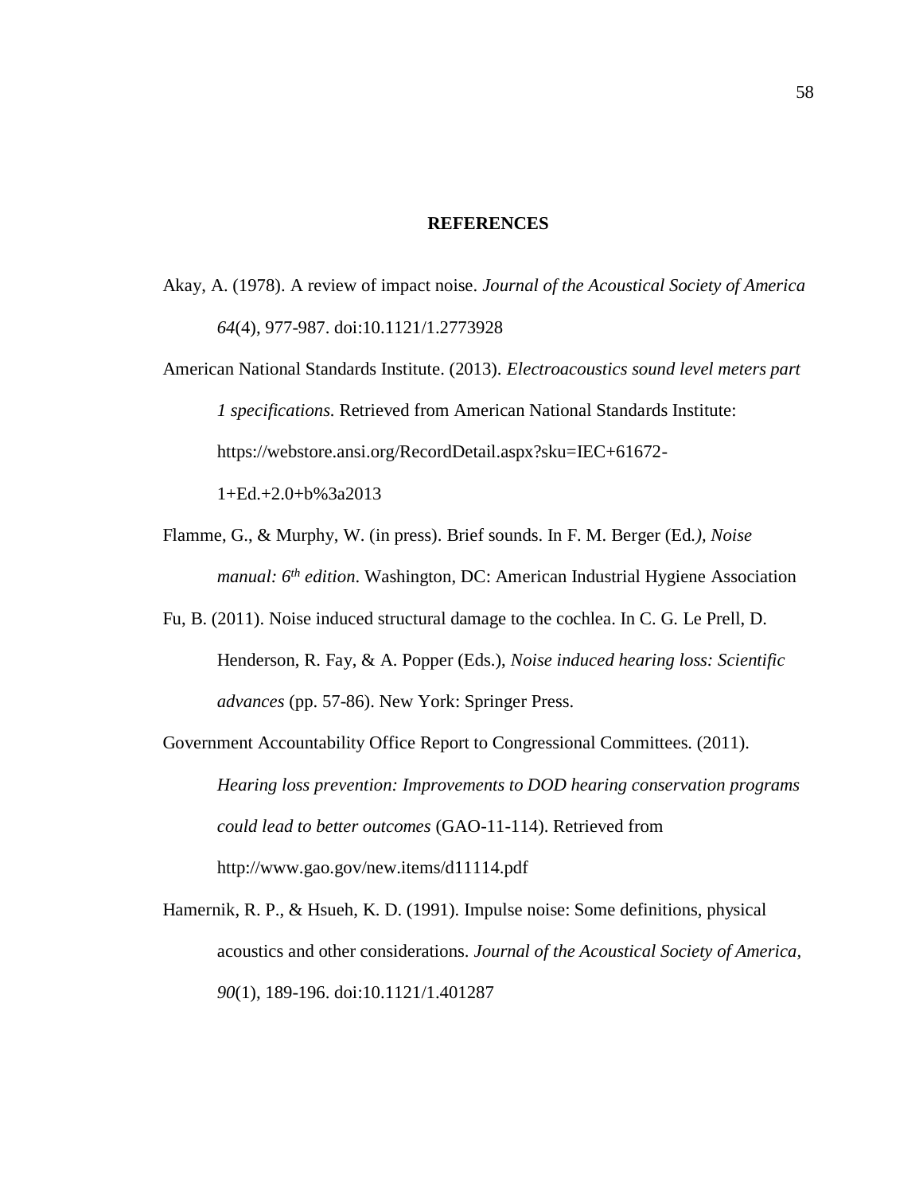# REFERENCES

Akay, A. (1978). A review of impact noise. *Journal of the Acoustical Society of America 64*(4), 977-987. doi:10.1121/1.2773928

American National Standards Institute. (2013). *Electroacoustics sound level meters part 1 specifications.* Retrieved from American National Standards Institute: https://webstore.ansi.org/RecordDetail.aspx?sku=IEC+61672-1+Ed.+2.0+b%3a2013

Flamme, G., & Murphy, W. (in press). Brief sounds. In F. M. Berger (Ed*.)*, *Noise manual: 6th edition*. Washington, DC: American Industrial Hygiene Association

Fu, B. (2011). Noise induced structural damage to the cochlea. In C. G. Le Prell, D. Henderson, R. Fay, & A. Popper (Eds.), *Noise induced hearing loss: Scientific advances* (pp. 57-86). New York: Springer Press.

Government Accountability Office Report to Congressional Committees. (2011). *Hearing loss prevention: Improvements to DOD hearing conservation programs could lead to better outcomes* (GAO-11-114). Retrieved from http://www.gao.gov/new.items/d11114.pdf

Hamernik, R. P., & Hsueh, K. D. (1991). Impulse noise: Some definitions, physical acoustics and other considerations. *Journal of the Acoustical Society of America, 90*(1), 189-196. doi:10.1121/1.401287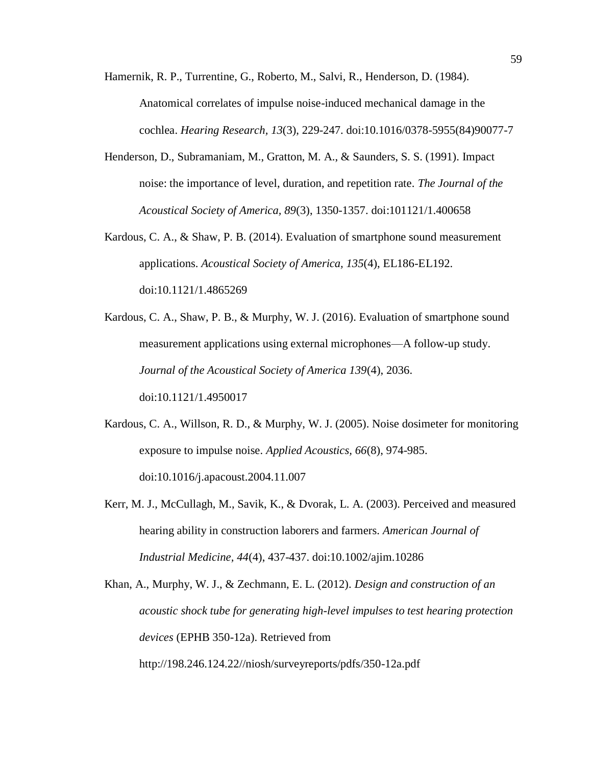Hamernik, R. P., Turrentine, G., Roberto, M., Salvi, R., Henderson, D. (1984). Anatomical correlates of impulse noise-induced mechanical damage in the cochlea. *Hearing Research*, *13*(3), 229-247. doi:10.1016/0378-5955(84)90077-7

Henderson, D., Subramaniam, M., Gratton, M. A., & Saunders, S. S. (1991). Impact noise: the importance of level, duration, and repetition rate. *The Journal of the Acoustical Society of America*, *89*(3), 1350-1357. doi:101121/1.400658

Kardous, C. A., & Shaw, P. B. (2014). Evaluation of smartphone sound measurement applications. *Acoustical Society of America, 135*(4), EL186-EL192. doi:10.1121/1.4865269

Kardous, C. A., Shaw, P. B., & Murphy, W. J. (2016). Evaluation of smartphone sound measurement applications using external microphones—A follow-up study. *Journal of the Acoustical Society of America 139*(4), 2036. doi:10.1121/1.4950017

Kardous, C. A., Willson, R. D., & Murphy, W. J. (2005). Noise dosimeter for monitoring exposure to impulse noise. *Applied Acoustics, 66*(8), 974-985. doi:10.1016/j.apacoust.2004.11.007

Kerr, M. J., McCullagh, M., Savik, K., & Dvorak, L. A. (2003). Perceived and measured hearing ability in construction laborers and farmers. *American Journal of Industrial Medicine, 44*(4), 437-437. doi:10.1002/ajim.10286

Khan, A., Murphy, W. J., & Zechmann, E. L. (2012). *Design and construction of an acoustic shock tube for generating high-level impulses to test hearing protection devices* (EPHB 350-12a). Retrieved from http://198.246.124.22//niosh/surveyreports/pdfs/350-12a.pdf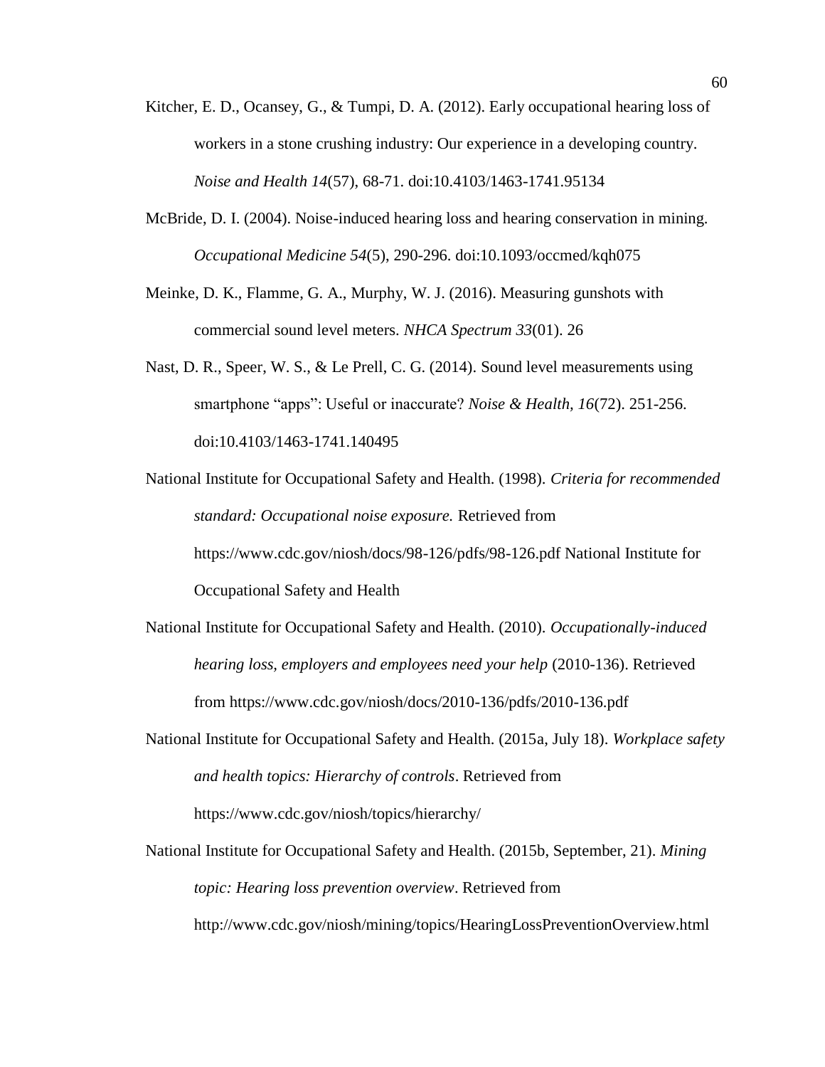Kitcher, E. D., Ocansey, G., & Tumpi, D. A. (2012). Early occupational hearing loss of workers in a stone crushing industry: Our experience in a developing country. *Noise and Health 14*(57), 68-71. doi:10.4103/1463-1741.95134

McBride, D. I. (2004). Noise-induced hearing loss and hearing conservation in mining. *Occupational Medicine 54*(5), 290-296. doi:10.1093/occmed/kqh075

Meinke, D. K., Flamme, G. A., Murphy, W. J. (2016). Measuring gunshots with commercial sound level meters. *NHCA Spectrum 33*(01). 26

Nast, D. R., Speer, W. S., & Le Prell, C. G. (2014). Sound level measurements using smartphone "apps": Useful or inaccurate? *Noise & Health, 16*(72). 251-256. doi:10.4103/1463-1741.140495

National Institute for Occupational Safety and Health. (1998). *Criteria for recommended standard: Occupational noise exposure.* Retrieved from https://www.cdc.gov/niosh/docs/98-126/pdfs/98-126.pdf National Institute for Occupational Safety and Health

National Institute for Occupational Safety and Health. (2010). *Occupationally-induced hearing loss, employers and employees need your help* (2010-136). Retrieved from https://www.cdc.gov/niosh/docs/2010-136/pdfs/2010-136.pdf

National Institute for Occupational Safety and Health. (2015a, July 18). *Workplace safety and health topics: Hierarchy of controls*. Retrieved from https://www.cdc.gov/niosh/topics/hierarchy/

National Institute for Occupational Safety and Health. (2015b, September, 21). *Mining topic: Hearing loss prevention overview*. Retrieved from http://www.cdc.gov/niosh/mining/topics/HearingLossPreventionOverview.html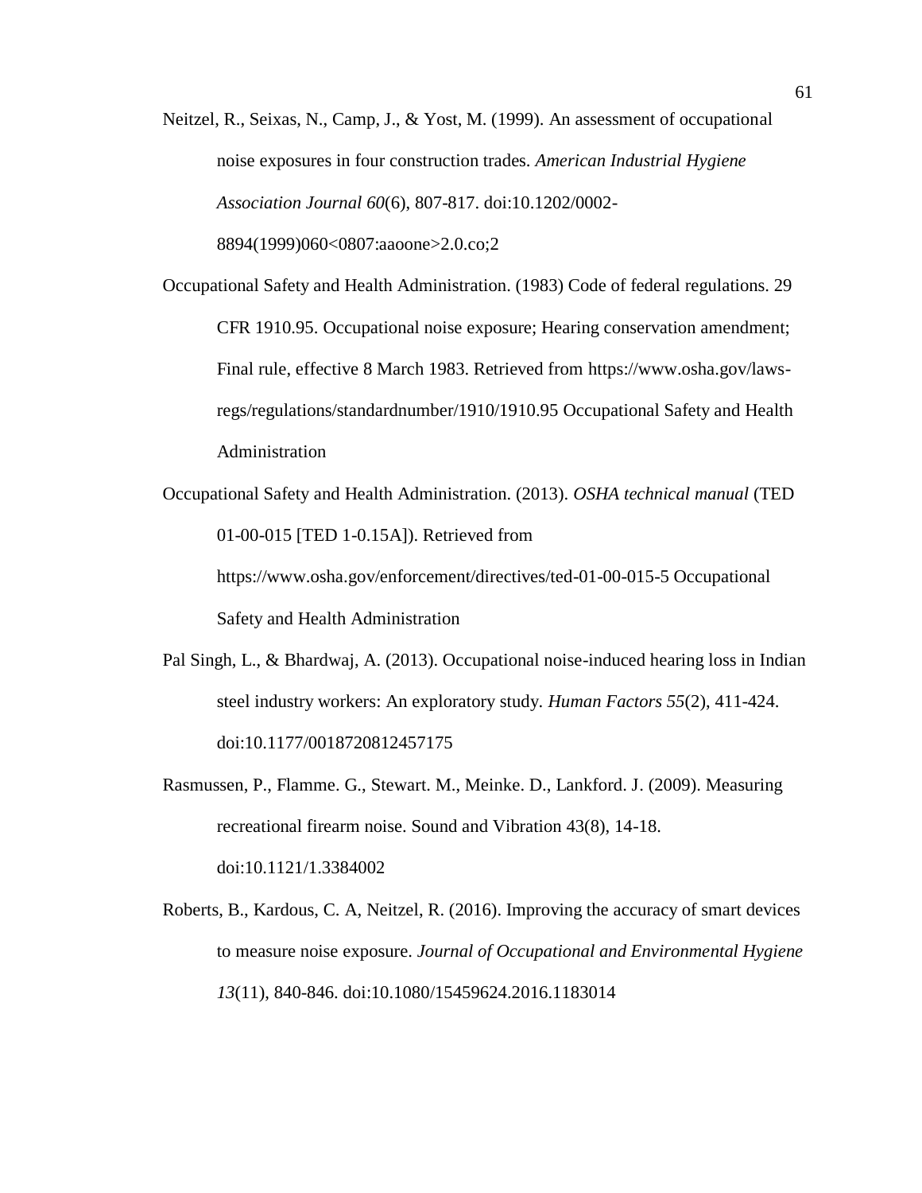Neitzel, R., Seixas, N., Camp, J., & Yost, M. (1999). An assessment of occupational noise exposures in four construction trades. *American Industrial Hygiene Association Journal 60*(6), 807-817. doi:10.1202/0002-8894(1999)060<0807:aaoone>2.0.co;2

Occupational Safety and Health Administration. (1983) Code of federal regulations. 29 CFR 1910.95. Occupational noise exposure; Hearing conservation amendment; Final rule, effective 8 March 1983. Retrieved from https://www.osha.gov/laws-regs/regulations/standardnumber/1910/1910.95 Occupational Safety and Health Administration

Occupational Safety and Health Administration. (2013). *OSHA technical manual* (TED 01-00-015 [TED 1-0.15A]). Retrieved from https://www.osha.gov/enforcement/directives/ted-01-00-015-5 Occupational Safety and Health Administration

Pal Singh, L., & Bhardwaj, A. (2013). Occupational noise-induced hearing loss in Indian steel industry workers: An exploratory study. *Human Factors 55*(2), 411-424. doi:10.1177/0018720812457175

Rasmussen, P., Flamme. G., Stewart. M., Meinke. D., Lankford. J. (2009). Measuring recreational firearm noise. Sound and Vibration 43(8), 14-18. doi:10.1121/1.3384002

Roberts, B., Kardous, C. A, Neitzel, R. (2016). Improving the accuracy of smart devices to measure noise exposure. *Journal of Occupational and Environmental Hygiene 13*(11), 840-846. doi:10.1080/15459624.2016.1183014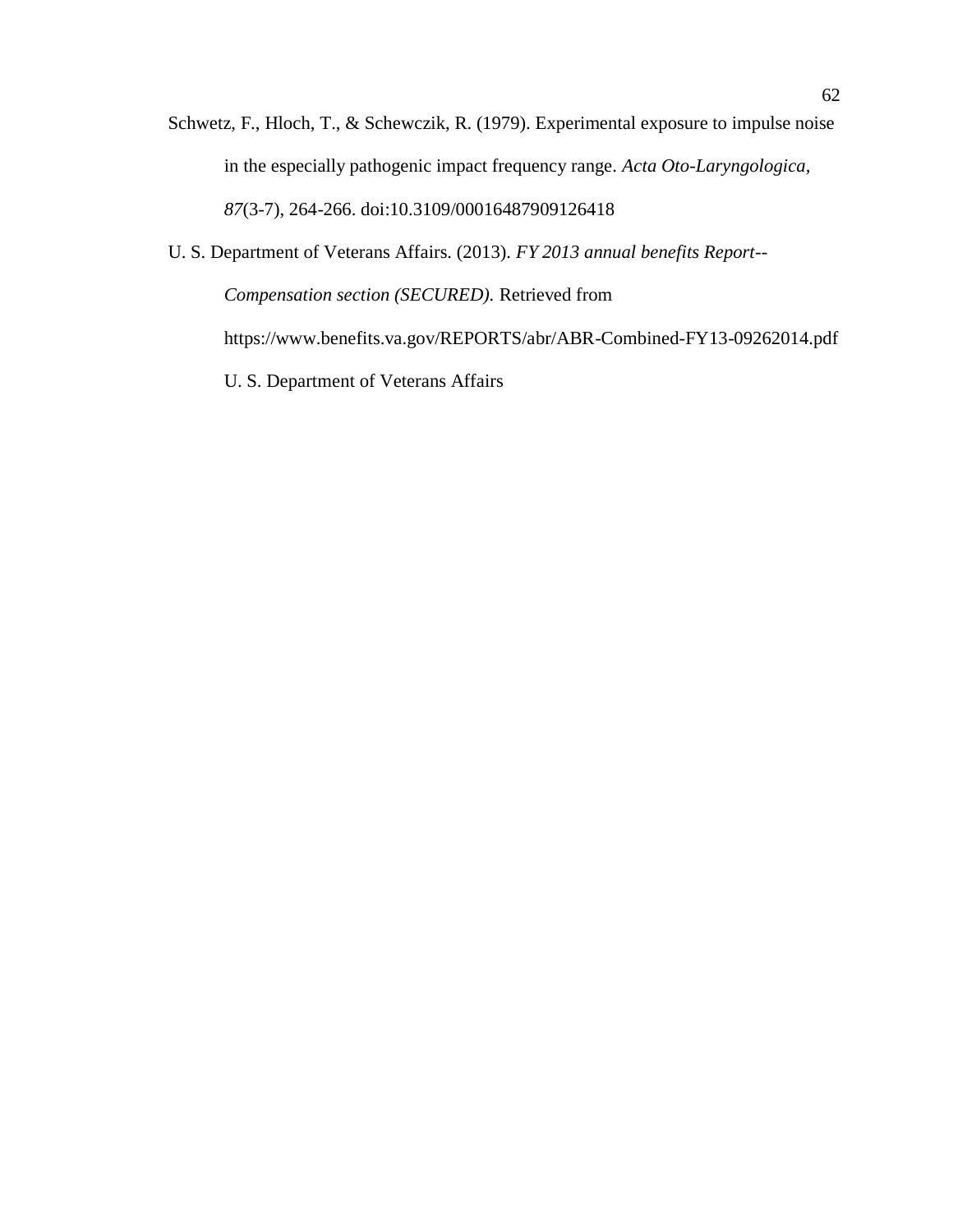Schwetz, F., Hloch, T., & Schewczik, R. (1979). Experimental exposure to impulse noise in the especially pathogenic impact frequency range. *Acta Oto-Laryngologica, 87*(3-7), 264-266. doi:10.3109/00016487909126418

U. S. Department of Veterans Affairs. (2013). *FY 2013 annual benefits Report--Compensation section (SECURED).* Retrieved from https://www.benefits.va.gov/REPORTS/abr/ABR-Combined-FY13-09262014.pdf U. S. Department of Veterans Affairs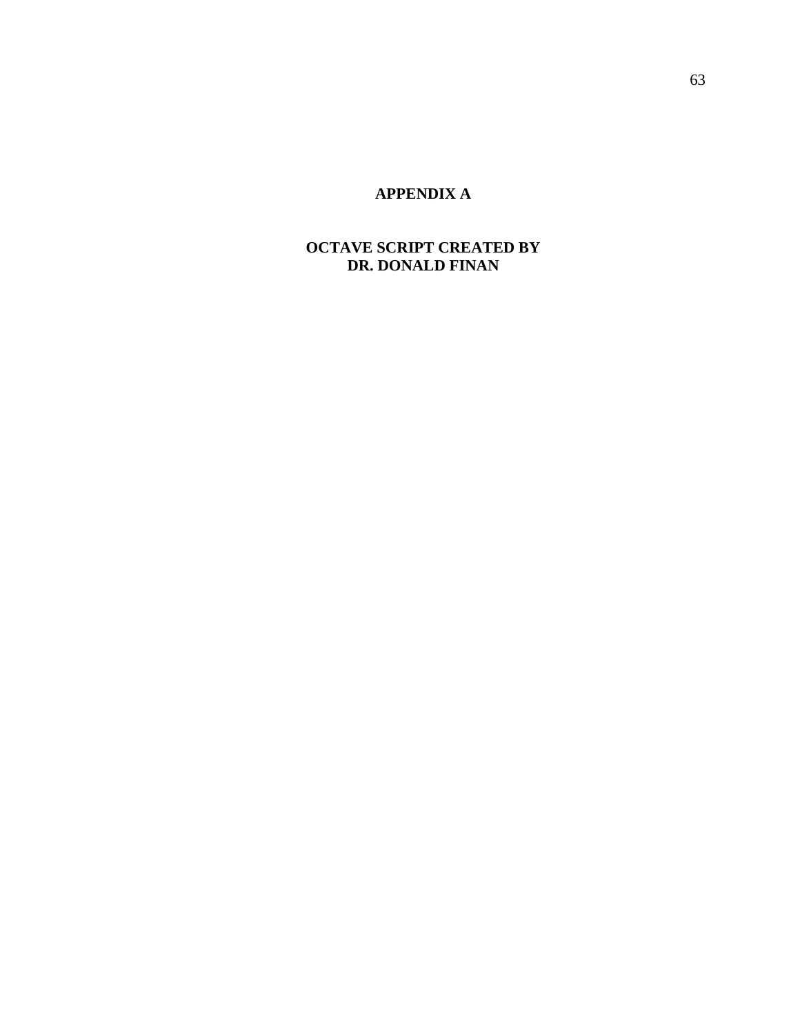# APPENDIX A

## OCTAVE SCRIPT CREATED BY DR. DONALD FINAN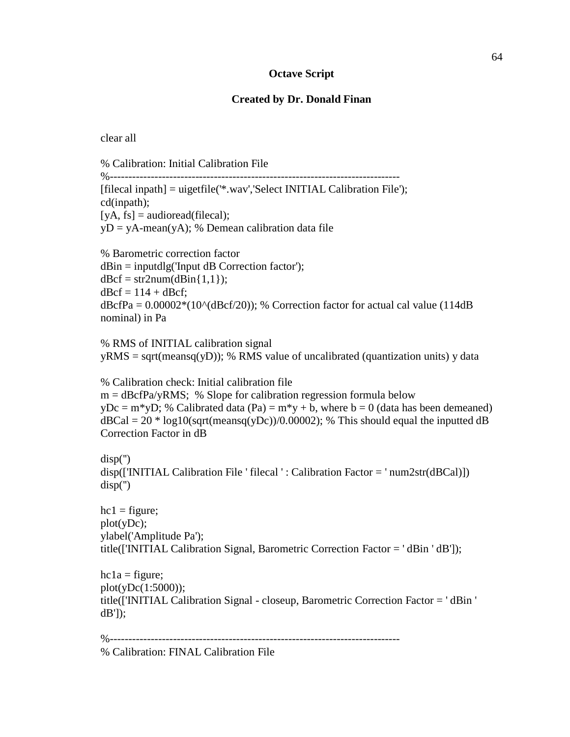**Octave Script**

**Created by Dr. Donald Finan**

```
clear all

% Calibration: Initial Calibration File
%-----------------------------------------------------------------------------
[filecal inpath] = uigetfile('*.wav','Select INITIAL Calibration File');
cd(inpath);
[yA, fs] = audioread(filecal);
yD = yA-mean(yA); % Demean calibration data file

% Barometric correction factor
dBin = inputdlg('Input dB Correction factor');
dBcf = str2num(dBin{1,1});
dBcf = 114 + dBcf;
dBcfPa = 0.00002*(10^(dBcf/20)); % Correction factor for actual cal value (114dB
nominal) in Pa

% RMS of INITIAL calibration signal
yRMS = sqrt(meansq(yD)); % RMS value of uncalibrated (quantization units) y data

% Calibration check: Initial calibration file
m = dBcfPa/yRMS;  % Slope for calibration regression formula below
yDc = m*yD; % Calibrated data (Pa) = m*y + b, where b = 0 (data has been demeaned)
dBCal = 20 * log10(sqrt(meansq(yDc))/0.00002); % This should equal the inputted dB
Correction Factor in dB

disp('')
disp(['INITIAL Calibration File ' filecal ' : Calibration Factor = ' num2str(dBCal)])
disp('')

hc1 = figure;
plot(yDc);
ylabel('Amplitude Pa');
title(['INITIAL Calibration Signal, Barometric Correction Factor = ' dBin ' dB']);

hc1a = figure;
plot(yDc(1:5000));
title(['INITIAL Calibration Signal - closeup, Barometric Correction Factor = ' dBin '
dB']);

%-----------------------------------------------------------------------------
% Calibration: FINAL Calibration File
```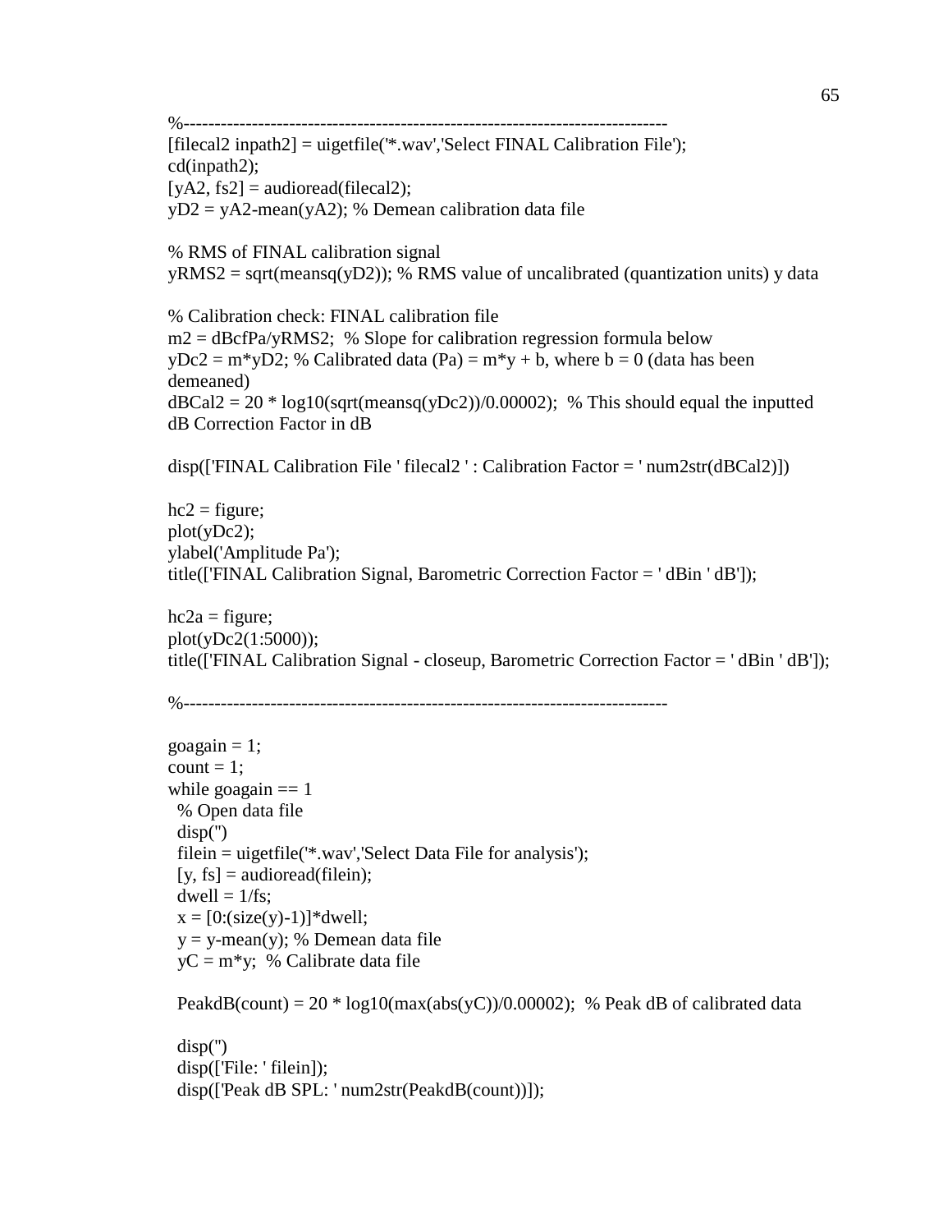```
%------------------------------------------------------------------------------
[filecal2 inpath2] = uigetfile('*.wav','Select FINAL Calibration File');
cd(inpath2);
[yA2, fs2] = audioread(filecal2);
yD2 = yA2-mean(yA2); % Demean calibration data file

% RMS of FINAL calibration signal
yRMS2 = sqrt(meansq(yD2)); % RMS value of uncalibrated (quantization units) y data

% Calibration check: FINAL calibration file
m2 = dBcfPa/yRMS2;  % Slope for calibration regression formula below
yDc2 = m*yD2; % Calibrated data (Pa) = m*y + b, where b = 0 (data has been
demeaned)
dBCal2 = 20 * log10(sqrt(meansq(yDc2))/0.00002);  % This should equal the inputted
dB Correction Factor in dB

disp(['FINAL Calibration File ' filecal2 ' : Calibration Factor = ' num2str(dBCal2)])

hc2 = figure;
plot(yDc2);
ylabel('Amplitude Pa');
title(['FINAL Calibration Signal, Barometric Correction Factor = ' dBin ' dB']);

hc2a = figure;
plot(yDc2(1:5000));
title(['FINAL Calibration Signal - closeup, Barometric Correction Factor = ' dBin ' dB']);

%------------------------------------------------------------------------------

goagain = 1;
count = 1;
while goagain == 1
  % Open data file
  disp('')
  filein = uigetfile('*.wav','Select Data File for analysis');
  [y, fs] = audioread(filein);
  dwell = 1/fs;
  x = [0:(size(y)-1)]*dwell;
  y = y-mean(y); % Demean data file
  yC = m*y;  % Calibrate data file

  PeakdB(count) = 20 * log10(max(abs(yC))/0.00002);  % Peak dB of calibrated data

  disp('')
  disp(['File: ' filein]);
  disp(['Peak dB SPL: ' num2str(PeakdB(count))]);
```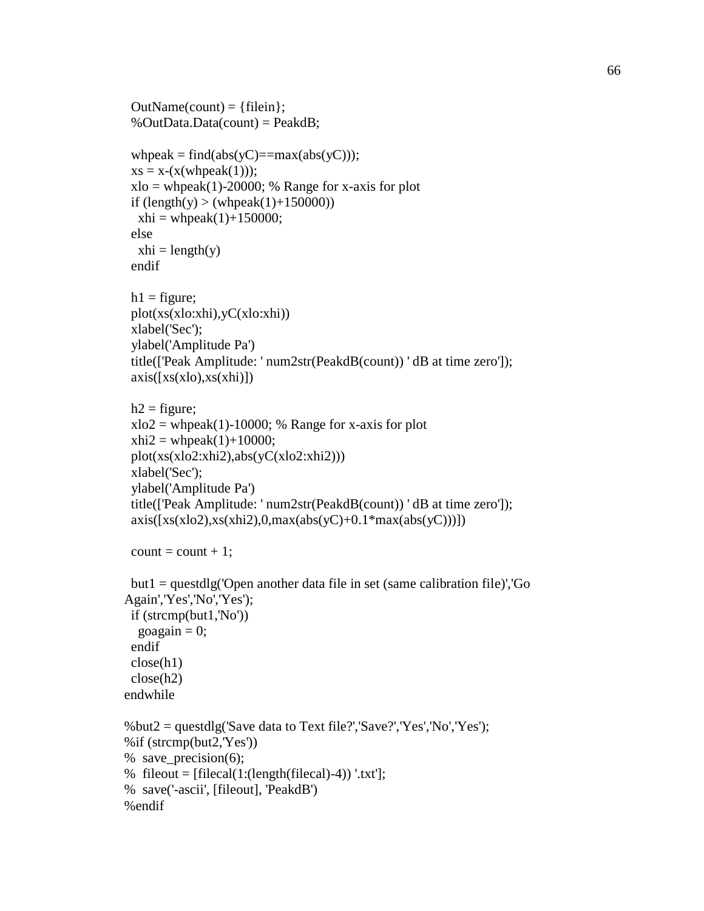```
  OutName(count) = {filein};
  %OutData.Data(count) = PeakdB;

  whpeak = find(abs(yC)==max(abs(yC)));
  xs = x-(x(whpeak(1)));
  xlo = whpeak(1)-20000; % Range for x-axis for plot
  if (length(y) > (whpeak(1)+150000))
    xhi = whpeak(1)+150000;
  else
    xhi = length(y)
  endif

  h1 = figure;
  plot(xs(xlo:xhi),yC(xlo:xhi))
  xlabel('Sec');
  ylabel('Amplitude Pa')
  title(['Peak Amplitude: ' num2str(PeakdB(count)) ' dB at time zero']);
  axis([xs(xlo),xs(xhi)])

  h2 = figure;
  xlo2 = whpeak(1)-10000; % Range for x-axis for plot
  xhi2 = whpeak(1)+10000;
  plot(xs(xlo2:xhi2),abs(yC(xlo2:xhi2)))
  xlabel('Sec');
  ylabel('Amplitude Pa')
  title(['Peak Amplitude: ' num2str(PeakdB(count)) ' dB at time zero']);
  axis([xs(xlo2),xs(xhi2),0,max(abs(yC)+0.1*max(abs(yC)))])

  count = count + 1;

  but1 = questdlg('Open another data file in set (same calibration file)','Go
Again','Yes','No','Yes');
  if (strcmp(but1,'No'))
    goagain = 0;
  endif
  close(h1)
  close(h2)
endwhile

%but2 = questdlg('Save data to Text file?','Save?','Yes','No','Yes');
%if (strcmp(but2,'Yes'))
%  save_precision(6);
%  fileout = [filecal(1:(length(filecal)-4)) '.txt'];
%  save('-ascii', [fileout], 'PeakdB')
%endif
```